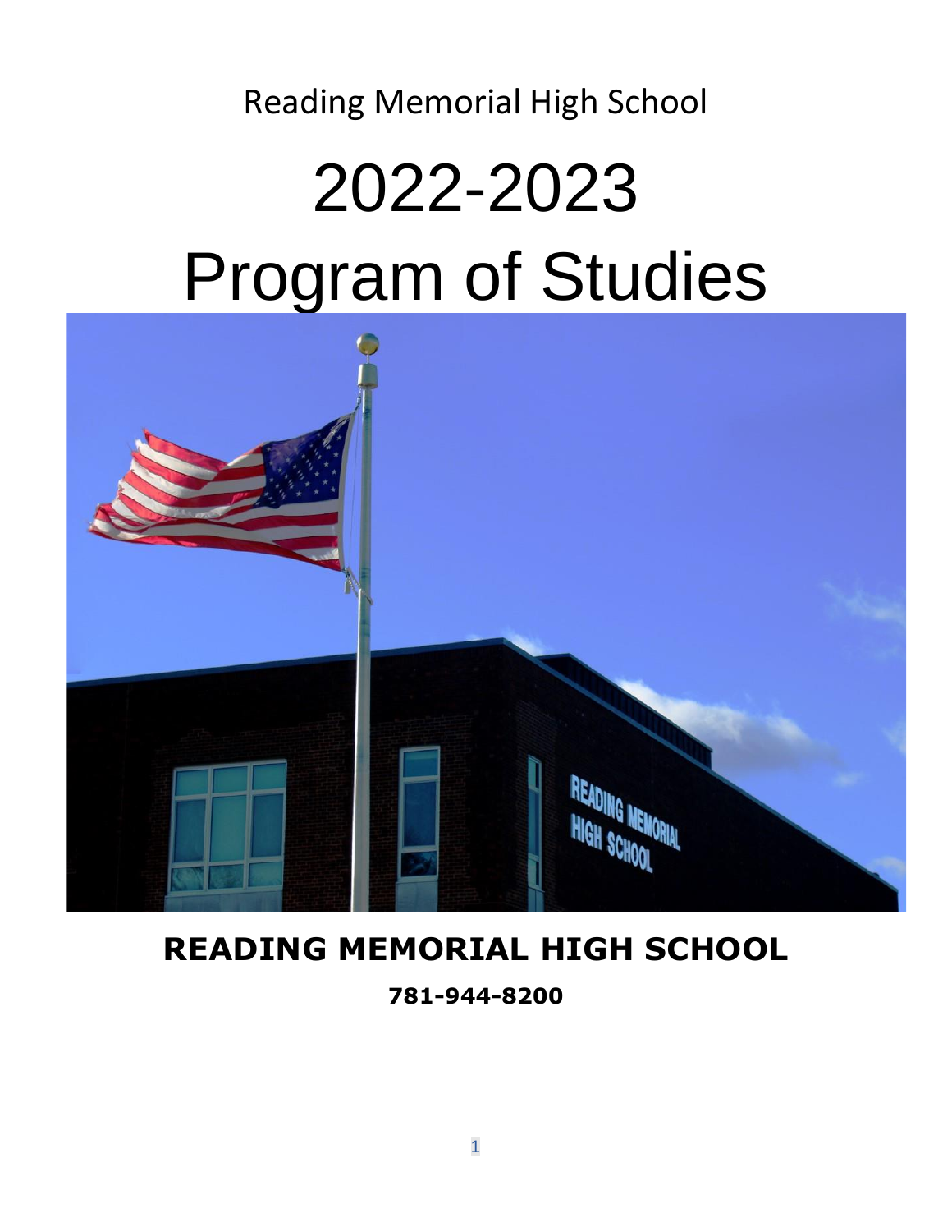Reading Memorial High School

# 2022-2023 Program of Studies

**READING MEMORIAL HIGH SCHOOL**

**781-944-8200**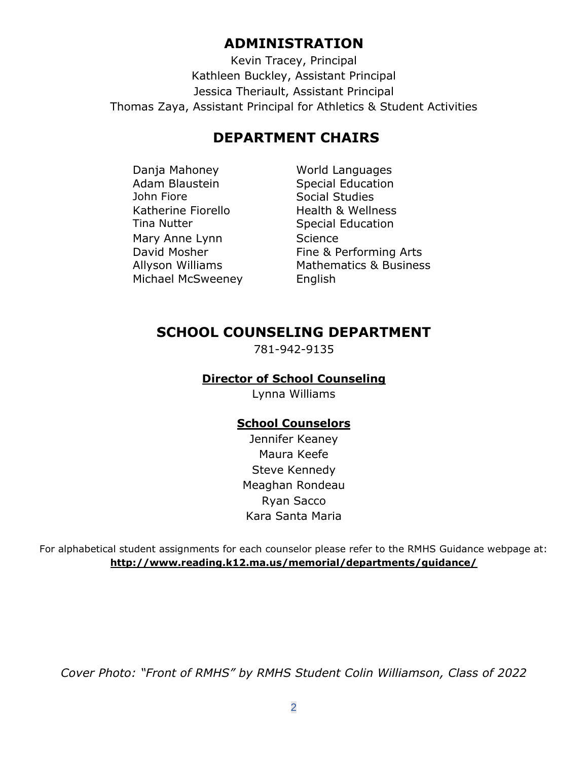## ADMINISTRATION

Kevin Tracey, Principal
Kathleen Buckley, Assistant Principal
Jessica Theriault, Assistant Principal
Thomas Zaya, Assistant Principal for Athletics & Student Activities

## DEPARTMENT CHAIRS

| | |
|---|---|
| Danja Mahoney | World Languages |
| Adam Blaustein | Special Education |
| John Fiore | Social Studies |
| Katherine Fiorello | Health & Wellness |
| Tina Nutter | Special Education |
| Mary Anne Lynn | Science |
| David Mosher | Fine & Performing Arts |
| Allyson Williams | Mathematics & Business |
| Michael McSweeney | English |

## SCHOOL COUNSELING DEPARTMENT

781-942-9135

### Director of School Counseling

Lynna Williams

### School Counselors

Jennifer Keaney
Maura Keefe
Steve Kennedy
Meaghan Rondeau
Ryan Sacco
Kara Santa Maria

For alphabetical student assignments for each counselor please refer to the RMHS Guidance webpage at: **http://www.reading.k12.ma.us/memorial/departments/guidance/**

*Cover Photo: "Front of RMHS" by RMHS Student Colin Williamson, Class of 2022*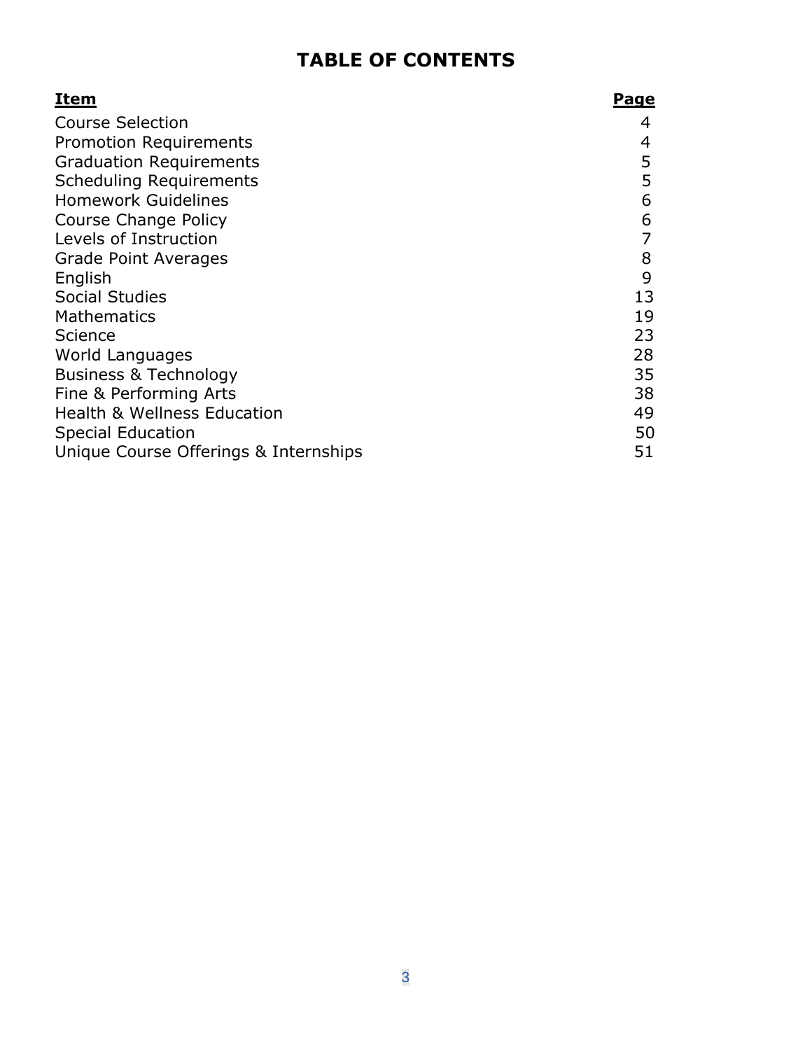# TABLE OF CONTENTS

| Item | Page |
|---|---|
| Course Selection | 4 |
| Promotion Requirements | 4 |
| Graduation Requirements | 5 |
| Scheduling Requirements | 5 |
| Homework Guidelines | 6 |
| Course Change Policy | 6 |
| Levels of Instruction | 7 |
| Grade Point Averages | 8 |
| English | 9 |
| Social Studies | 13 |
| Mathematics | 19 |
| Science | 23 |
| World Languages | 28 |
| Business & Technology | 35 |
| Fine & Performing Arts | 38 |
| Health & Wellness Education | 49 |
| Special Education | 50 |
| Unique Course Offerings & Internships | 51 |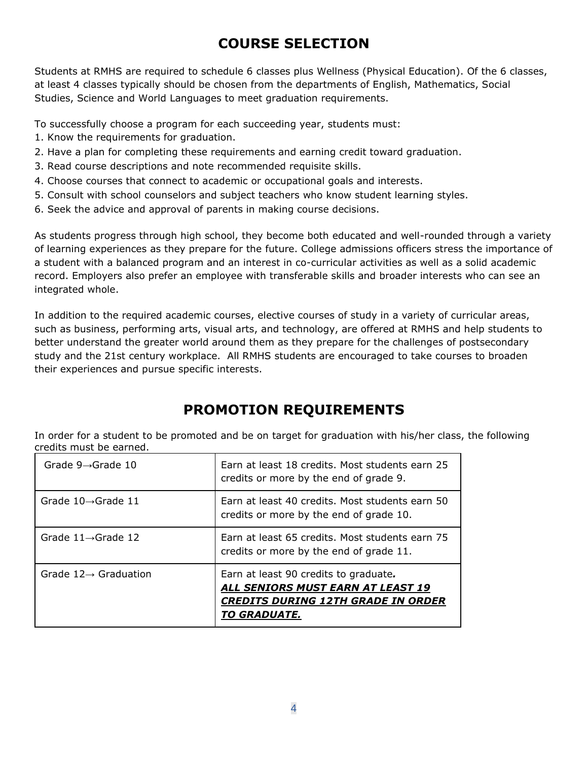# COURSE SELECTION

Students at RMHS are required to schedule 6 classes plus Wellness (Physical Education). Of the 6 classes, at least 4 classes typically should be chosen from the departments of English, Mathematics, Social Studies, Science and World Languages to meet graduation requirements.

To successfully choose a program for each succeeding year, students must:

1. Know the requirements for graduation.
2. Have a plan for completing these requirements and earning credit toward graduation.
3. Read course descriptions and note recommended requisite skills.
4. Choose courses that connect to academic or occupational goals and interests.
5. Consult with school counselors and subject teachers who know student learning styles.
6. Seek the advice and approval of parents in making course decisions.

As students progress through high school, they become both educated and well-rounded through a variety of learning experiences as they prepare for the future. College admissions officers stress the importance of a student with a balanced program and an interest in co-curricular activities as well as a solid academic record. Employers also prefer an employee with transferable skills and broader interests who can see an integrated whole.

In addition to the required academic courses, elective courses of study in a variety of curricular areas, such as business, performing arts, visual arts, and technology, are offered at RMHS and help students to better understand the greater world around them as they prepare for the challenges of postsecondary study and the 21st century workplace. All RMHS students are encouraged to take courses to broaden their experiences and pursue specific interests.

# PROMOTION REQUIREMENTS

In order for a student to be promoted and be on target for graduation with his/her class, the following credits must be earned.

| | |
|---|---|
| Grade 9→Grade 10 | Earn at least 18 credits. Most students earn 25 credits or more by the end of grade 9. |
| Grade 10→Grade 11 | Earn at least 40 credits. Most students earn 50 credits or more by the end of grade 10. |
| Grade 11→Grade 12 | Earn at least 65 credits. Most students earn 75 credits or more by the end of grade 11. |
| Grade 12→ Graduation | Earn at least 90 credits to graduate. ***ALL SENIORS MUST EARN AT LEAST 19 CREDITS DURING 12TH GRADE IN ORDER TO GRADUATE.*** |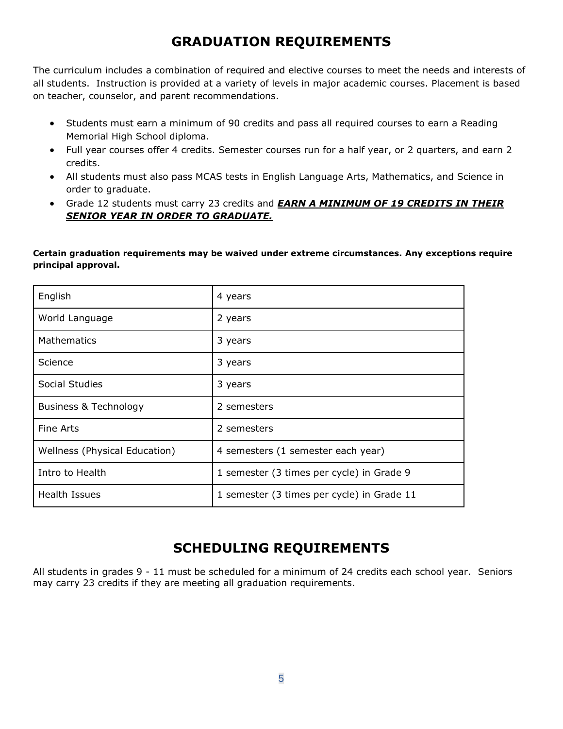# GRADUATION REQUIREMENTS

The curriculum includes a combination of required and elective courses to meet the needs and interests of all students. Instruction is provided at a variety of levels in major academic courses. Placement is based on teacher, counselor, and parent recommendations.

- Students must earn a minimum of 90 credits and pass all required courses to earn a Reading Memorial High School diploma.
- Full year courses offer 4 credits. Semester courses run for a half year, or 2 quarters, and earn 2 credits.
- All students must also pass MCAS tests in English Language Arts, Mathematics, and Science in order to graduate.
- Grade 12 students must carry 23 credits and ***EARN A MINIMUM OF 19 CREDITS IN THEIR SENIOR YEAR IN ORDER TO GRADUATE.***

**Certain graduation requirements may be waived under extreme circumstances. Any exceptions require principal approval.**

| | |
|---|---|
| English | 4 years |
| World Language | 2 years |
| Mathematics | 3 years |
| Science | 3 years |
| Social Studies | 3 years |
| Business & Technology | 2 semesters |
| Fine Arts | 2 semesters |
| Wellness (Physical Education) | 4 semesters (1 semester each year) |
| Intro to Health | 1 semester (3 times per cycle) in Grade 9 |
| Health Issues | 1 semester (3 times per cycle) in Grade 11 |

# SCHEDULING REQUIREMENTS

All students in grades 9 - 11 must be scheduled for a minimum of 24 credits each school year. Seniors may carry 23 credits if they are meeting all graduation requirements.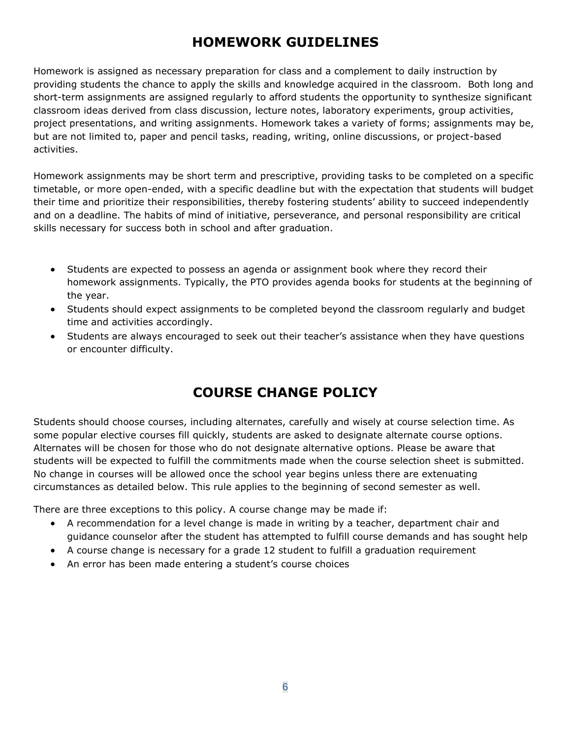# HOMEWORK GUIDELINES

Homework is assigned as necessary preparation for class and a complement to daily instruction by providing students the chance to apply the skills and knowledge acquired in the classroom. Both long and short-term assignments are assigned regularly to afford students the opportunity to synthesize significant classroom ideas derived from class discussion, lecture notes, laboratory experiments, group activities, project presentations, and writing assignments. Homework takes a variety of forms; assignments may be, but are not limited to, paper and pencil tasks, reading, writing, online discussions, or project-based activities.

Homework assignments may be short term and prescriptive, providing tasks to be completed on a specific timetable, or more open-ended, with a specific deadline but with the expectation that students will budget their time and prioritize their responsibilities, thereby fostering students' ability to succeed independently and on a deadline. The habits of mind of initiative, perseverance, and personal responsibility are critical skills necessary for success both in school and after graduation.

- Students are expected to possess an agenda or assignment book where they record their homework assignments. Typically, the PTO provides agenda books for students at the beginning of the year.
- Students should expect assignments to be completed beyond the classroom regularly and budget time and activities accordingly.
- Students are always encouraged to seek out their teacher's assistance when they have questions or encounter difficulty.

# COURSE CHANGE POLICY

Students should choose courses, including alternates, carefully and wisely at course selection time. As some popular elective courses fill quickly, students are asked to designate alternate course options. Alternates will be chosen for those who do not designate alternative options. Please be aware that students will be expected to fulfill the commitments made when the course selection sheet is submitted. No change in courses will be allowed once the school year begins unless there are extenuating circumstances as detailed below. This rule applies to the beginning of second semester as well.

There are three exceptions to this policy. A course change may be made if:

- A recommendation for a level change is made in writing by a teacher, department chair and guidance counselor after the student has attempted to fulfill course demands and has sought help
- A course change is necessary for a grade 12 student to fulfill a graduation requirement
- An error has been made entering a student's course choices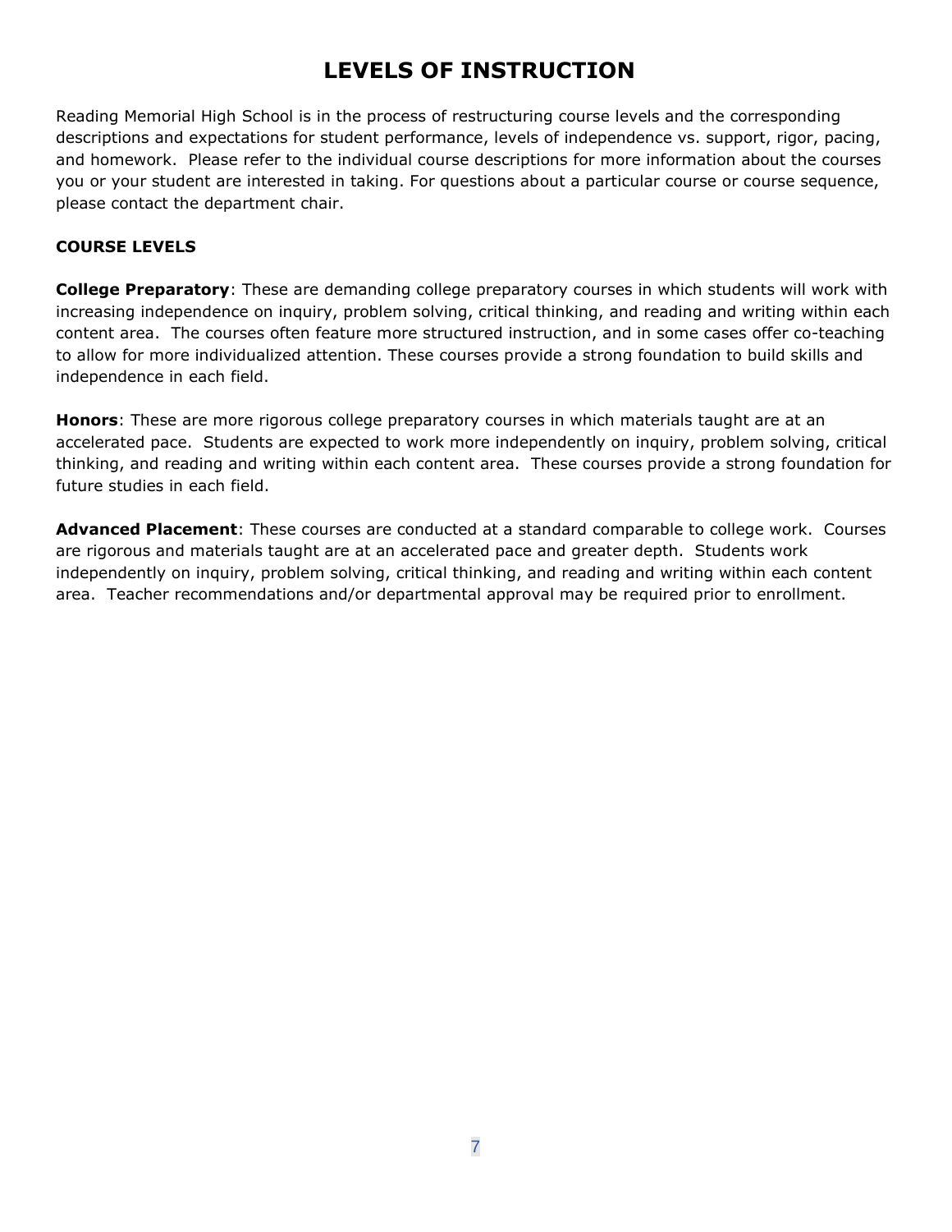# LEVELS OF INSTRUCTION

Reading Memorial High School is in the process of restructuring course levels and the corresponding descriptions and expectations for student performance, levels of independence vs. support, rigor, pacing, and homework. Please refer to the individual course descriptions for more information about the courses you or your student are interested in taking. For questions about a particular course or course sequence, please contact the department chair.

**COURSE LEVELS**

**College Preparatory**: These are demanding college preparatory courses in which students will work with increasing independence on inquiry, problem solving, critical thinking, and reading and writing within each content area. The courses often feature more structured instruction, and in some cases offer co-teaching to allow for more individualized attention. These courses provide a strong foundation to build skills and independence in each field.

**Honors**: These are more rigorous college preparatory courses in which materials taught are at an accelerated pace. Students are expected to work more independently on inquiry, problem solving, critical thinking, and reading and writing within each content area. These courses provide a strong foundation for future studies in each field.

**Advanced Placement**: These courses are conducted at a standard comparable to college work. Courses are rigorous and materials taught are at an accelerated pace and greater depth. Students work independently on inquiry, problem solving, critical thinking, and reading and writing within each content area. Teacher recommendations and/or departmental approval may be required prior to enrollment.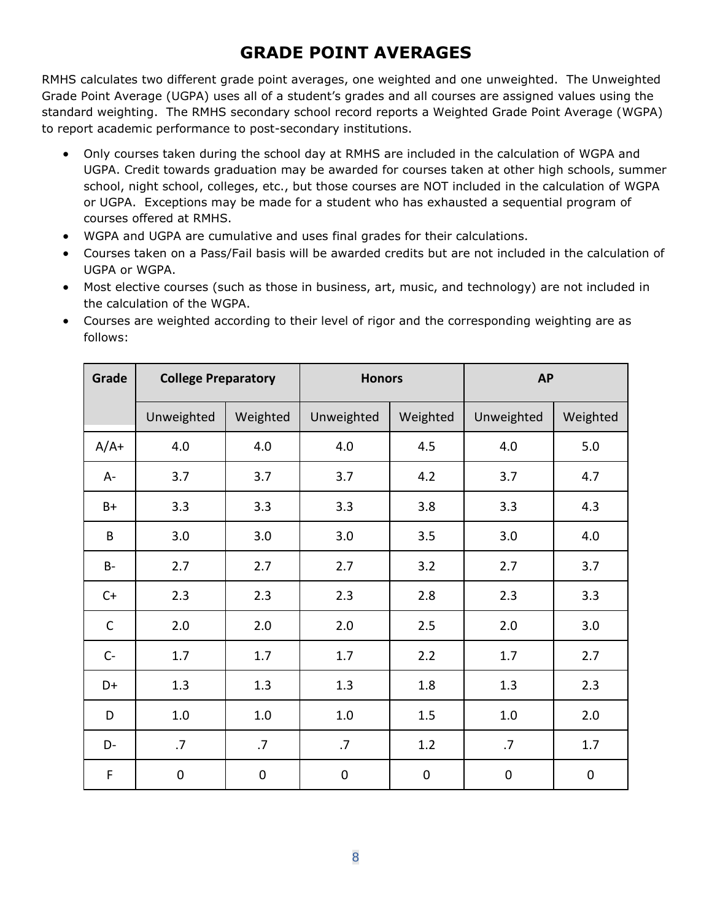# GRADE POINT AVERAGES

RMHS calculates two different grade point averages, one weighted and one unweighted. The Unweighted Grade Point Average (UGPA) uses all of a student's grades and all courses are assigned values using the standard weighting. The RMHS secondary school record reports a Weighted Grade Point Average (WGPA) to report academic performance to post-secondary institutions.

- Only courses taken during the school day at RMHS are included in the calculation of WGPA and UGPA. Credit towards graduation may be awarded for courses taken at other high schools, summer school, night school, colleges, etc., but those courses are NOT included in the calculation of WGPA or UGPA. Exceptions may be made for a student who has exhausted a sequential program of courses offered at RMHS.
- WGPA and UGPA are cumulative and uses final grades for their calculations.
- Courses taken on a Pass/Fail basis will be awarded credits but are not included in the calculation of UGPA or WGPA.
- Most elective courses (such as those in business, art, music, and technology) are not included in the calculation of the WGPA.
- Courses are weighted according to their level of rigor and the corresponding weighting are as follows:

| Grade | College Preparatory | | Honors | | AP | |
|---|---|---|---|---|---|---|
| | Unweighted | Weighted | Unweighted | Weighted | Unweighted | Weighted |
| A/A+ | 4.0 | 4.0 | 4.0 | 4.5 | 4.0 | 5.0 |
| A- | 3.7 | 3.7 | 3.7 | 4.2 | 3.7 | 4.7 |
| B+ | 3.3 | 3.3 | 3.3 | 3.8 | 3.3 | 4.3 |
| B | 3.0 | 3.0 | 3.0 | 3.5 | 3.0 | 4.0 |
| B- | 2.7 | 2.7 | 2.7 | 3.2 | 2.7 | 3.7 |
| C+ | 2.3 | 2.3 | 2.3 | 2.8 | 2.3 | 3.3 |
| C | 2.0 | 2.0 | 2.0 | 2.5 | 2.0 | 3.0 |
| C- | 1.7 | 1.7 | 1.7 | 2.2 | 1.7 | 2.7 |
| D+ | 1.3 | 1.3 | 1.3 | 1.8 | 1.3 | 2.3 |
| D | 1.0 | 1.0 | 1.0 | 1.5 | 1.0 | 2.0 |
| D- | .7 | .7 | .7 | 1.2 | .7 | 1.7 |
| F | 0 | 0 | 0 | 0 | 0 | 0 |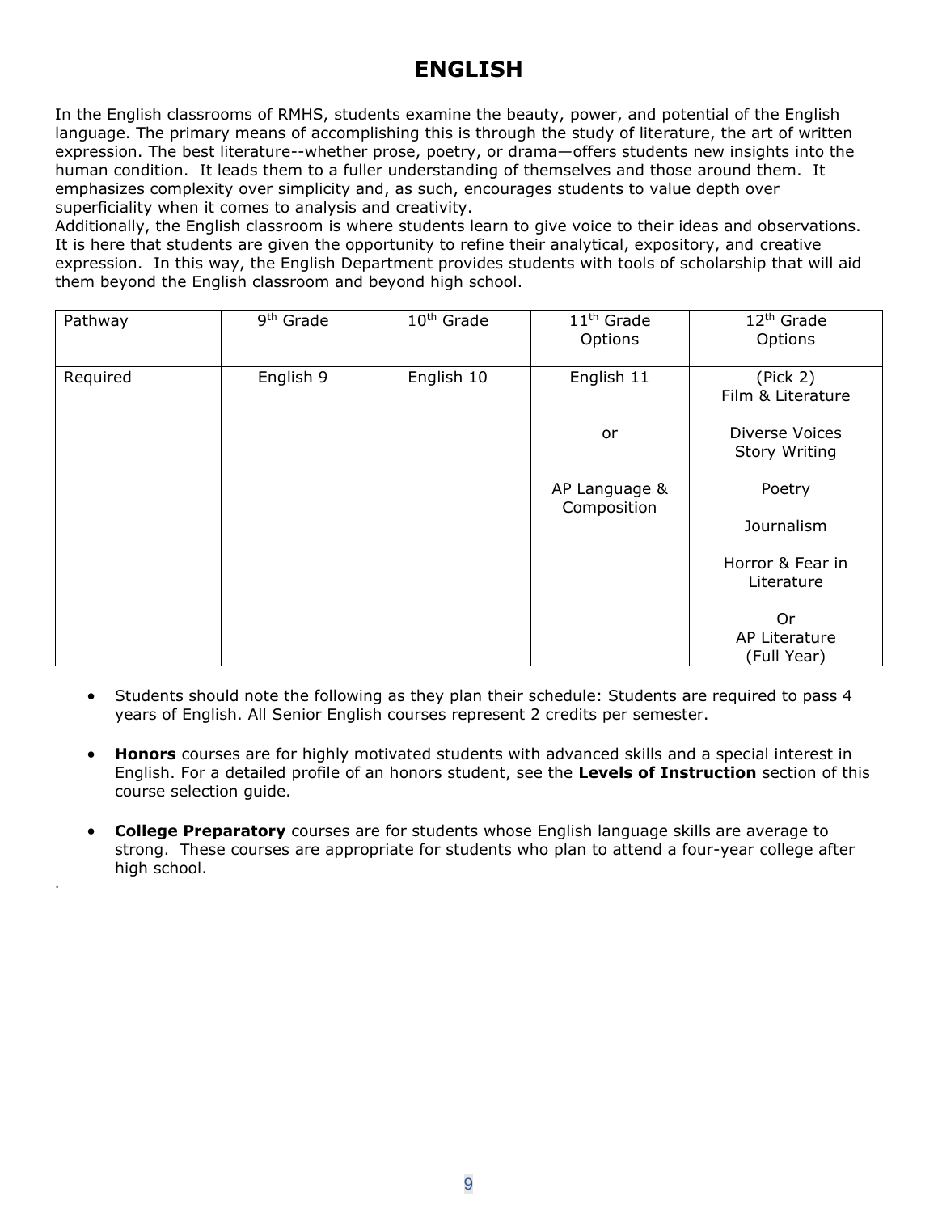# ENGLISH

In the English classrooms of RMHS, students examine the beauty, power, and potential of the English language. The primary means of accomplishing this is through the study of literature, the art of written expression. The best literature--whether prose, poetry, or drama—offers students new insights into the human condition. It leads them to a fuller understanding of themselves and those around them. It emphasizes complexity over simplicity and, as such, encourages students to value depth over superficiality when it comes to analysis and creativity.

Additionally, the English classroom is where students learn to give voice to their ideas and observations. It is here that students are given the opportunity to refine their analytical, expository, and creative expression. In this way, the English Department provides students with tools of scholarship that will aid them beyond the English classroom and beyond high school.

| Pathway | 9th Grade | 10th Grade | 11th Grade Options | 12th Grade Options |
|---|---|---|---|---|
| Required | English 9 | English 10 | English 11<br><br>or<br><br>AP Language & Composition | (Pick 2)<br>Film & Literature<br><br>Diverse Voices<br>Story Writing<br><br>Poetry<br><br>Journalism<br><br>Horror & Fear in Literature<br><br>Or<br>AP Literature (Full Year) |

- Students should note the following as they plan their schedule: Students are required to pass 4 years of English. All Senior English courses represent 2 credits per semester.
- **Honors** courses are for highly motivated students with advanced skills and a special interest in English. For a detailed profile of an honors student, see the **Levels of Instruction** section of this course selection guide.
- **College Preparatory** courses are for students whose English language skills are average to strong. These courses are appropriate for students who plan to attend a four-year college after high school.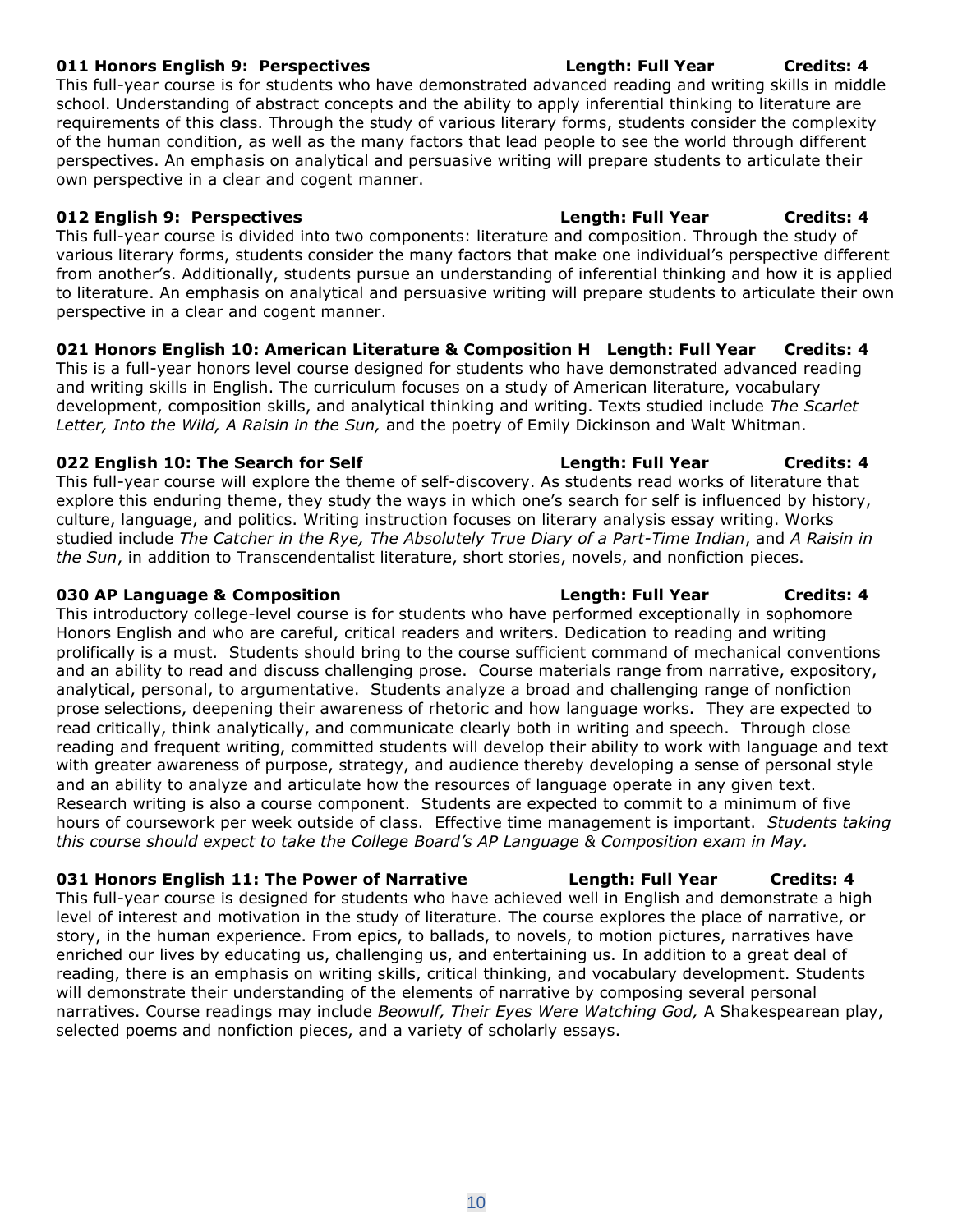**011 Honors English 9: Perspectives** **Length: Full Year** **Credits: 4**

This full-year course is for students who have demonstrated advanced reading and writing skills in middle school. Understanding of abstract concepts and the ability to apply inferential thinking to literature are requirements of this class. Through the study of various literary forms, students consider the complexity of the human condition, as well as the many factors that lead people to see the world through different perspectives. An emphasis on analytical and persuasive writing will prepare students to articulate their own perspective in a clear and cogent manner.

**012 English 9: Perspectives** **Length: Full Year** **Credits: 4**

This full-year course is divided into two components: literature and composition. Through the study of various literary forms, students consider the many factors that make one individual's perspective different from another's. Additionally, students pursue an understanding of inferential thinking and how it is applied to literature. An emphasis on analytical and persuasive writing will prepare students to articulate their own perspective in a clear and cogent manner.

**021 Honors English 10: American Literature & Composition H** **Length: Full Year** **Credits: 4**

This is a full-year honors level course designed for students who have demonstrated advanced reading and writing skills in English. The curriculum focuses on a study of American literature, vocabulary development, composition skills, and analytical thinking and writing. Texts studied include *The Scarlet Letter, Into the Wild, A Raisin in the Sun,* and the poetry of Emily Dickinson and Walt Whitman.

**022 English 10: The Search for Self** **Length: Full Year** **Credits: 4**

This full-year course will explore the theme of self-discovery. As students read works of literature that explore this enduring theme, they study the ways in which one's search for self is influenced by history, culture, language, and politics. Writing instruction focuses on literary analysis essay writing. Works studied include *The Catcher in the Rye, The Absolutely True Diary of a Part-Time Indian*, and *A Raisin in the Sun*, in addition to Transcendentalist literature, short stories, novels, and nonfiction pieces.

**030 AP Language & Composition** **Length: Full Year** **Credits: 4**

This introductory college-level course is for students who have performed exceptionally in sophomore Honors English and who are careful, critical readers and writers. Dedication to reading and writing prolifically is a must. Students should bring to the course sufficient command of mechanical conventions and an ability to read and discuss challenging prose. Course materials range from narrative, expository, analytical, personal, to argumentative. Students analyze a broad and challenging range of nonfiction prose selections, deepening their awareness of rhetoric and how language works. They are expected to read critically, think analytically, and communicate clearly both in writing and speech. Through close reading and frequent writing, committed students will develop their ability to work with language and text with greater awareness of purpose, strategy, and audience thereby developing a sense of personal style and an ability to analyze and articulate how the resources of language operate in any given text. Research writing is also a course component. Students are expected to commit to a minimum of five hours of coursework per week outside of class. Effective time management is important. *Students taking this course should expect to take the College Board's AP Language & Composition exam in May.*

**031 Honors English 11: The Power of Narrative** **Length: Full Year** **Credits: 4**

This full-year course is designed for students who have achieved well in English and demonstrate a high level of interest and motivation in the study of literature. The course explores the place of narrative, or story, in the human experience. From epics, to ballads, to novels, to motion pictures, narratives have enriched our lives by educating us, challenging us, and entertaining us. In addition to a great deal of reading, there is an emphasis on writing skills, critical thinking, and vocabulary development. Students will demonstrate their understanding of the elements of narrative by composing several personal narratives. Course readings may include *Beowulf, Their Eyes Were Watching God,* A Shakespearean play, selected poems and nonfiction pieces, and a variety of scholarly essays.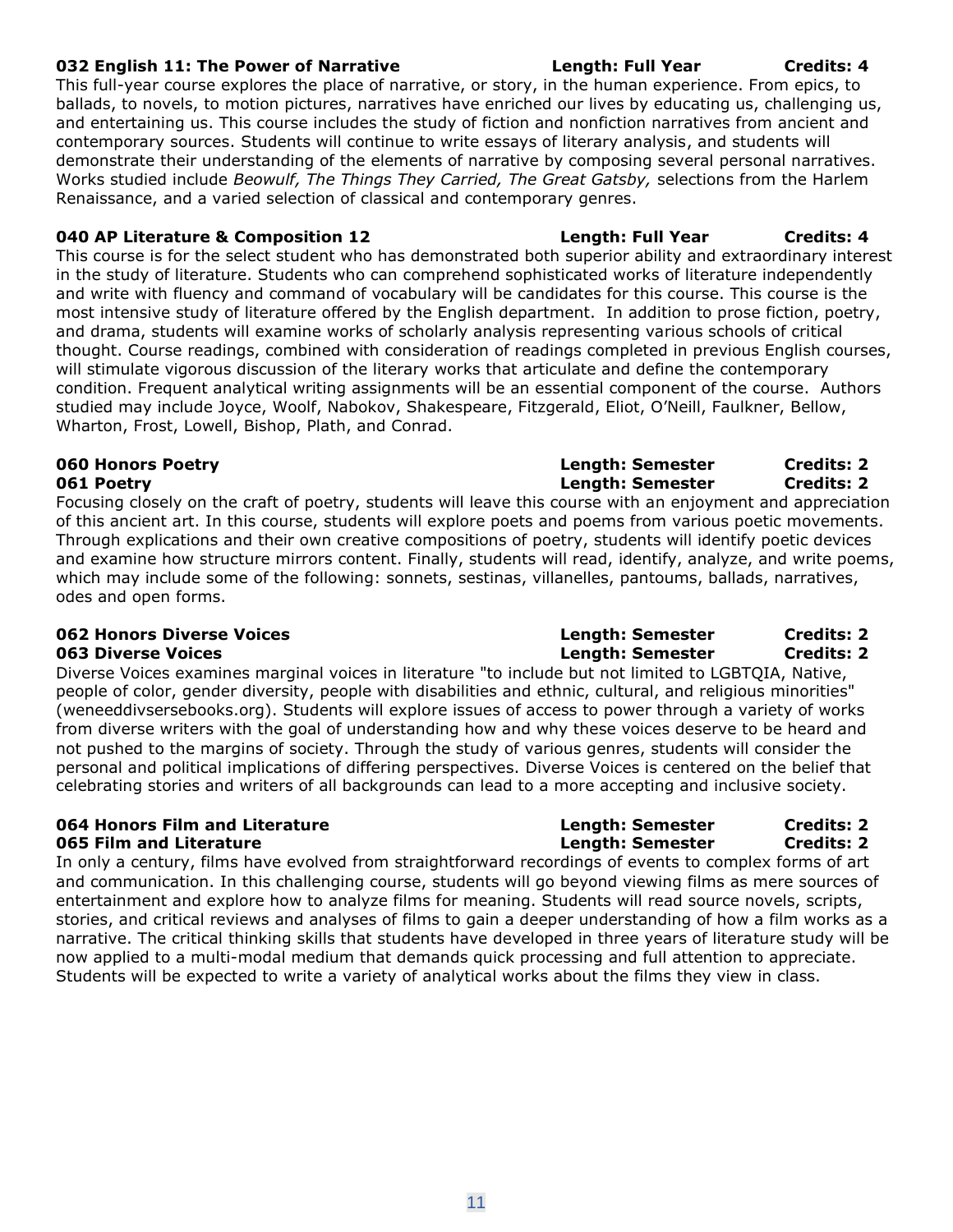**032 English 11: The Power of Narrative** **Length: Full Year** **Credits: 4**

This full-year course explores the place of narrative, or story, in the human experience. From epics, to ballads, to novels, to motion pictures, narratives have enriched our lives by educating us, challenging us, and entertaining us. This course includes the study of fiction and nonfiction narratives from ancient and contemporary sources. Students will continue to write essays of literary analysis, and students will demonstrate their understanding of the elements of narrative by composing several personal narratives. Works studied include *Beowulf, The Things They Carried, The Great Gatsby,* selections from the Harlem Renaissance, and a varied selection of classical and contemporary genres.

**040 AP Literature & Composition 12** **Length: Full Year** **Credits: 4**

This course is for the select student who has demonstrated both superior ability and extraordinary interest in the study of literature. Students who can comprehend sophisticated works of literature independently and write with fluency and command of vocabulary will be candidates for this course. This course is the most intensive study of literature offered by the English department. In addition to prose fiction, poetry, and drama, students will examine works of scholarly analysis representing various schools of critical thought. Course readings, combined with consideration of readings completed in previous English courses, will stimulate vigorous discussion of the literary works that articulate and define the contemporary condition. Frequent analytical writing assignments will be an essential component of the course. Authors studied may include Joyce, Woolf, Nabokov, Shakespeare, Fitzgerald, Eliot, O'Neill, Faulkner, Bellow, Wharton, Frost, Lowell, Bishop, Plath, and Conrad.

**060 Honors Poetry** **Length: Semester** **Credits: 2**
**061 Poetry** **Length: Semester** **Credits: 2**

Focusing closely on the craft of poetry, students will leave this course with an enjoyment and appreciation of this ancient art. In this course, students will explore poets and poems from various poetic movements. Through explications and their own creative compositions of poetry, students will identify poetic devices and examine how structure mirrors content. Finally, students will read, identify, analyze, and write poems, which may include some of the following: sonnets, sestinas, villanelles, pantoums, ballads, narratives, odes and open forms.

**062 Honors Diverse Voices** **Length: Semester** **Credits: 2**
**063 Diverse Voices** **Length: Semester** **Credits: 2**

Diverse Voices examines marginal voices in literature "to include but not limited to LGBTQIA, Native, people of color, gender diversity, people with disabilities and ethnic, cultural, and religious minorities" (weneeddivsersebooks.org). Students will explore issues of access to power through a variety of works from diverse writers with the goal of understanding how and why these voices deserve to be heard and not pushed to the margins of society. Through the study of various genres, students will consider the personal and political implications of differing perspectives. Diverse Voices is centered on the belief that celebrating stories and writers of all backgrounds can lead to a more accepting and inclusive society.

**064 Honors Film and Literature** **Length: Semester** **Credits: 2**
**065 Film and Literature** **Length: Semester** **Credits: 2**

In only a century, films have evolved from straightforward recordings of events to complex forms of art and communication. In this challenging course, students will go beyond viewing films as mere sources of entertainment and explore how to analyze films for meaning. Students will read source novels, scripts, stories, and critical reviews and analyses of films to gain a deeper understanding of how a film works as a narrative. The critical thinking skills that students have developed in three years of literature study will be now applied to a multi-modal medium that demands quick processing and full attention to appreciate. Students will be expected to write a variety of analytical works about the films they view in class.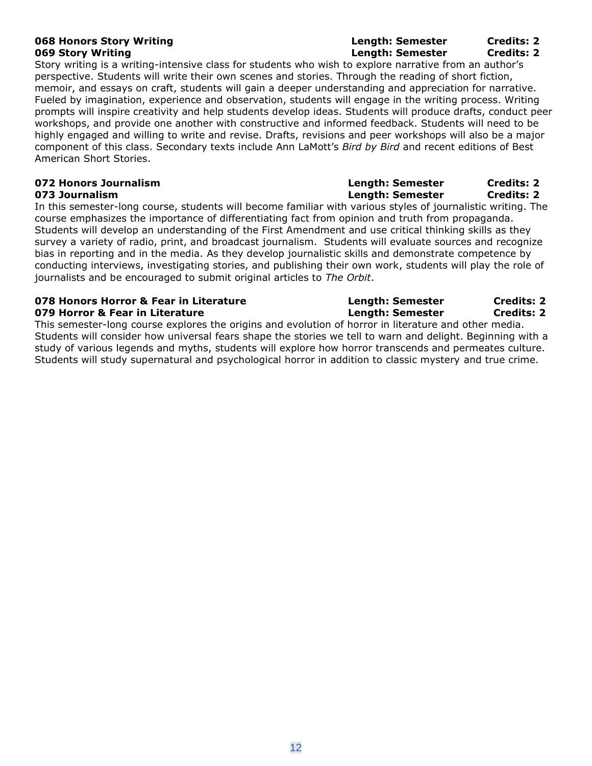**068 Honors Story Writing** **Length: Semester** **Credits: 2**
**069 Story Writing** **Length: Semester** **Credits: 2**

Story writing is a writing-intensive class for students who wish to explore narrative from an author's perspective. Students will write their own scenes and stories. Through the reading of short fiction, memoir, and essays on craft, students will gain a deeper understanding and appreciation for narrative. Fueled by imagination, experience and observation, students will engage in the writing process. Writing prompts will inspire creativity and help students develop ideas. Students will produce drafts, conduct peer workshops, and provide one another with constructive and informed feedback. Students will need to be highly engaged and willing to write and revise. Drafts, revisions and peer workshops will also be a major component of this class. Secondary texts include Ann LaMott's *Bird by Bird* and recent editions of Best American Short Stories.

**072 Honors Journalism** **Length: Semester** **Credits: 2**
**073 Journalism** **Length: Semester** **Credits: 2**

In this semester-long course, students will become familiar with various styles of journalistic writing. The course emphasizes the importance of differentiating fact from opinion and truth from propaganda. Students will develop an understanding of the First Amendment and use critical thinking skills as they survey a variety of radio, print, and broadcast journalism. Students will evaluate sources and recognize bias in reporting and in the media. As they develop journalistic skills and demonstrate competence by conducting interviews, investigating stories, and publishing their own work, students will play the role of journalists and be encouraged to submit original articles to *The Orbit*.

**078 Honors Horror & Fear in Literature** **Length: Semester** **Credits: 2**
**079 Horror & Fear in Literature** **Length: Semester** **Credits: 2**

This semester-long course explores the origins and evolution of horror in literature and other media. Students will consider how universal fears shape the stories we tell to warn and delight. Beginning with a study of various legends and myths, students will explore how horror transcends and permeates culture. Students will study supernatural and psychological horror in addition to classic mystery and true crime.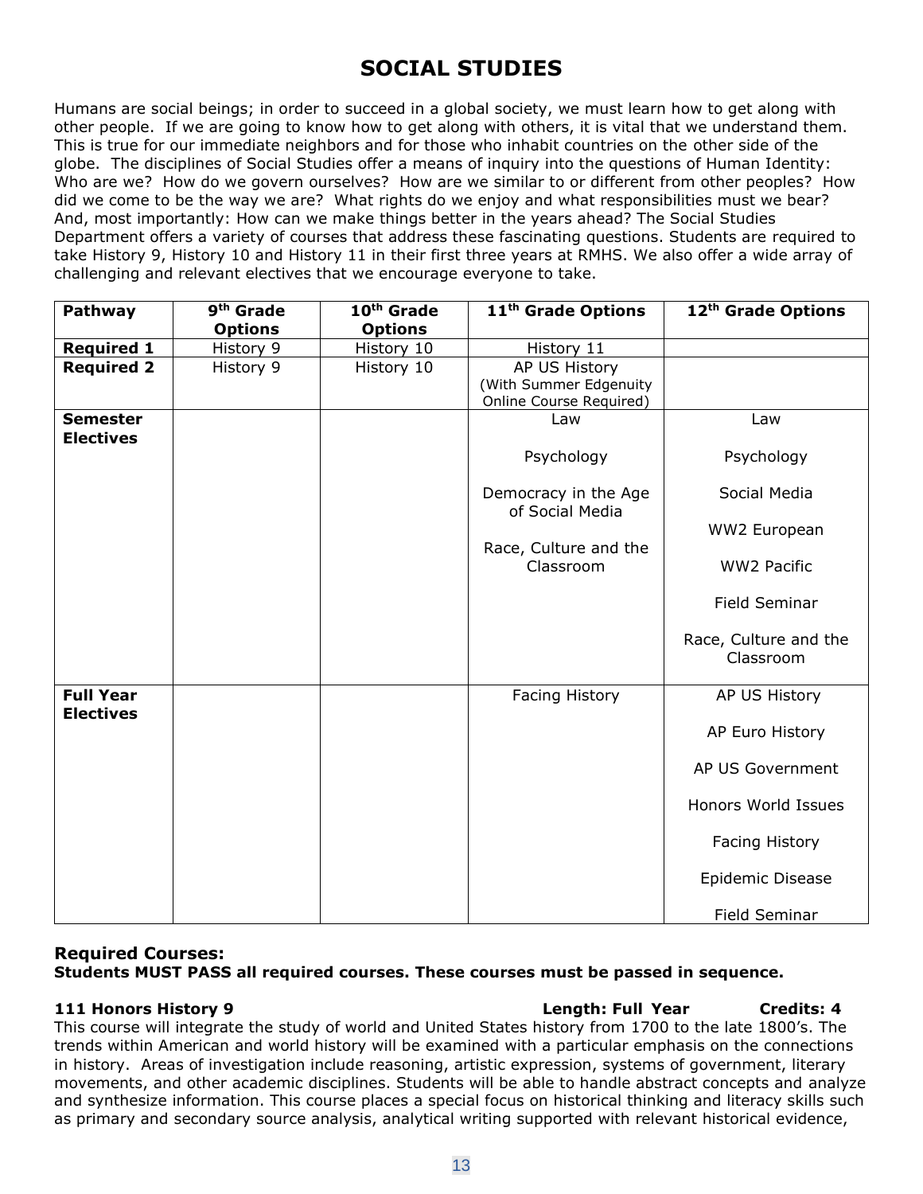# SOCIAL STUDIES

Humans are social beings; in order to succeed in a global society, we must learn how to get along with other people. If we are going to know how to get along with others, it is vital that we understand them. This is true for our immediate neighbors and for those who inhabit countries on the other side of the globe. The disciplines of Social Studies offer a means of inquiry into the questions of Human Identity: Who are we? How do we govern ourselves? How are we similar to or different from other peoples? How did we come to be the way we are? What rights do we enjoy and what responsibilities must we bear? And, most importantly: How can we make things better in the years ahead? The Social Studies Department offers a variety of courses that address these fascinating questions. Students are required to take History 9, History 10 and History 11 in their first three years at RMHS. We also offer a wide array of challenging and relevant electives that we encourage everyone to take.

| Pathway | 9th Grade Options | 10th Grade Options | 11th Grade Options | 12th Grade Options |
|---|---|---|---|---|
| **Required 1** | History 9 | History 10 | History 11 | |
| **Required 2** | History 9 | History 10 | AP US History (With Summer Edgenuity Online Course Required) | |
| **Semester Electives** | | | Law<br>Psychology<br>Democracy in the Age of Social Media<br>Race, Culture and the Classroom | Law<br>Psychology<br>Social Media<br>WW2 European<br>WW2 Pacific<br>Field Seminar<br>Race, Culture and the Classroom |
| **Full Year Electives** | | | Facing History | AP US History<br>AP Euro History<br>AP US Government<br>Honors World Issues<br>Facing History<br>Epidemic Disease<br>Field Seminar |

## Required Courses:

**Students MUST PASS all required courses. These courses must be passed in sequence.**

**111 Honors History 9 — Length: Full Year — Credits: 4**

This course will integrate the study of world and United States history from 1700 to the late 1800's. The trends within American and world history will be examined with a particular emphasis on the connections in history. Areas of investigation include reasoning, artistic expression, systems of government, literary movements, and other academic disciplines. Students will be able to handle abstract concepts and analyze and synthesize information. This course places a special focus on historical thinking and literacy skills such as primary and secondary source analysis, analytical writing supported with relevant historical evidence,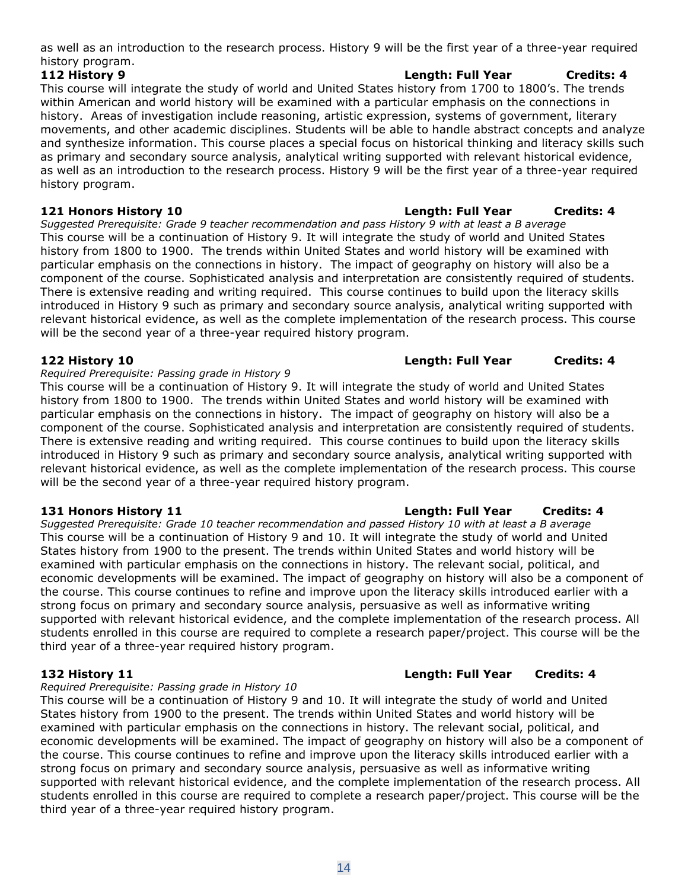as well as an introduction to the research process. History 9 will be the first year of a three-year required history program.

**112 History 9** **Length: Full Year** **Credits: 4**

This course will integrate the study of world and United States history from 1700 to 1800's. The trends within American and world history will be examined with a particular emphasis on the connections in history. Areas of investigation include reasoning, artistic expression, systems of government, literary movements, and other academic disciplines. Students will be able to handle abstract concepts and analyze and synthesize information. This course places a special focus on historical thinking and literacy skills such as primary and secondary source analysis, analytical writing supported with relevant historical evidence, as well as an introduction to the research process. History 9 will be the first year of a three-year required history program.

**121 Honors History 10** **Length: Full Year** **Credits: 4**

*Suggested Prerequisite: Grade 9 teacher recommendation and pass History 9 with at least a B average*

This course will be a continuation of History 9. It will integrate the study of world and United States history from 1800 to 1900. The trends within United States and world history will be examined with particular emphasis on the connections in history. The impact of geography on history will also be a component of the course. Sophisticated analysis and interpretation are consistently required of students. There is extensive reading and writing required. This course continues to build upon the literacy skills introduced in History 9 such as primary and secondary source analysis, analytical writing supported with relevant historical evidence, as well as the complete implementation of the research process. This course will be the second year of a three-year required history program.

**122 History 10** **Length: Full Year** **Credits: 4**

*Required Prerequisite: Passing grade in History 9*

This course will be a continuation of History 9. It will integrate the study of world and United States history from 1800 to 1900. The trends within United States and world history will be examined with particular emphasis on the connections in history. The impact of geography on history will also be a component of the course. Sophisticated analysis and interpretation are consistently required of students. There is extensive reading and writing required. This course continues to build upon the literacy skills introduced in History 9 such as primary and secondary source analysis, analytical writing supported with relevant historical evidence, as well as the complete implementation of the research process. This course will be the second year of a three-year required history program.

**131 Honors History 11** **Length: Full Year** **Credits: 4**

*Suggested Prerequisite: Grade 10 teacher recommendation and passed History 10 with at least a B average*

This course will be a continuation of History 9 and 10. It will integrate the study of world and United States history from 1900 to the present. The trends within United States and world history will be examined with particular emphasis on the connections in history. The relevant social, political, and economic developments will be examined. The impact of geography on history will also be a component of the course. This course continues to refine and improve upon the literacy skills introduced earlier with a strong focus on primary and secondary source analysis, persuasive as well as informative writing supported with relevant historical evidence, and the complete implementation of the research process. All students enrolled in this course are required to complete a research paper/project. This course will be the third year of a three-year required history program.

**132 History 11** **Length: Full Year** **Credits: 4**

*Required Prerequisite: Passing grade in History 10*

This course will be a continuation of History 9 and 10. It will integrate the study of world and United States history from 1900 to the present. The trends within United States and world history will be examined with particular emphasis on the connections in history. The relevant social, political, and economic developments will be examined. The impact of geography on history will also be a component of the course. This course continues to refine and improve upon the literacy skills introduced earlier with a strong focus on primary and secondary source analysis, persuasive as well as informative writing supported with relevant historical evidence, and the complete implementation of the research process. All students enrolled in this course are required to complete a research paper/project. This course will be the third year of a three-year required history program.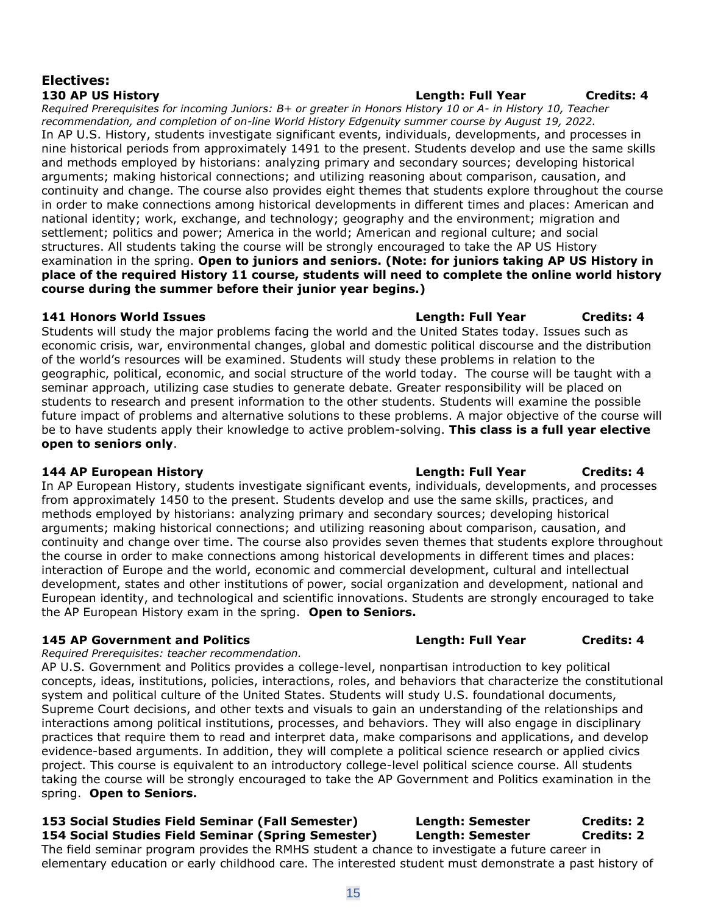## Electives:

**130 AP US History** **Length: Full Year** **Credits: 4**

*Required Prerequisites for incoming Juniors: B+ or greater in Honors History 10 or A- in History 10, Teacher recommendation, and completion of on-line World History Edgenuity summer course by August 19, 2022.*

In AP U.S. History, students investigate significant events, individuals, developments, and processes in nine historical periods from approximately 1491 to the present. Students develop and use the same skills and methods employed by historians: analyzing primary and secondary sources; developing historical arguments; making historical connections; and utilizing reasoning about comparison, causation, and continuity and change. The course also provides eight themes that students explore throughout the course in order to make connections among historical developments in different times and places: American and national identity; work, exchange, and technology; geography and the environment; migration and settlement; politics and power; America in the world; American and regional culture; and social structures. All students taking the course will be strongly encouraged to take the AP US History examination in the spring. **Open to juniors and seniors. (Note: for juniors taking AP US History in place of the required History 11 course, students will need to complete the online world history course during the summer before their junior year begins.)**

**141 Honors World Issues** **Length: Full Year** **Credits: 4**

Students will study the major problems facing the world and the United States today. Issues such as economic crisis, war, environmental changes, global and domestic political discourse and the distribution of the world's resources will be examined. Students will study these problems in relation to the geographic, political, economic, and social structure of the world today. The course will be taught with a seminar approach, utilizing case studies to generate debate. Greater responsibility will be placed on students to research and present information to the other students. Students will examine the possible future impact of problems and alternative solutions to these problems. A major objective of the course will be to have students apply their knowledge to active problem-solving. **This class is a full year elective open to seniors only**.

**144 AP European History** **Length: Full Year** **Credits: 4**

In AP European History, students investigate significant events, individuals, developments, and processes from approximately 1450 to the present. Students develop and use the same skills, practices, and methods employed by historians: analyzing primary and secondary sources; developing historical arguments; making historical connections; and utilizing reasoning about comparison, causation, and continuity and change over time. The course also provides seven themes that students explore throughout the course in order to make connections among historical developments in different times and places: interaction of Europe and the world, economic and commercial development, cultural and intellectual development, states and other institutions of power, social organization and development, national and European identity, and technological and scientific innovations. Students are strongly encouraged to take the AP European History exam in the spring. **Open to Seniors.**

**145 AP Government and Politics** **Length: Full Year** **Credits: 4**

*Required Prerequisites: teacher recommendation.*

AP U.S. Government and Politics provides a college-level, nonpartisan introduction to key political concepts, ideas, institutions, policies, interactions, roles, and behaviors that characterize the constitutional system and political culture of the United States. Students will study U.S. foundational documents, Supreme Court decisions, and other texts and visuals to gain an understanding of the relationships and interactions among political institutions, processes, and behaviors. They will also engage in disciplinary practices that require them to read and interpret data, make comparisons and applications, and develop evidence-based arguments. In addition, they will complete a political science research or applied civics project. This course is equivalent to an introductory college-level political science course. All students taking the course will be strongly encouraged to take the AP Government and Politics examination in the spring. **Open to Seniors.**

**153 Social Studies Field Seminar (Fall Semester)** **Length: Semester** **Credits: 2**
**154 Social Studies Field Seminar (Spring Semester)** **Length: Semester** **Credits: 2**

The field seminar program provides the RMHS student a chance to investigate a future career in elementary education or early childhood care. The interested student must demonstrate a past history of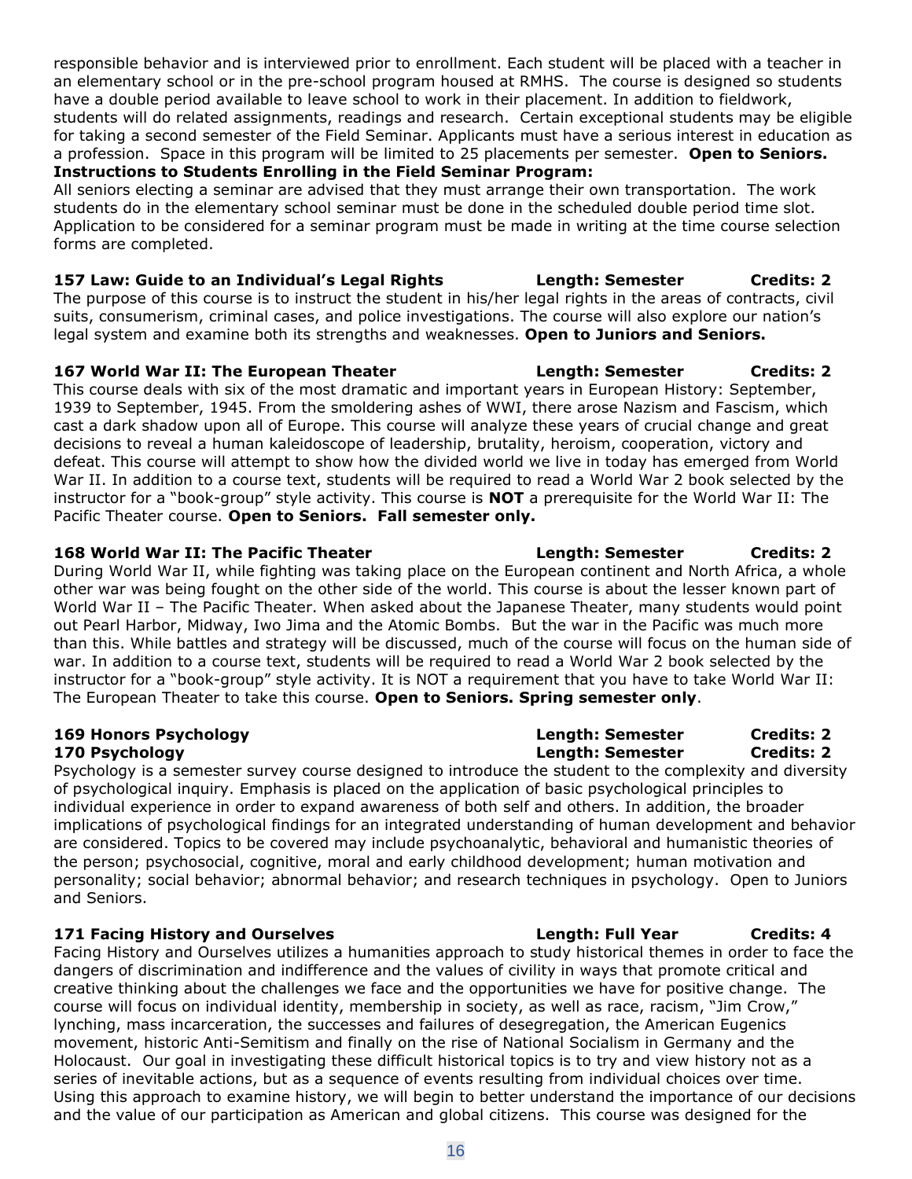responsible behavior and is interviewed prior to enrollment. Each student will be placed with a teacher in an elementary school or in the pre-school program housed at RMHS. The course is designed so students have a double period available to leave school to work in their placement. In addition to fieldwork, students will do related assignments, readings and research. Certain exceptional students may be eligible for taking a second semester of the Field Seminar. Applicants must have a serious interest in education as a profession. Space in this program will be limited to 25 placements per semester. **Open to Seniors.**

**Instructions to Students Enrolling in the Field Seminar Program:**

All seniors electing a seminar are advised that they must arrange their own transportation. The work students do in the elementary school seminar must be done in the scheduled double period time slot. Application to be considered for a seminar program must be made in writing at the time course selection forms are completed.

**157 Law: Guide to an Individual's Legal Rights** **Length: Semester** **Credits: 2**

The purpose of this course is to instruct the student in his/her legal rights in the areas of contracts, civil suits, consumerism, criminal cases, and police investigations. The course will also explore our nation's legal system and examine both its strengths and weaknesses. **Open to Juniors and Seniors.**

**167 World War II: The European Theater** **Length: Semester** **Credits: 2**

This course deals with six of the most dramatic and important years in European History: September, 1939 to September, 1945. From the smoldering ashes of WWI, there arose Nazism and Fascism, which cast a dark shadow upon all of Europe. This course will analyze these years of crucial change and great decisions to reveal a human kaleidoscope of leadership, brutality, heroism, cooperation, victory and defeat. This course will attempt to show how the divided world we live in today has emerged from World War II. In addition to a course text, students will be required to read a World War 2 book selected by the instructor for a "book-group" style activity. This course is **NOT** a prerequisite for the World War II: The Pacific Theater course. **Open to Seniors. Fall semester only.**

**168 World War II: The Pacific Theater** **Length: Semester** **Credits: 2**

During World War II, while fighting was taking place on the European continent and North Africa, a whole other war was being fought on the other side of the world. This course is about the lesser known part of World War II – The Pacific Theater. When asked about the Japanese Theater, many students would point out Pearl Harbor, Midway, Iwo Jima and the Atomic Bombs. But the war in the Pacific was much more than this. While battles and strategy will be discussed, much of the course will focus on the human side of war. In addition to a course text, students will be required to read a World War 2 book selected by the instructor for a "book-group" style activity. It is NOT a requirement that you have to take World War II: The European Theater to take this course. **Open to Seniors. Spring semester only**.

**169 Honors Psychology** **Length: Semester** **Credits: 2**
**170 Psychology** **Length: Semester** **Credits: 2**

Psychology is a semester survey course designed to introduce the student to the complexity and diversity of psychological inquiry. Emphasis is placed on the application of basic psychological principles to individual experience in order to expand awareness of both self and others. In addition, the broader implications of psychological findings for an integrated understanding of human development and behavior are considered. Topics to be covered may include psychoanalytic, behavioral and humanistic theories of the person; psychosocial, cognitive, moral and early childhood development; human motivation and personality; social behavior; abnormal behavior; and research techniques in psychology. Open to Juniors and Seniors.

**171 Facing History and Ourselves** **Length: Full Year** **Credits: 4**

Facing History and Ourselves utilizes a humanities approach to study historical themes in order to face the dangers of discrimination and indifference and the values of civility in ways that promote critical and creative thinking about the challenges we face and the opportunities we have for positive change. The course will focus on individual identity, membership in society, as well as race, racism, "Jim Crow," lynching, mass incarceration, the successes and failures of desegregation, the American Eugenics movement, historic Anti-Semitism and finally on the rise of National Socialism in Germany and the Holocaust. Our goal in investigating these difficult historical topics is to try and view history not as a series of inevitable actions, but as a sequence of events resulting from individual choices over time. Using this approach to examine history, we will begin to better understand the importance of our decisions and the value of our participation as American and global citizens. This course was designed for the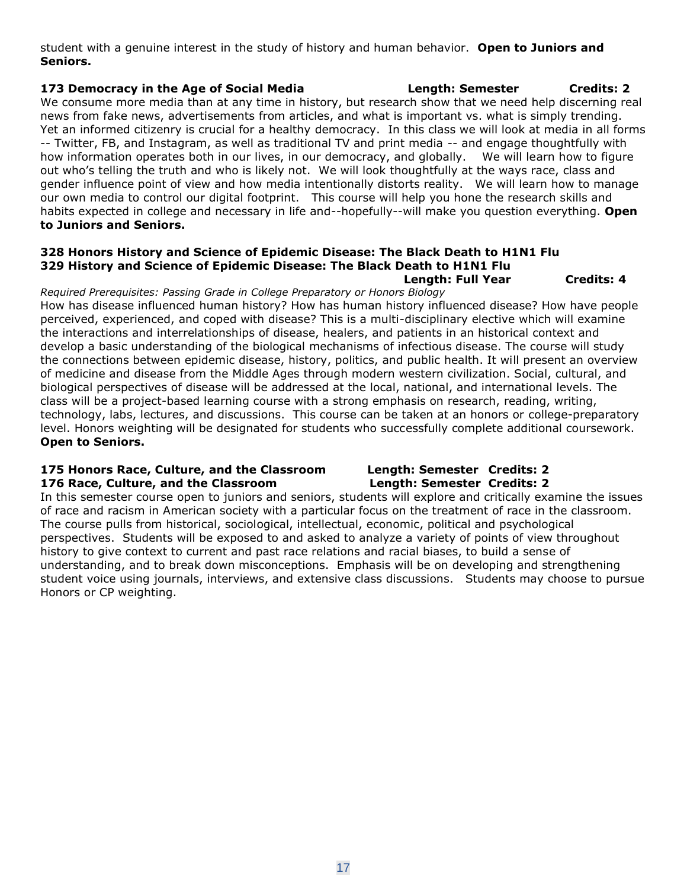student with a genuine interest in the study of history and human behavior. **Open to Juniors and Seniors.**

**173 Democracy in the Age of Social Media** **Length: Semester** **Credits: 2**

We consume more media than at any time in history, but research show that we need help discerning real news from fake news, advertisements from articles, and what is important vs. what is simply trending. Yet an informed citizenry is crucial for a healthy democracy. In this class we will look at media in all forms -- Twitter, FB, and Instagram, as well as traditional TV and print media -- and engage thoughtfully with how information operates both in our lives, in our democracy, and globally. We will learn how to figure out who's telling the truth and who is likely not. We will look thoughtfully at the ways race, class and gender influence point of view and how media intentionally distorts reality. We will learn how to manage our own media to control our digital footprint. This course will help you hone the research skills and habits expected in college and necessary in life and--hopefully--will make you question everything. **Open to Juniors and Seniors.**

**328 Honors History and Science of Epidemic Disease: The Black Death to H1N1 Flu**
**329 History and Science of Epidemic Disease: The Black Death to H1N1 Flu**
**Length: Full Year** **Credits: 4**

*Required Prerequisites: Passing Grade in College Preparatory or Honors Biology*

How has disease influenced human history? How has human history influenced disease? How have people perceived, experienced, and coped with disease? This is a multi-disciplinary elective which will examine the interactions and interrelationships of disease, healers, and patients in an historical context and develop a basic understanding of the biological mechanisms of infectious disease. The course will study the connections between epidemic disease, history, politics, and public health. It will present an overview of medicine and disease from the Middle Ages through modern western civilization. Social, cultural, and biological perspectives of disease will be addressed at the local, national, and international levels. The class will be a project-based learning course with a strong emphasis on research, reading, writing, technology, labs, lectures, and discussions. This course can be taken at an honors or college-preparatory level. Honors weighting will be designated for students who successfully complete additional coursework. **Open to Seniors.**

**175 Honors Race, Culture, and the Classroom** **Length: Semester** **Credits: 2**
**176 Race, Culture, and the Classroom** **Length: Semester** **Credits: 2**

In this semester course open to juniors and seniors, students will explore and critically examine the issues of race and racism in American society with a particular focus on the treatment of race in the classroom. The course pulls from historical, sociological, intellectual, economic, political and psychological perspectives. Students will be exposed to and asked to analyze a variety of points of view throughout history to give context to current and past race relations and racial biases, to build a sense of understanding, and to break down misconceptions. Emphasis will be on developing and strengthening student voice using journals, interviews, and extensive class discussions. Students may choose to pursue Honors or CP weighting.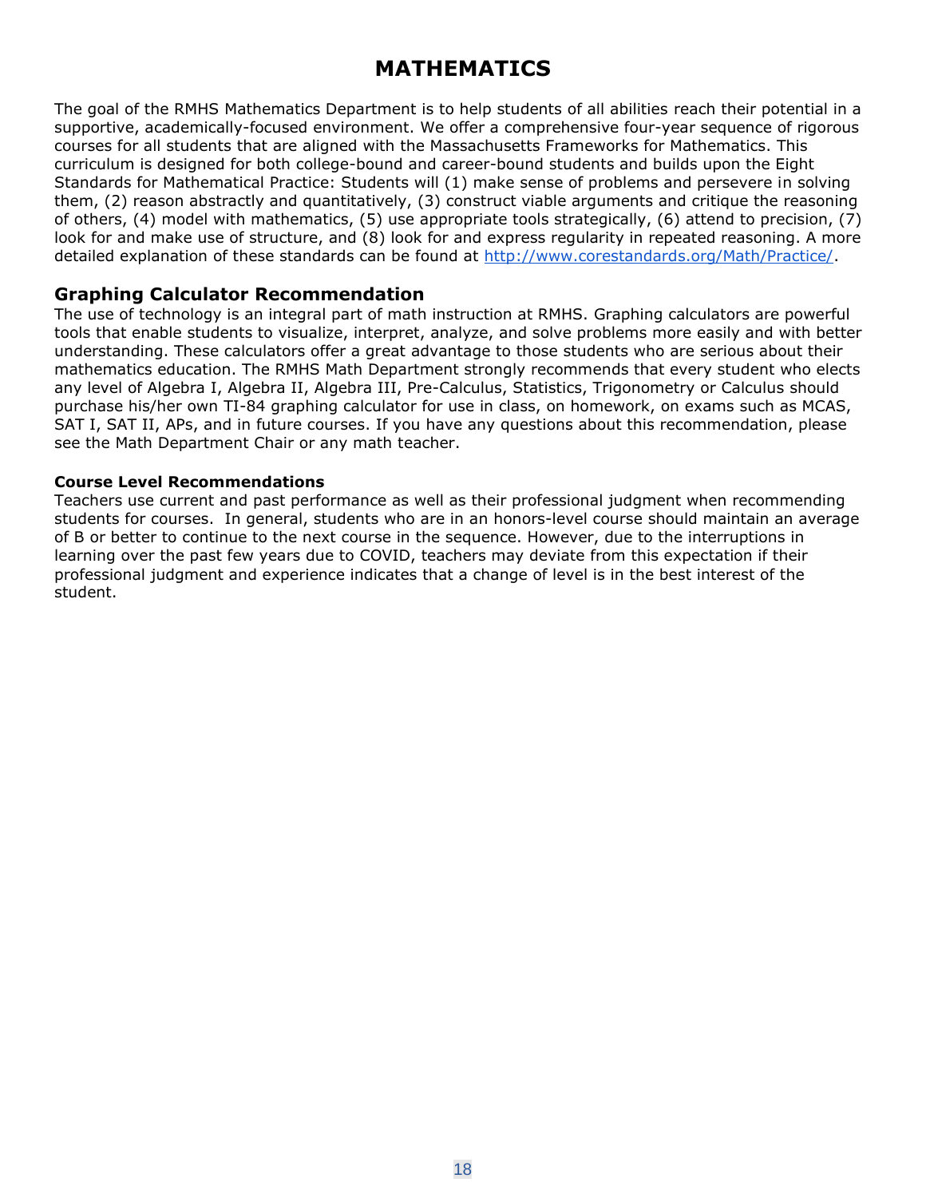# MATHEMATICS

The goal of the RMHS Mathematics Department is to help students of all abilities reach their potential in a supportive, academically-focused environment. We offer a comprehensive four-year sequence of rigorous courses for all students that are aligned with the Massachusetts Frameworks for Mathematics. This curriculum is designed for both college-bound and career-bound students and builds upon the Eight Standards for Mathematical Practice: Students will (1) make sense of problems and persevere in solving them, (2) reason abstractly and quantitatively, (3) construct viable arguments and critique the reasoning of others, (4) model with mathematics, (5) use appropriate tools strategically, (6) attend to precision, (7) look for and make use of structure, and (8) look for and express regularity in repeated reasoning. A more detailed explanation of these standards can be found at [http://www.corestandards.org/Math/Practice/](http://www.corestandards.org/Math/Practice/).

## Graphing Calculator Recommendation

The use of technology is an integral part of math instruction at RMHS. Graphing calculators are powerful tools that enable students to visualize, interpret, analyze, and solve problems more easily and with better understanding. These calculators offer a great advantage to those students who are serious about their mathematics education. The RMHS Math Department strongly recommends that every student who elects any level of Algebra I, Algebra II, Algebra III, Pre-Calculus, Statistics, Trigonometry or Calculus should purchase his/her own TI-84 graphing calculator for use in class, on homework, on exams such as MCAS, SAT I, SAT II, APs, and in future courses. If you have any questions about this recommendation, please see the Math Department Chair or any math teacher.

**Course Level Recommendations**

Teachers use current and past performance as well as their professional judgment when recommending students for courses. In general, students who are in an honors-level course should maintain an average of B or better to continue to the next course in the sequence. However, due to the interruptions in learning over the past few years due to COVID, teachers may deviate from this expectation if their professional judgment and experience indicates that a change of level is in the best interest of the student.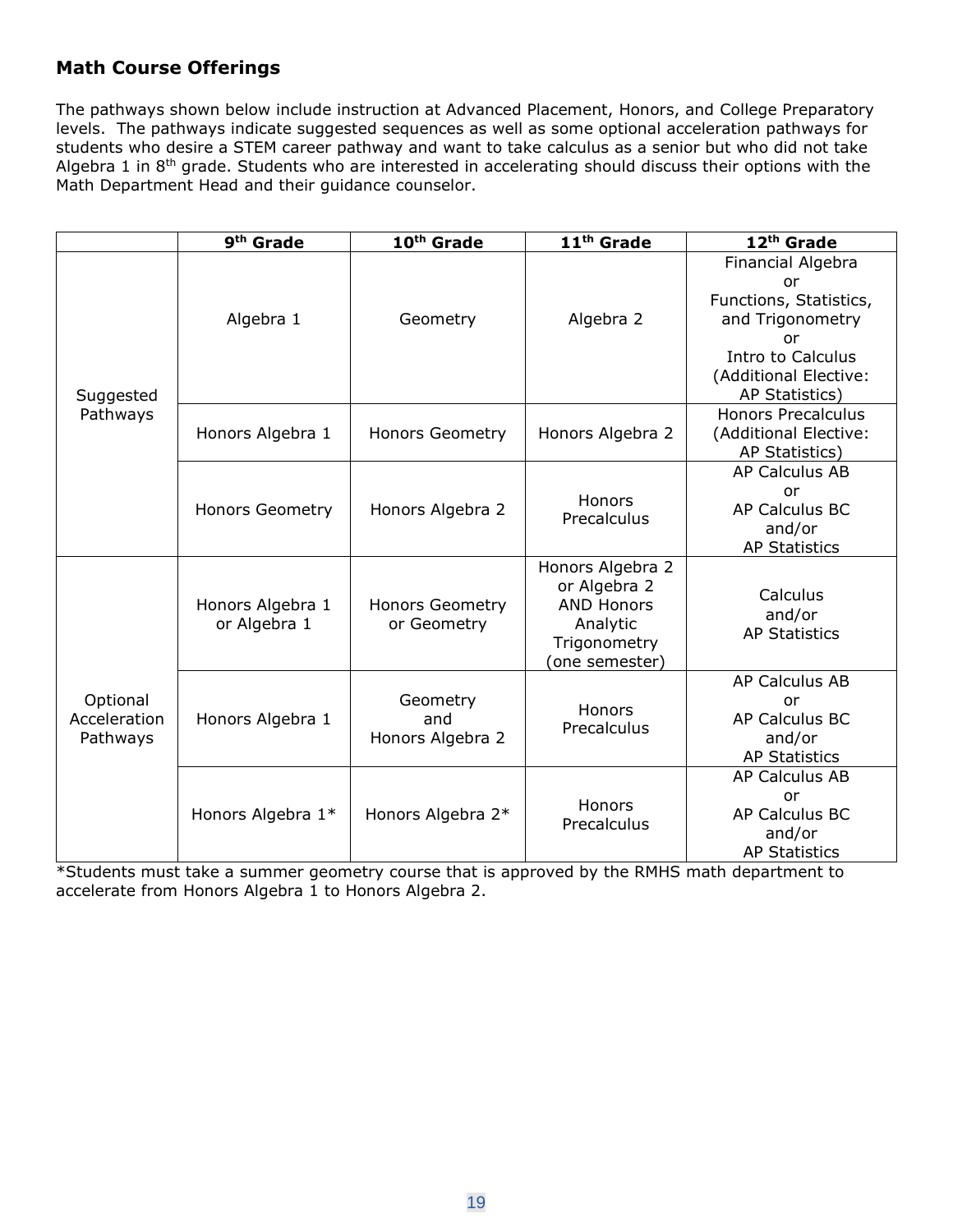## Math Course Offerings

The pathways shown below include instruction at Advanced Placement, Honors, and College Preparatory levels. The pathways indicate suggested sequences as well as some optional acceleration pathways for students who desire a STEM career pathway and want to take calculus as a senior but who did not take Algebra 1 in 8th grade. Students who are interested in accelerating should discuss their options with the Math Department Head and their guidance counselor.

| | 9th Grade | 10th Grade | 11th Grade | 12th Grade |
|---|---|---|---|---|
| Suggested Pathways | Algebra 1 | Geometry | Algebra 2 | Financial Algebra or Functions, Statistics, and Trigonometry or Intro to Calculus (Additional Elective: AP Statistics) |
| | Honors Algebra 1 | Honors Geometry | Honors Algebra 2 | Honors Precalculus (Additional Elective: AP Statistics) |
| | Honors Geometry | Honors Algebra 2 | Honors Precalculus | AP Calculus AB or AP Calculus BC and/or AP Statistics |
| Optional Acceleration Pathways | Honors Algebra 1 or Algebra 1 | Honors Geometry or Geometry | Honors Algebra 2 or Algebra 2 AND Honors Analytic Trigonometry (one semester) | Calculus and/or AP Statistics |
| | Honors Algebra 1 | Geometry and Honors Algebra 2 | Honors Precalculus | AP Calculus AB or AP Calculus BC and/or AP Statistics |
| | Honors Algebra 1* | Honors Algebra 2* | Honors Precalculus | AP Calculus AB or AP Calculus BC and/or AP Statistics |

*Students must take a summer geometry course that is approved by the RMHS math department to accelerate from Honors Algebra 1 to Honors Algebra 2.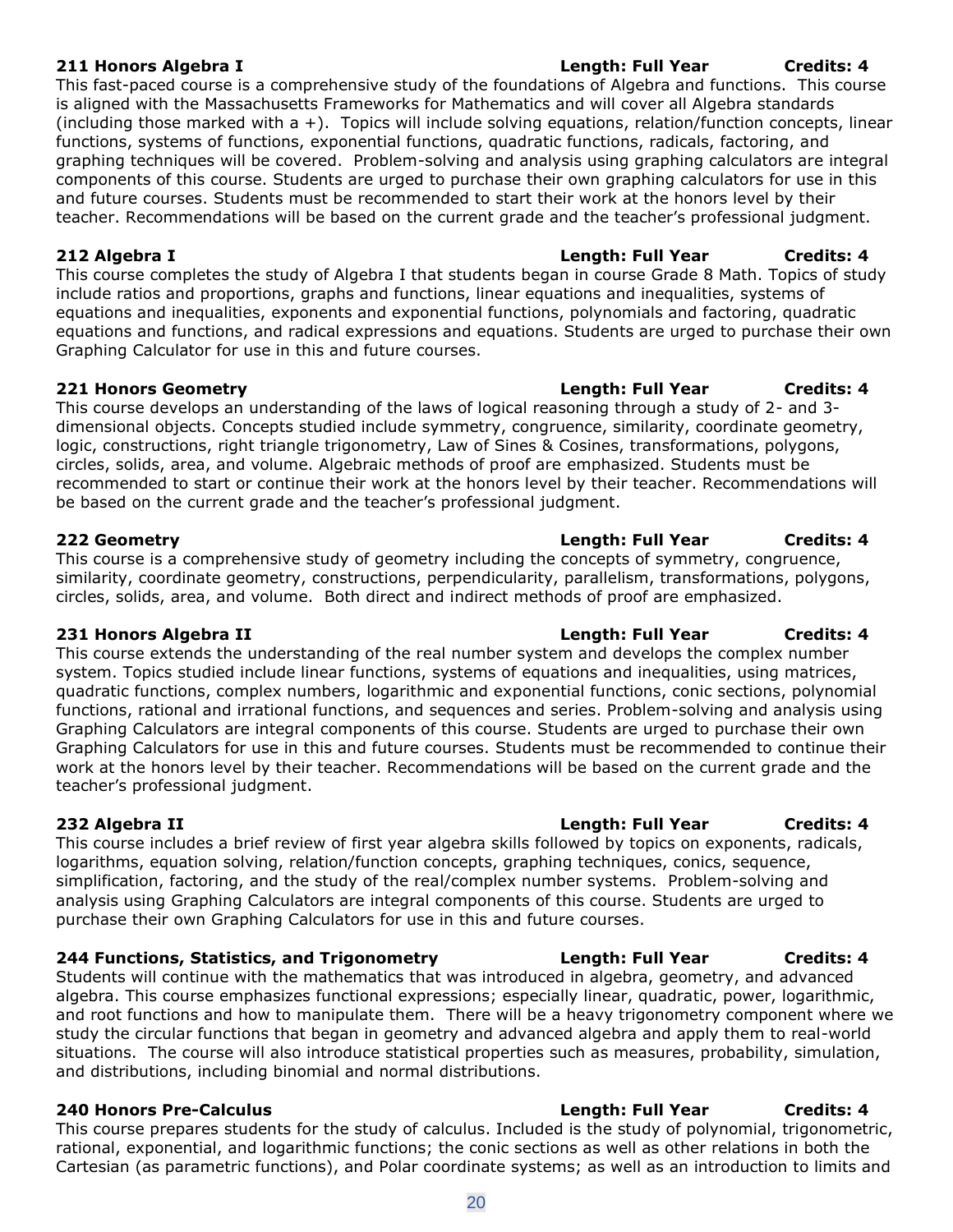**211 Honors Algebra I** **Length: Full Year** **Credits: 4**

This fast-paced course is a comprehensive study of the foundations of Algebra and functions. This course is aligned with the Massachusetts Frameworks for Mathematics and will cover all Algebra standards (including those marked with a +). Topics will include solving equations, relation/function concepts, linear functions, systems of functions, exponential functions, quadratic functions, radicals, factoring, and graphing techniques will be covered. Problem-solving and analysis using graphing calculators are integral components of this course. Students are urged to purchase their own graphing calculators for use in this and future courses. Students must be recommended to start their work at the honors level by their teacher. Recommendations will be based on the current grade and the teacher's professional judgment.

**212 Algebra I** **Length: Full Year** **Credits: 4**

This course completes the study of Algebra I that students began in course Grade 8 Math. Topics of study include ratios and proportions, graphs and functions, linear equations and inequalities, systems of equations and inequalities, exponents and exponential functions, polynomials and factoring, quadratic equations and functions, and radical expressions and equations. Students are urged to purchase their own Graphing Calculator for use in this and future courses.

**221 Honors Geometry** **Length: Full Year** **Credits: 4**

This course develops an understanding of the laws of logical reasoning through a study of 2- and 3-dimensional objects. Concepts studied include symmetry, congruence, similarity, coordinate geometry, logic, constructions, right triangle trigonometry, Law of Sines & Cosines, transformations, polygons, circles, solids, area, and volume. Algebraic methods of proof are emphasized. Students must be recommended to start or continue their work at the honors level by their teacher. Recommendations will be based on the current grade and the teacher's professional judgment.

**222 Geometry** **Length: Full Year** **Credits: 4**

This course is a comprehensive study of geometry including the concepts of symmetry, congruence, similarity, coordinate geometry, constructions, perpendicularity, parallelism, transformations, polygons, circles, solids, area, and volume. Both direct and indirect methods of proof are emphasized.

**231 Honors Algebra II** **Length: Full Year** **Credits: 4**

This course extends the understanding of the real number system and develops the complex number system. Topics studied include linear functions, systems of equations and inequalities, using matrices, quadratic functions, complex numbers, logarithmic and exponential functions, conic sections, polynomial functions, rational and irrational functions, and sequences and series. Problem-solving and analysis using Graphing Calculators are integral components of this course. Students are urged to purchase their own Graphing Calculators for use in this and future courses. Students must be recommended to continue their work at the honors level by their teacher. Recommendations will be based on the current grade and the teacher's professional judgment.

**232 Algebra II** **Length: Full Year** **Credits: 4**

This course includes a brief review of first year algebra skills followed by topics on exponents, radicals, logarithms, equation solving, relation/function concepts, graphing techniques, conics, sequence, simplification, factoring, and the study of the real/complex number systems. Problem-solving and analysis using Graphing Calculators are integral components of this course. Students are urged to purchase their own Graphing Calculators for use in this and future courses.

**244 Functions, Statistics, and Trigonometry** **Length: Full Year** **Credits: 4**

Students will continue with the mathematics that was introduced in algebra, geometry, and advanced algebra. This course emphasizes functional expressions; especially linear, quadratic, power, logarithmic, and root functions and how to manipulate them. There will be a heavy trigonometry component where we study the circular functions that began in geometry and advanced algebra and apply them to real-world situations. The course will also introduce statistical properties such as measures, probability, simulation, and distributions, including binomial and normal distributions.

**240 Honors Pre-Calculus** **Length: Full Year** **Credits: 4**

This course prepares students for the study of calculus. Included is the study of polynomial, trigonometric, rational, exponential, and logarithmic functions; the conic sections as well as other relations in both the Cartesian (as parametric functions), and Polar coordinate systems; as well as an introduction to limits and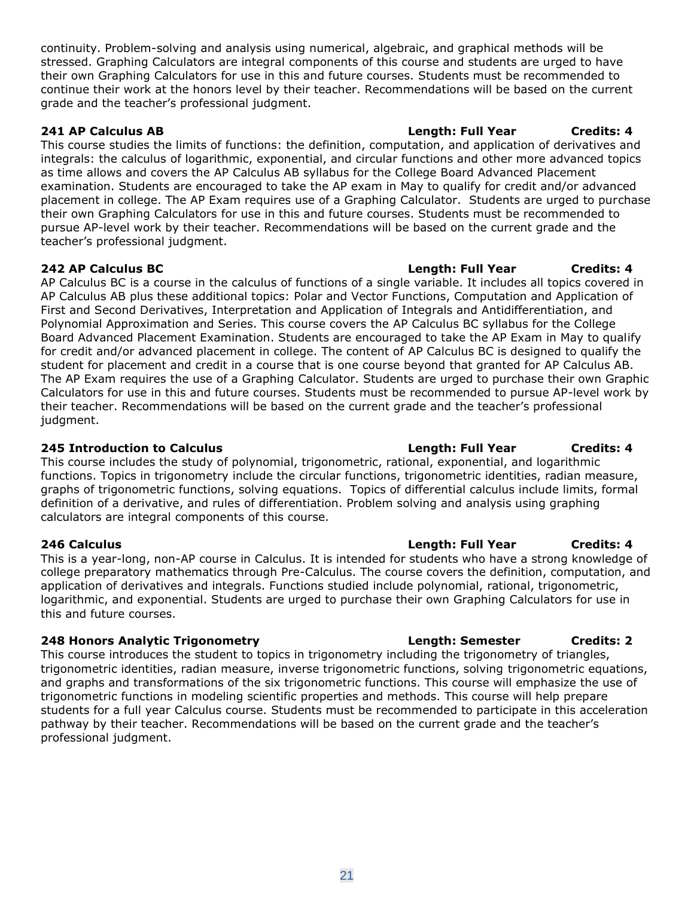continuity. Problem-solving and analysis using numerical, algebraic, and graphical methods will be stressed. Graphing Calculators are integral components of this course and students are urged to have their own Graphing Calculators for use in this and future courses. Students must be recommended to continue their work at the honors level by their teacher. Recommendations will be based on the current grade and the teacher's professional judgment.

**241 AP Calculus AB** **Length: Full Year** **Credits: 4**

This course studies the limits of functions: the definition, computation, and application of derivatives and integrals: the calculus of logarithmic, exponential, and circular functions and other more advanced topics as time allows and covers the AP Calculus AB syllabus for the College Board Advanced Placement examination. Students are encouraged to take the AP exam in May to qualify for credit and/or advanced placement in college. The AP Exam requires use of a Graphing Calculator. Students are urged to purchase their own Graphing Calculators for use in this and future courses. Students must be recommended to pursue AP-level work by their teacher. Recommendations will be based on the current grade and the teacher's professional judgment.

**242 AP Calculus BC** **Length: Full Year** **Credits: 4**

AP Calculus BC is a course in the calculus of functions of a single variable. It includes all topics covered in AP Calculus AB plus these additional topics: Polar and Vector Functions, Computation and Application of First and Second Derivatives, Interpretation and Application of Integrals and Antidifferentiation, and Polynomial Approximation and Series. This course covers the AP Calculus BC syllabus for the College Board Advanced Placement Examination. Students are encouraged to take the AP Exam in May to qualify for credit and/or advanced placement in college. The content of AP Calculus BC is designed to qualify the student for placement and credit in a course that is one course beyond that granted for AP Calculus AB. The AP Exam requires the use of a Graphing Calculator. Students are urged to purchase their own Graphic Calculators for use in this and future courses. Students must be recommended to pursue AP-level work by their teacher. Recommendations will be based on the current grade and the teacher's professional judgment.

**245 Introduction to Calculus** **Length: Full Year** **Credits: 4**

This course includes the study of polynomial, trigonometric, rational, exponential, and logarithmic functions. Topics in trigonometry include the circular functions, trigonometric identities, radian measure, graphs of trigonometric functions, solving equations. Topics of differential calculus include limits, formal definition of a derivative, and rules of differentiation. Problem solving and analysis using graphing calculators are integral components of this course.

**246 Calculus** **Length: Full Year** **Credits: 4**

This is a year-long, non-AP course in Calculus. It is intended for students who have a strong knowledge of college preparatory mathematics through Pre-Calculus. The course covers the definition, computation, and application of derivatives and integrals. Functions studied include polynomial, rational, trigonometric, logarithmic, and exponential. Students are urged to purchase their own Graphing Calculators for use in this and future courses.

**248 Honors Analytic Trigonometry** **Length: Semester** **Credits: 2**

This course introduces the student to topics in trigonometry including the trigonometry of triangles, trigonometric identities, radian measure, inverse trigonometric functions, solving trigonometric equations, and graphs and transformations of the six trigonometric functions. This course will emphasize the use of trigonometric functions in modeling scientific properties and methods. This course will help prepare students for a full year Calculus course. Students must be recommended to participate in this acceleration pathway by their teacher. Recommendations will be based on the current grade and the teacher's professional judgment.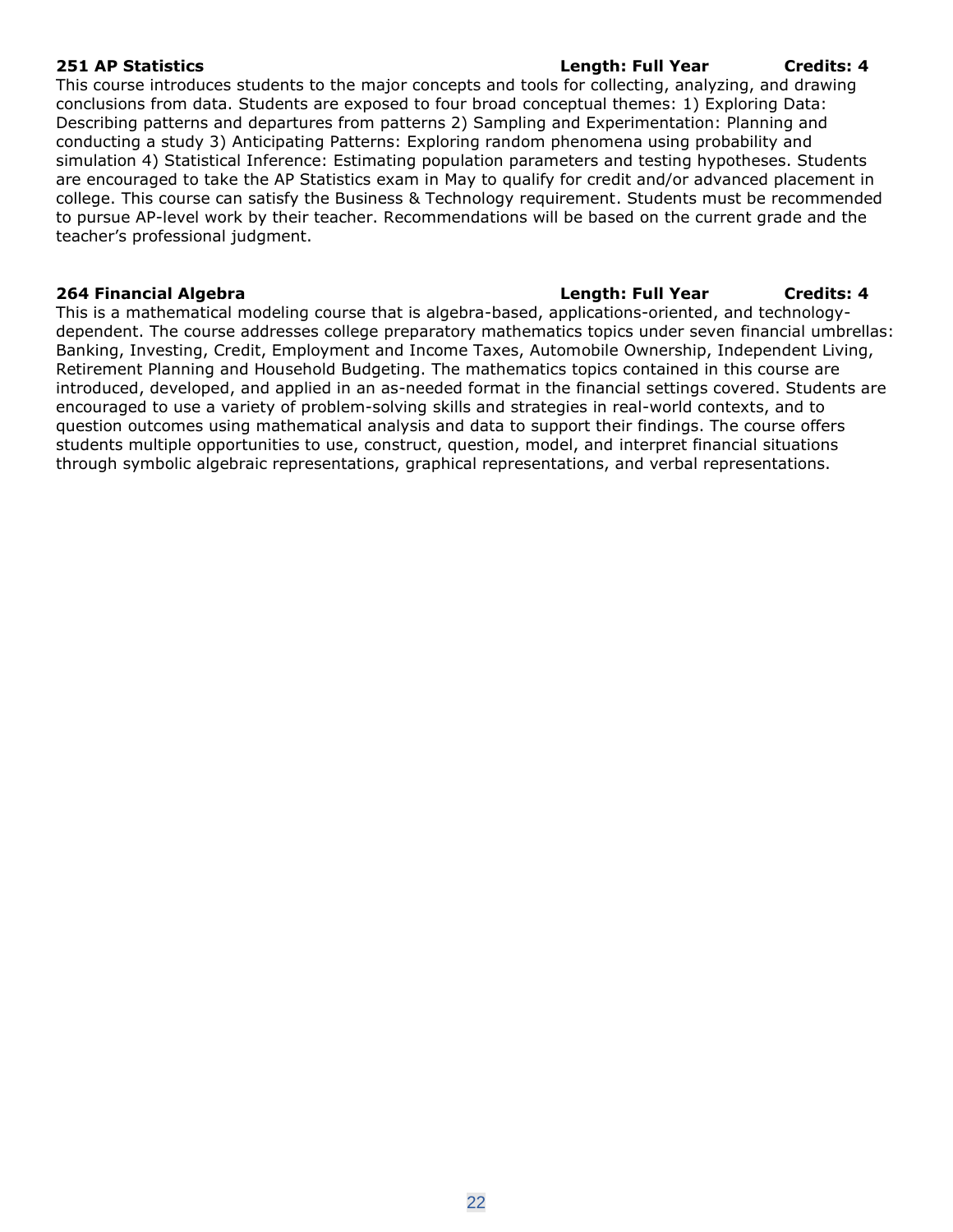**251 AP Statistics** **Length: Full Year** **Credits: 4**

This course introduces students to the major concepts and tools for collecting, analyzing, and drawing conclusions from data. Students are exposed to four broad conceptual themes: 1) Exploring Data: Describing patterns and departures from patterns 2) Sampling and Experimentation: Planning and conducting a study 3) Anticipating Patterns: Exploring random phenomena using probability and simulation 4) Statistical Inference: Estimating population parameters and testing hypotheses. Students are encouraged to take the AP Statistics exam in May to qualify for credit and/or advanced placement in college. This course can satisfy the Business & Technology requirement. Students must be recommended to pursue AP-level work by their teacher. Recommendations will be based on the current grade and the teacher's professional judgment.

**264 Financial Algebra** **Length: Full Year** **Credits: 4**

This is a mathematical modeling course that is algebra-based, applications-oriented, and technology-dependent. The course addresses college preparatory mathematics topics under seven financial umbrellas: Banking, Investing, Credit, Employment and Income Taxes, Automobile Ownership, Independent Living, Retirement Planning and Household Budgeting. The mathematics topics contained in this course are introduced, developed, and applied in an as-needed format in the financial settings covered. Students are encouraged to use a variety of problem-solving skills and strategies in real-world contexts, and to question outcomes using mathematical analysis and data to support their findings. The course offers students multiple opportunities to use, construct, question, model, and interpret financial situations through symbolic algebraic representations, graphical representations, and verbal representations.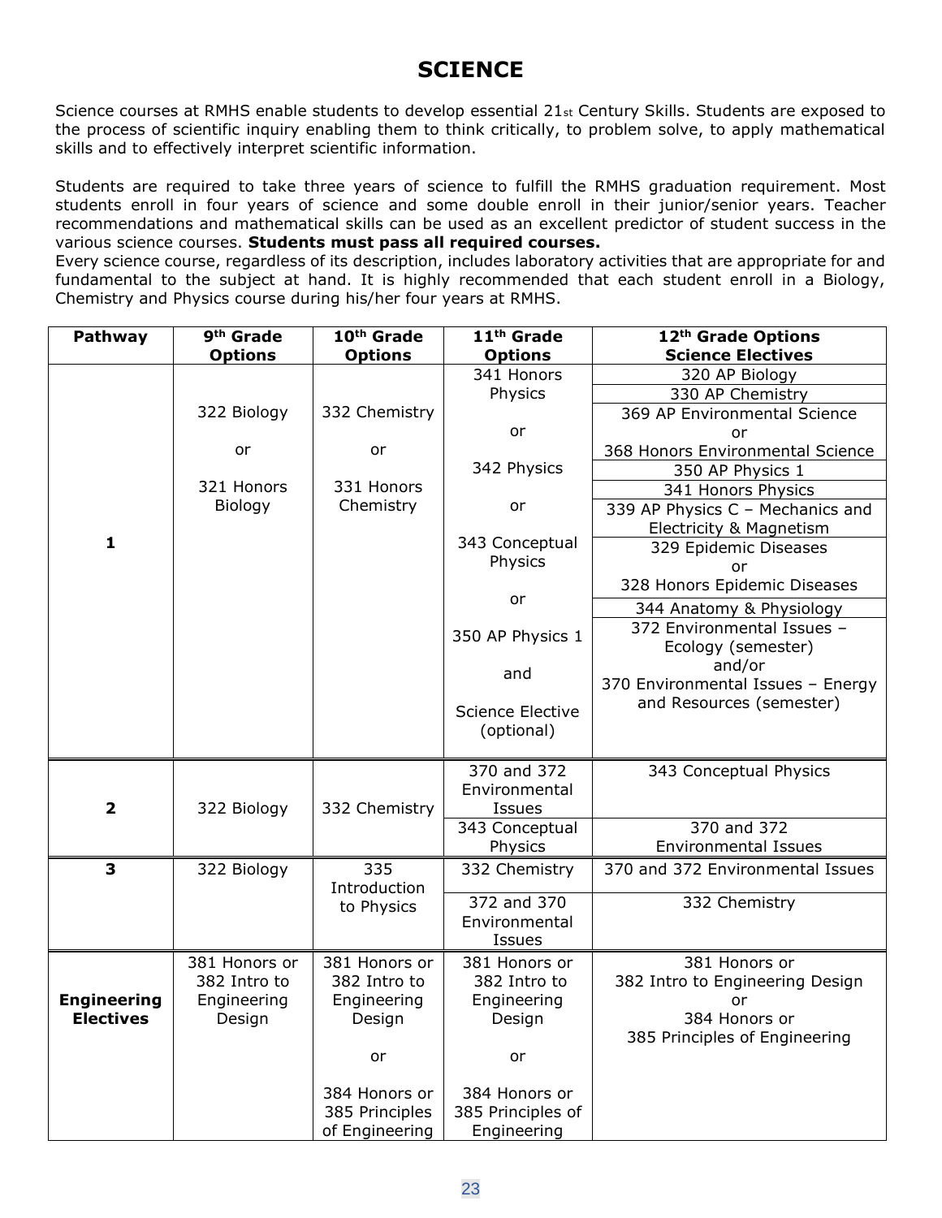# SCIENCE

Science courses at RMHS enable students to develop essential 21st Century Skills. Students are exposed to the process of scientific inquiry enabling them to think critically, to problem solve, to apply mathematical skills and to effectively interpret scientific information.

Students are required to take three years of science to fulfill the RMHS graduation requirement. Most students enroll in four years of science and some double enroll in their junior/senior years. Teacher recommendations and mathematical skills can be used as an excellent predictor of student success in the various science courses. **Students must pass all required courses.**

Every science course, regardless of its description, includes laboratory activities that are appropriate for and fundamental to the subject at hand. It is highly recommended that each student enroll in a Biology, Chemistry and Physics course during his/her four years at RMHS.

| Pathway | 9th Grade Options | 10th Grade Options | 11th Grade Options | 12th Grade Options Science Electives |
|---|---|---|---|---|
| 1 | 322 Biology or 321 Honors Biology | 332 Chemistry or 331 Honors Chemistry | 341 Honors Physics or 342 Physics or 343 Conceptual Physics or 350 AP Physics 1 and Science Elective (optional) | 320 AP Biology<br>330 AP Chemistry<br>369 AP Environmental Science or 368 Honors Environmental Science<br>350 AP Physics 1<br>341 Honors Physics<br>339 AP Physics C – Mechanics and Electricity & Magnetism<br>329 Epidemic Diseases or 328 Honors Epidemic Diseases<br>344 Anatomy & Physiology<br>372 Environmental Issues – Ecology (semester) and/or 370 Environmental Issues – Energy and Resources (semester) |
| 2 | 322 Biology | 332 Chemistry | 370 and 372 Environmental Issues | 343 Conceptual Physics |
| | | | 343 Conceptual Physics | 370 and 372 Environmental Issues |
| 3 | 322 Biology | 335 Introduction to Physics | 332 Chemistry | 370 and 372 Environmental Issues |
| | | | 372 and 370 Environmental Issues | 332 Chemistry |
| Engineering Electives | 381 Honors or 382 Intro to Engineering Design | 381 Honors or 382 Intro to Engineering Design or 384 Honors or 385 Principles of Engineering | 381 Honors or 382 Intro to Engineering Design or 384 Honors or 385 Principles of Engineering | 381 Honors or 382 Intro to Engineering Design or 384 Honors or 385 Principles of Engineering |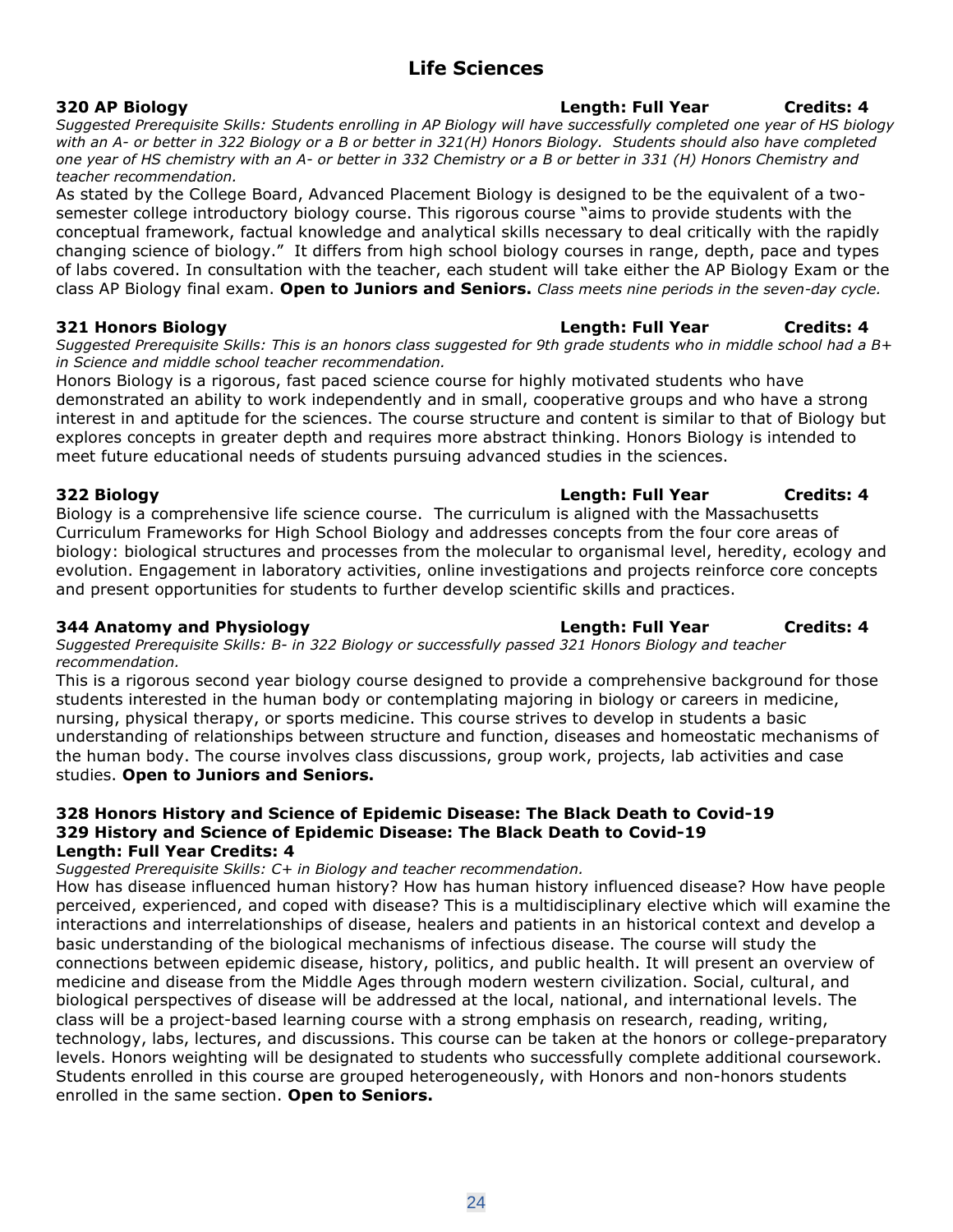# Life Sciences

**320 AP Biology** **Length: Full Year** **Credits: 4**

*Suggested Prerequisite Skills: Students enrolling in AP Biology will have successfully completed one year of HS biology with an A- or better in 322 Biology or a B or better in 321(H) Honors Biology. Students should also have completed one year of HS chemistry with an A- or better in 332 Chemistry or a B or better in 331 (H) Honors Chemistry and teacher recommendation.*

As stated by the College Board, Advanced Placement Biology is designed to be the equivalent of a two-semester college introductory biology course. This rigorous course "aims to provide students with the conceptual framework, factual knowledge and analytical skills necessary to deal critically with the rapidly changing science of biology." It differs from high school biology courses in range, depth, pace and types of labs covered. In consultation with the teacher, each student will take either the AP Biology Exam or the class AP Biology final exam. **Open to Juniors and Seniors.** *Class meets nine periods in the seven-day cycle.*

**321 Honors Biology** **Length: Full Year** **Credits: 4**

*Suggested Prerequisite Skills: This is an honors class suggested for 9th grade students who in middle school had a B+ in Science and middle school teacher recommendation.*

Honors Biology is a rigorous, fast paced science course for highly motivated students who have demonstrated an ability to work independently and in small, cooperative groups and who have a strong interest in and aptitude for the sciences. The course structure and content is similar to that of Biology but explores concepts in greater depth and requires more abstract thinking. Honors Biology is intended to meet future educational needs of students pursuing advanced studies in the sciences.

**322 Biology** **Length: Full Year** **Credits: 4**

Biology is a comprehensive life science course. The curriculum is aligned with the Massachusetts Curriculum Frameworks for High School Biology and addresses concepts from the four core areas of biology: biological structures and processes from the molecular to organismal level, heredity, ecology and evolution. Engagement in laboratory activities, online investigations and projects reinforce core concepts and present opportunities for students to further develop scientific skills and practices.

**344 Anatomy and Physiology** **Length: Full Year** **Credits: 4**

*Suggested Prerequisite Skills: B- in 322 Biology or successfully passed 321 Honors Biology and teacher recommendation.*

This is a rigorous second year biology course designed to provide a comprehensive background for those students interested in the human body or contemplating majoring in biology or careers in medicine, nursing, physical therapy, or sports medicine. This course strives to develop in students a basic understanding of relationships between structure and function, diseases and homeostatic mechanisms of the human body. The course involves class discussions, group work, projects, lab activities and case studies. **Open to Juniors and Seniors.**

**328 Honors History and Science of Epidemic Disease: The Black Death to Covid-19**
**329 History and Science of Epidemic Disease: The Black Death to Covid-19**
**Length: Full Year Credits: 4**

*Suggested Prerequisite Skills: C+ in Biology and teacher recommendation.*

How has disease influenced human history? How has human history influenced disease? How have people perceived, experienced, and coped with disease? This is a multidisciplinary elective which will examine the interactions and interrelationships of disease, healers and patients in an historical context and develop a basic understanding of the biological mechanisms of infectious disease. The course will study the connections between epidemic disease, history, politics, and public health. It will present an overview of medicine and disease from the Middle Ages through modern western civilization. Social, cultural, and biological perspectives of disease will be addressed at the local, national, and international levels. The class will be a project-based learning course with a strong emphasis on research, reading, writing, technology, labs, lectures, and discussions. This course can be taken at the honors or college-preparatory levels. Honors weighting will be designated to students who successfully complete additional coursework. Students enrolled in this course are grouped heterogeneously, with Honors and non-honors students enrolled in the same section. **Open to Seniors.**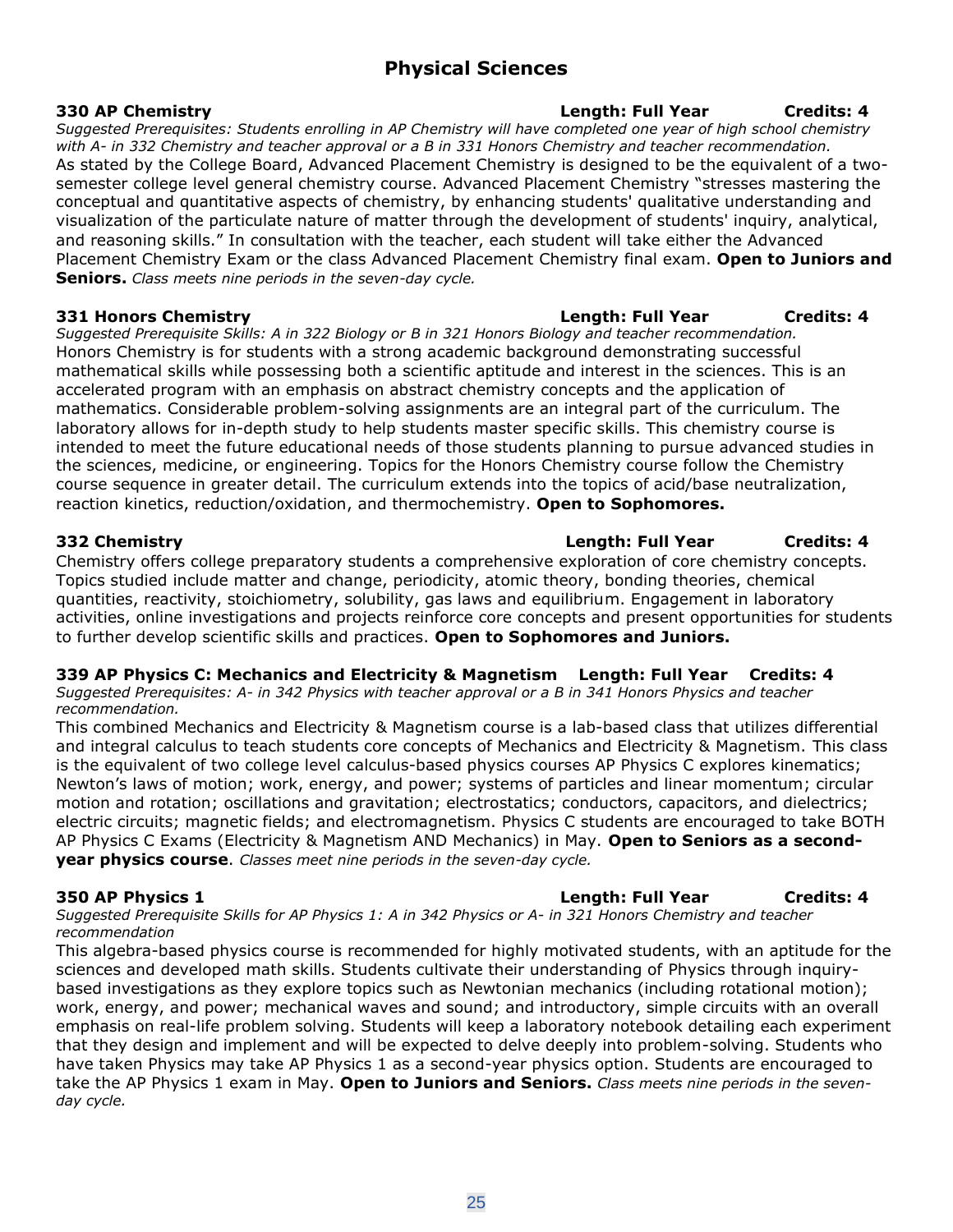# Physical Sciences

**330 AP Chemistry** **Length: Full Year** **Credits: 4**

*Suggested Prerequisites: Students enrolling in AP Chemistry will have completed one year of high school chemistry with A- in 332 Chemistry and teacher approval or a B in 331 Honors Chemistry and teacher recommendation.*

As stated by the College Board, Advanced Placement Chemistry is designed to be the equivalent of a two-semester college level general chemistry course. Advanced Placement Chemistry "stresses mastering the conceptual and quantitative aspects of chemistry, by enhancing students' qualitative understanding and visualization of the particulate nature of matter through the development of students' inquiry, analytical, and reasoning skills." In consultation with the teacher, each student will take either the Advanced Placement Chemistry Exam or the class Advanced Placement Chemistry final exam. **Open to Juniors and Seniors.** *Class meets nine periods in the seven-day cycle.*

**331 Honors Chemistry** **Length: Full Year** **Credits: 4**

*Suggested Prerequisite Skills: A in 322 Biology or B in 321 Honors Biology and teacher recommendation.*

Honors Chemistry is for students with a strong academic background demonstrating successful mathematical skills while possessing both a scientific aptitude and interest in the sciences. This is an accelerated program with an emphasis on abstract chemistry concepts and the application of mathematics. Considerable problem-solving assignments are an integral part of the curriculum. The laboratory allows for in-depth study to help students master specific skills. This chemistry course is intended to meet the future educational needs of those students planning to pursue advanced studies in the sciences, medicine, or engineering. Topics for the Honors Chemistry course follow the Chemistry course sequence in greater detail. The curriculum extends into the topics of acid/base neutralization, reaction kinetics, reduction/oxidation, and thermochemistry. **Open to Sophomores.**

**332 Chemistry** **Length: Full Year** **Credits: 4**

Chemistry offers college preparatory students a comprehensive exploration of core chemistry concepts. Topics studied include matter and change, periodicity, atomic theory, bonding theories, chemical quantities, reactivity, stoichiometry, solubility, gas laws and equilibrium. Engagement in laboratory activities, online investigations and projects reinforce core concepts and present opportunities for students to further develop scientific skills and practices. **Open to Sophomores and Juniors.**

**339 AP Physics C: Mechanics and Electricity & Magnetism** **Length: Full Year** **Credits: 4**

*Suggested Prerequisites: A- in 342 Physics with teacher approval or a B in 341 Honors Physics and teacher recommendation.*

This combined Mechanics and Electricity & Magnetism course is a lab-based class that utilizes differential and integral calculus to teach students core concepts of Mechanics and Electricity & Magnetism. This class is the equivalent of two college level calculus-based physics courses AP Physics C explores kinematics; Newton's laws of motion; work, energy, and power; systems of particles and linear momentum; circular motion and rotation; oscillations and gravitation; electrostatics; conductors, capacitors, and dielectrics; electric circuits; magnetic fields; and electromagnetism. Physics C students are encouraged to take BOTH AP Physics C Exams (Electricity & Magnetism AND Mechanics) in May. **Open to Seniors as a second-year physics course**. *Classes meet nine periods in the seven-day cycle.*

**350 AP Physics 1** **Length: Full Year** **Credits: 4**

*Suggested Prerequisite Skills for AP Physics 1: A in 342 Physics or A- in 321 Honors Chemistry and teacher recommendation*

This algebra-based physics course is recommended for highly motivated students, with an aptitude for the sciences and developed math skills. Students cultivate their understanding of Physics through inquiry-based investigations as they explore topics such as Newtonian mechanics (including rotational motion); work, energy, and power; mechanical waves and sound; and introductory, simple circuits with an overall emphasis on real-life problem solving. Students will keep a laboratory notebook detailing each experiment that they design and implement and will be expected to delve deeply into problem-solving. Students who have taken Physics may take AP Physics 1 as a second-year physics option. Students are encouraged to take the AP Physics 1 exam in May. **Open to Juniors and Seniors.** *Class meets nine periods in the seven-day cycle.*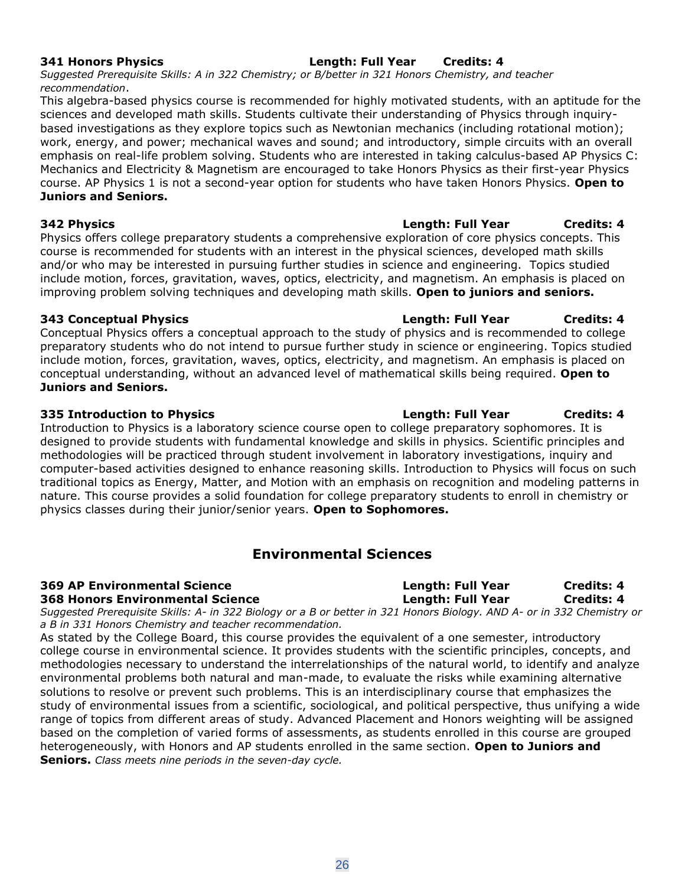**341 Honors Physics** **Length: Full Year** **Credits: 4**

*Suggested Prerequisite Skills: A in 322 Chemistry; or B/better in 321 Honors Chemistry, and teacher recommendation*.

This algebra-based physics course is recommended for highly motivated students, with an aptitude for the sciences and developed math skills. Students cultivate their understanding of Physics through inquiry-based investigations as they explore topics such as Newtonian mechanics (including rotational motion); work, energy, and power; mechanical waves and sound; and introductory, simple circuits with an overall emphasis on real-life problem solving. Students who are interested in taking calculus-based AP Physics C: Mechanics and Electricity & Magnetism are encouraged to take Honors Physics as their first-year Physics course. AP Physics 1 is not a second-year option for students who have taken Honors Physics. **Open to Juniors and Seniors.**

**342 Physics** **Length: Full Year** **Credits: 4**

Physics offers college preparatory students a comprehensive exploration of core physics concepts. This course is recommended for students with an interest in the physical sciences, developed math skills and/or who may be interested in pursuing further studies in science and engineering. Topics studied include motion, forces, gravitation, waves, optics, electricity, and magnetism. An emphasis is placed on improving problem solving techniques and developing math skills. **Open to juniors and seniors.**

**343 Conceptual Physics** **Length: Full Year** **Credits: 4**

Conceptual Physics offers a conceptual approach to the study of physics and is recommended to college preparatory students who do not intend to pursue further study in science or engineering. Topics studied include motion, forces, gravitation, waves, optics, electricity, and magnetism. An emphasis is placed on conceptual understanding, without an advanced level of mathematical skills being required. **Open to Juniors and Seniors.**

**335 Introduction to Physics** **Length: Full Year** **Credits: 4**

Introduction to Physics is a laboratory science course open to college preparatory sophomores. It is designed to provide students with fundamental knowledge and skills in physics. Scientific principles and methodologies will be practiced through student involvement in laboratory investigations, inquiry and computer-based activities designed to enhance reasoning skills. Introduction to Physics will focus on such traditional topics as Energy, Matter, and Motion with an emphasis on recognition and modeling patterns in nature. This course provides a solid foundation for college preparatory students to enroll in chemistry or physics classes during their junior/senior years. **Open to Sophomores.**

## Environmental Sciences

**369 AP Environmental Science** **Length: Full Year** **Credits: 4**
**368 Honors Environmental Science** **Length: Full Year** **Credits: 4**

*Suggested Prerequisite Skills: A- in 322 Biology or a B or better in 321 Honors Biology. AND A- or in 332 Chemistry or a B in 331 Honors Chemistry and teacher recommendation.*

As stated by the College Board, this course provides the equivalent of a one semester, introductory college course in environmental science. It provides students with the scientific principles, concepts, and methodologies necessary to understand the interrelationships of the natural world, to identify and analyze environmental problems both natural and man-made, to evaluate the risks while examining alternative solutions to resolve or prevent such problems. This is an interdisciplinary course that emphasizes the study of environmental issues from a scientific, sociological, and political perspective, thus unifying a wide range of topics from different areas of study. Advanced Placement and Honors weighting will be assigned based on the completion of varied forms of assessments, as students enrolled in this course are grouped heterogeneously, with Honors and AP students enrolled in the same section. **Open to Juniors and Seniors.** *Class meets nine periods in the seven-day cycle.*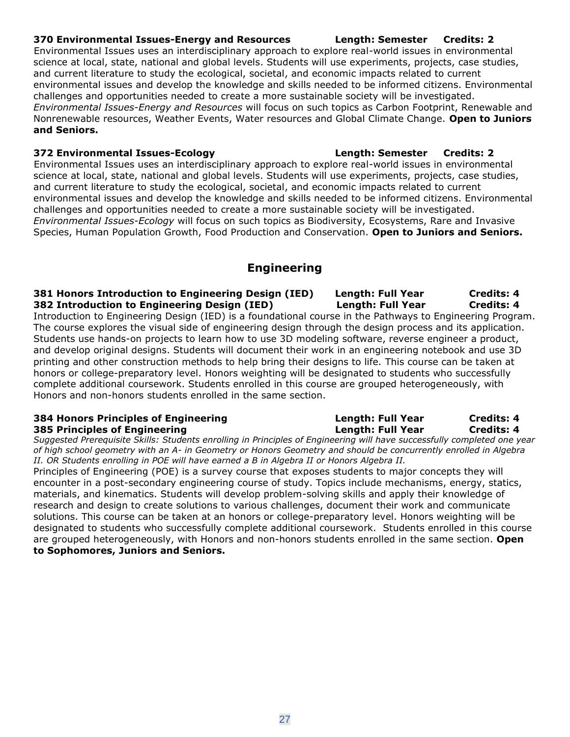**370 Environmental Issues-Energy and Resources** **Length: Semester** **Credits: 2**

Environmental Issues uses an interdisciplinary approach to explore real-world issues in environmental science at local, state, national and global levels. Students will use experiments, projects, case studies, and current literature to study the ecological, societal, and economic impacts related to current environmental issues and develop the knowledge and skills needed to be informed citizens. Environmental challenges and opportunities needed to create a more sustainable society will be investigated. *Environmental Issues-Energy and Resources* will focus on such topics as Carbon Footprint, Renewable and Nonrenewable resources, Weather Events, Water resources and Global Climate Change. **Open to Juniors and Seniors.**

**372 Environmental Issues-Ecology** **Length: Semester** **Credits: 2**

Environmental Issues uses an interdisciplinary approach to explore real-world issues in environmental science at local, state, national and global levels. Students will use experiments, projects, case studies, and current literature to study the ecological, societal, and economic impacts related to current environmental issues and develop the knowledge and skills needed to be informed citizens. Environmental challenges and opportunities needed to create a more sustainable society will be investigated. *Environmental Issues-Ecology* will focus on such topics as Biodiversity, Ecosystems, Rare and Invasive Species, Human Population Growth, Food Production and Conservation. **Open to Juniors and Seniors.**

## Engineering

**381 Honors Introduction to Engineering Design (IED)** **Length: Full Year** **Credits: 4**
**382 Introduction to Engineering Design (IED)** **Length: Full Year** **Credits: 4**

Introduction to Engineering Design (IED) is a foundational course in the Pathways to Engineering Program. The course explores the visual side of engineering design through the design process and its application. Students use hands-on projects to learn how to use 3D modeling software, reverse engineer a product, and develop original designs. Students will document their work in an engineering notebook and use 3D printing and other construction methods to help bring their designs to life. This course can be taken at honors or college-preparatory level. Honors weighting will be designated to students who successfully complete additional coursework. Students enrolled in this course are grouped heterogeneously, with Honors and non-honors students enrolled in the same section.

**384 Honors Principles of Engineering** **Length: Full Year** **Credits: 4**
**385 Principles of Engineering** **Length: Full Year** **Credits: 4**

*Suggested Prerequisite Skills: Students enrolling in Principles of Engineering will have successfully completed one year of high school geometry with an A- in Geometry or Honors Geometry and should be concurrently enrolled in Algebra II. OR Students enrolling in POE will have earned a B in Algebra II or Honors Algebra II.*

Principles of Engineering (POE) is a survey course that exposes students to major concepts they will encounter in a post-secondary engineering course of study. Topics include mechanisms, energy, statics, materials, and kinematics. Students will develop problem-solving skills and apply their knowledge of research and design to create solutions to various challenges, document their work and communicate solutions. This course can be taken at an honors or college-preparatory level. Honors weighting will be designated to students who successfully complete additional coursework. Students enrolled in this course are grouped heterogeneously, with Honors and non-honors students enrolled in the same section. **Open to Sophomores, Juniors and Seniors.**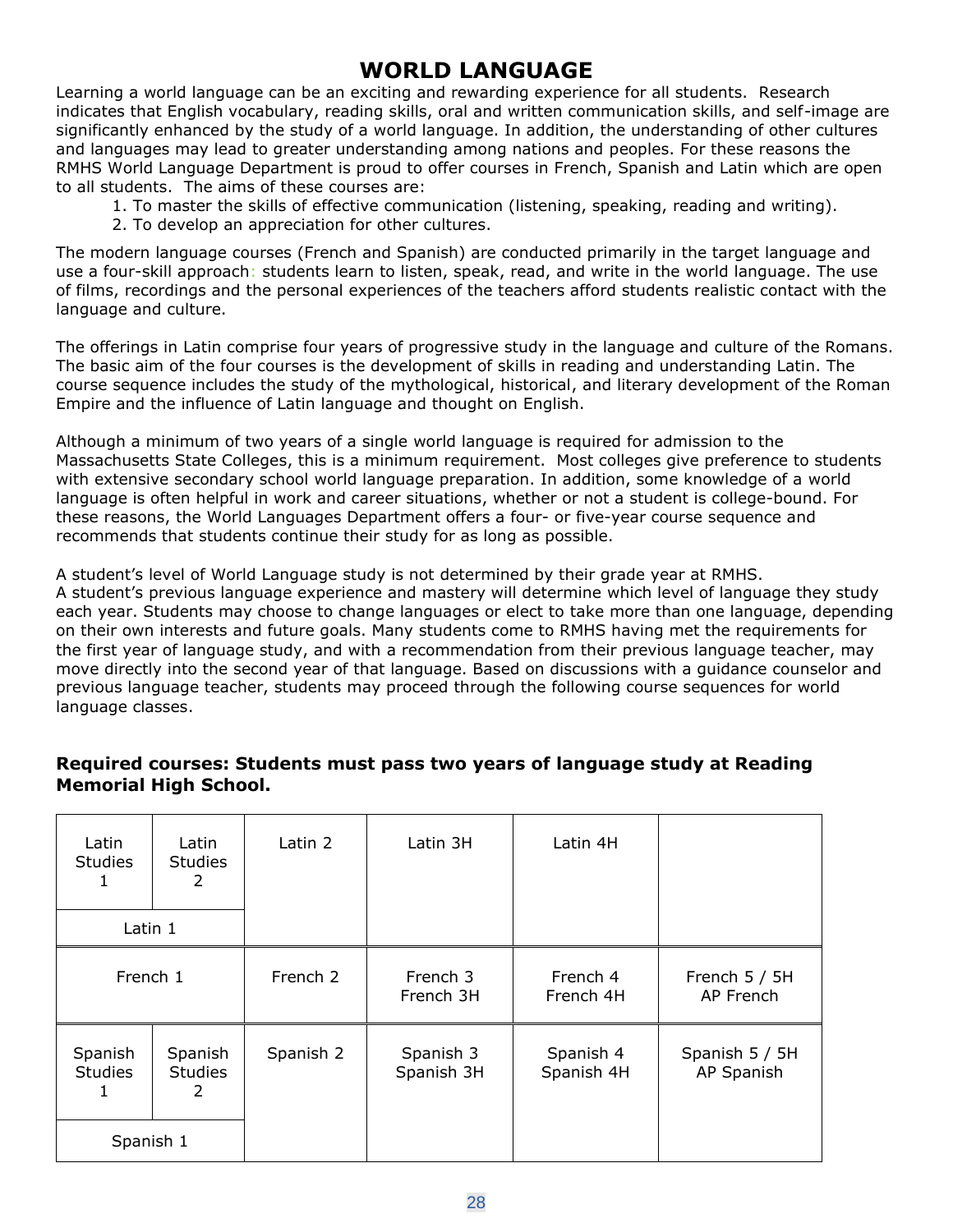# WORLD LANGUAGE

Learning a world language can be an exciting and rewarding experience for all students. Research indicates that English vocabulary, reading skills, oral and written communication skills, and self-image are significantly enhanced by the study of a world language. In addition, the understanding of other cultures and languages may lead to greater understanding among nations and peoples. For these reasons the RMHS World Language Department is proud to offer courses in French, Spanish and Latin which are open to all students. The aims of these courses are:

1. To master the skills of effective communication (listening, speaking, reading and writing).
2. To develop an appreciation for other cultures.

The modern language courses (French and Spanish) are conducted primarily in the target language and use a four-skill approach: students learn to listen, speak, read, and write in the world language. The use of films, recordings and the personal experiences of the teachers afford students realistic contact with the language and culture.

The offerings in Latin comprise four years of progressive study in the language and culture of the Romans. The basic aim of the four courses is the development of skills in reading and understanding Latin. The course sequence includes the study of the mythological, historical, and literary development of the Roman Empire and the influence of Latin language and thought on English.

Although a minimum of two years of a single world language is required for admission to the Massachusetts State Colleges, this is a minimum requirement. Most colleges give preference to students with extensive secondary school world language preparation. In addition, some knowledge of a world language is often helpful in work and career situations, whether or not a student is college-bound. For these reasons, the World Languages Department offers a four- or five-year course sequence and recommends that students continue their study for as long as possible.

A student's level of World Language study is not determined by their grade year at RMHS.
A student's previous language experience and mastery will determine which level of language they study each year. Students may choose to change languages or elect to take more than one language, depending on their own interests and future goals. Many students come to RMHS having met the requirements for the first year of language study, and with a recommendation from their previous language teacher, may move directly into the second year of that language. Based on discussions with a guidance counselor and previous language teacher, students may proceed through the following course sequences for world language classes.

**Required courses: Students must pass two years of language study at Reading Memorial High School.**

| | | | | | |
|---|---|---|---|---|---|
| Latin Studies 1 | Latin Studies 2 | Latin 2 | Latin 3H | Latin 4H | |
| Latin 1 | | | | | |
| French 1 | | French 2 | French 3<br>French 3H | French 4<br>French 4H | French 5 / 5H<br>AP French |
| Spanish Studies 1 | Spanish Studies 2 | Spanish 2 | Spanish 3<br>Spanish 3H | Spanish 4<br>Spanish 4H | Spanish 5 / 5H<br>AP Spanish |
| Spanish 1 | | | | | |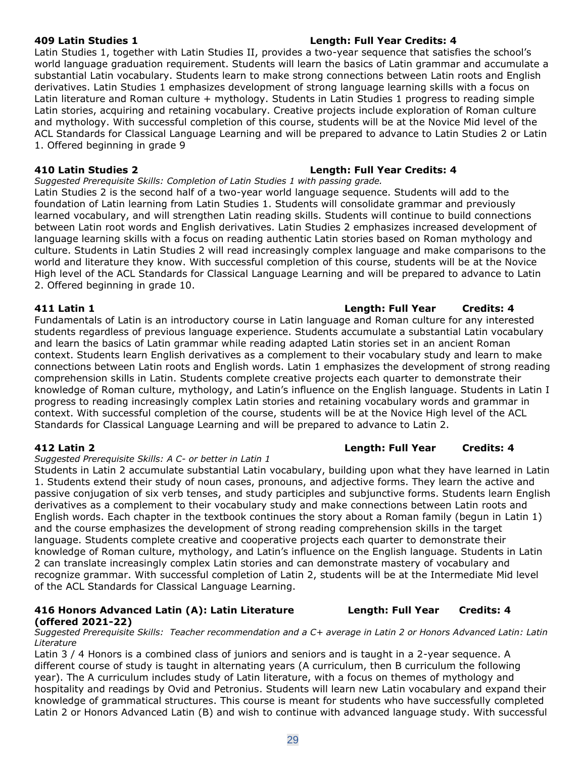**409 Latin Studies 1** **Length: Full Year Credits: 4**

Latin Studies 1, together with Latin Studies II, provides a two-year sequence that satisfies the school's world language graduation requirement. Students will learn the basics of Latin grammar and accumulate a substantial Latin vocabulary. Students learn to make strong connections between Latin roots and English derivatives. Latin Studies 1 emphasizes development of strong language learning skills with a focus on Latin literature and Roman culture + mythology. Students in Latin Studies 1 progress to reading simple Latin stories, acquiring and retaining vocabulary. Creative projects include exploration of Roman culture and mythology. With successful completion of this course, students will be at the Novice Mid level of the ACL Standards for Classical Language Learning and will be prepared to advance to Latin Studies 2 or Latin 1. Offered beginning in grade 9

**410 Latin Studies 2** **Length: Full Year Credits: 4**

*Suggested Prerequisite Skills: Completion of Latin Studies 1 with passing grade.*

Latin Studies 2 is the second half of a two-year world language sequence. Students will add to the foundation of Latin learning from Latin Studies 1. Students will consolidate grammar and previously learned vocabulary, and will strengthen Latin reading skills. Students will continue to build connections between Latin root words and English derivatives. Latin Studies 2 emphasizes increased development of language learning skills with a focus on reading authentic Latin stories based on Roman mythology and culture. Students in Latin Studies 2 will read increasingly complex language and make comparisons to the world and literature they know. With successful completion of this course, students will be at the Novice High level of the ACL Standards for Classical Language Learning and will be prepared to advance to Latin 2. Offered beginning in grade 10.

**411 Latin 1** **Length: Full Year** **Credits: 4**

Fundamentals of Latin is an introductory course in Latin language and Roman culture for any interested students regardless of previous language experience. Students accumulate a substantial Latin vocabulary and learn the basics of Latin grammar while reading adapted Latin stories set in an ancient Roman context. Students learn English derivatives as a complement to their vocabulary study and learn to make connections between Latin roots and English words. Latin 1 emphasizes the development of strong reading comprehension skills in Latin. Students complete creative projects each quarter to demonstrate their knowledge of Roman culture, mythology, and Latin's influence on the English language. Students in Latin I progress to reading increasingly complex Latin stories and retaining vocabulary words and grammar in context. With successful completion of the course, students will be at the Novice High level of the ACL Standards for Classical Language Learning and will be prepared to advance to Latin 2.

**412 Latin 2** **Length: Full Year** **Credits: 4**

*Suggested Prerequisite Skills: A C- or better in Latin 1*

Students in Latin 2 accumulate substantial Latin vocabulary, building upon what they have learned in Latin 1. Students extend their study of noun cases, pronouns, and adjective forms. They learn the active and passive conjugation of six verb tenses, and study participles and subjunctive forms. Students learn English derivatives as a complement to their vocabulary study and make connections between Latin roots and English words. Each chapter in the textbook continues the story about a Roman family (begun in Latin 1) and the course emphasizes the development of strong reading comprehension skills in the target language. Students complete creative and cooperative projects each quarter to demonstrate their knowledge of Roman culture, mythology, and Latin's influence on the English language. Students in Latin 2 can translate increasingly complex Latin stories and can demonstrate mastery of vocabulary and recognize grammar. With successful completion of Latin 2, students will be at the Intermediate Mid level of the ACL Standards for Classical Language Learning.

**416 Honors Advanced Latin (A): Latin Literature (offered 2021-22)** **Length: Full Year** **Credits: 4**

*Suggested Prerequisite Skills: Teacher recommendation and a C+ average in Latin 2 or Honors Advanced Latin: Latin Literature*

Latin 3 / 4 Honors is a combined class of juniors and seniors and is taught in a 2-year sequence. A different course of study is taught in alternating years (A curriculum, then B curriculum the following year). The A curriculum includes study of Latin literature, with a focus on themes of mythology and hospitality and readings by Ovid and Petronius. Students will learn new Latin vocabulary and expand their knowledge of grammatical structures. This course is meant for students who have successfully completed Latin 2 or Honors Advanced Latin (B) and wish to continue with advanced language study. With successful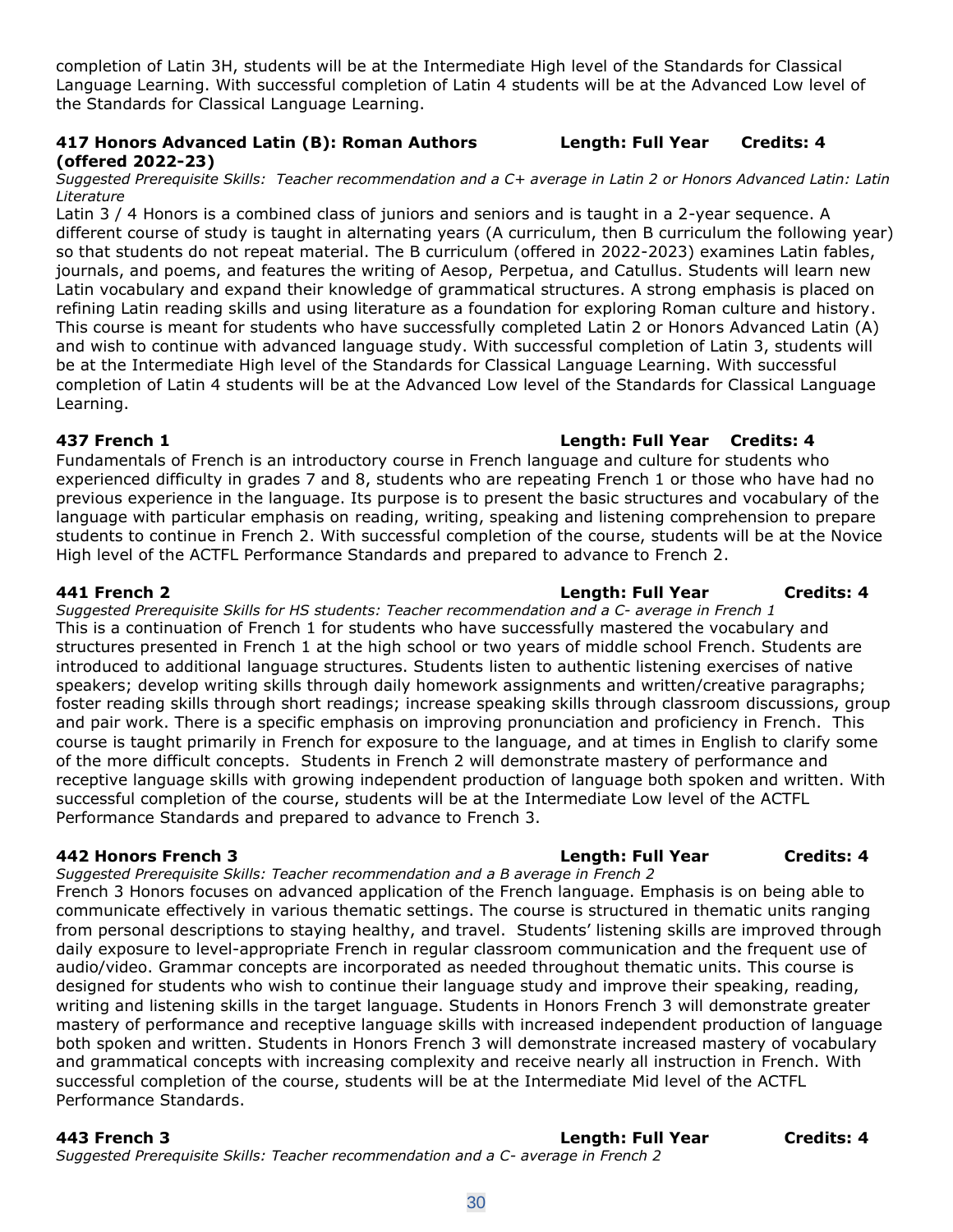completion of Latin 3H, students will be at the Intermediate High level of the Standards for Classical Language Learning. With successful completion of Latin 4 students will be at the Advanced Low level of the Standards for Classical Language Learning.

**417 Honors Advanced Latin (B): Roman Authors (offered 2022-23)** **Length: Full Year** **Credits: 4**

*Suggested Prerequisite Skills: Teacher recommendation and a C+ average in Latin 2 or Honors Advanced Latin: Latin Literature*

Latin 3 / 4 Honors is a combined class of juniors and seniors and is taught in a 2-year sequence. A different course of study is taught in alternating years (A curriculum, then B curriculum the following year) so that students do not repeat material. The B curriculum (offered in 2022-2023) examines Latin fables, journals, and poems, and features the writing of Aesop, Perpetua, and Catullus. Students will learn new Latin vocabulary and expand their knowledge of grammatical structures. A strong emphasis is placed on refining Latin reading skills and using literature as a foundation for exploring Roman culture and history. This course is meant for students who have successfully completed Latin 2 or Honors Advanced Latin (A) and wish to continue with advanced language study. With successful completion of Latin 3, students will be at the Intermediate High level of the Standards for Classical Language Learning. With successful completion of Latin 4 students will be at the Advanced Low level of the Standards for Classical Language Learning.

**437 French 1** **Length: Full Year** **Credits: 4**

Fundamentals of French is an introductory course in French language and culture for students who experienced difficulty in grades 7 and 8, students who are repeating French 1 or those who have had no previous experience in the language. Its purpose is to present the basic structures and vocabulary of the language with particular emphasis on reading, writing, speaking and listening comprehension to prepare students to continue in French 2. With successful completion of the course, students will be at the Novice High level of the ACTFL Performance Standards and prepared to advance to French 2.

**441 French 2** **Length: Full Year** **Credits: 4**

*Suggested Prerequisite Skills for HS students: Teacher recommendation and a C- average in French 1*

This is a continuation of French 1 for students who have successfully mastered the vocabulary and structures presented in French 1 at the high school or two years of middle school French. Students are introduced to additional language structures. Students listen to authentic listening exercises of native speakers; develop writing skills through daily homework assignments and written/creative paragraphs; foster reading skills through short readings; increase speaking skills through classroom discussions, group and pair work. There is a specific emphasis on improving pronunciation and proficiency in French. This course is taught primarily in French for exposure to the language, and at times in English to clarify some of the more difficult concepts. Students in French 2 will demonstrate mastery of performance and receptive language skills with growing independent production of language both spoken and written. With successful completion of the course, students will be at the Intermediate Low level of the ACTFL Performance Standards and prepared to advance to French 3.

**442 Honors French 3** **Length: Full Year** **Credits: 4**

*Suggested Prerequisite Skills: Teacher recommendation and a B average in French 2*

French 3 Honors focuses on advanced application of the French language. Emphasis is on being able to communicate effectively in various thematic settings. The course is structured in thematic units ranging from personal descriptions to staying healthy, and travel. Students' listening skills are improved through daily exposure to level-appropriate French in regular classroom communication and the frequent use of audio/video. Grammar concepts are incorporated as needed throughout thematic units. This course is designed for students who wish to continue their language study and improve their speaking, reading, writing and listening skills in the target language. Students in Honors French 3 will demonstrate greater mastery of performance and receptive language skills with increased independent production of language both spoken and written. Students in Honors French 3 will demonstrate increased mastery of vocabulary and grammatical concepts with increasing complexity and receive nearly all instruction in French. With successful completion of the course, students will be at the Intermediate Mid level of the ACTFL Performance Standards.

**443 French 3** **Length: Full Year** **Credits: 4**

*Suggested Prerequisite Skills: Teacher recommendation and a C- average in French 2*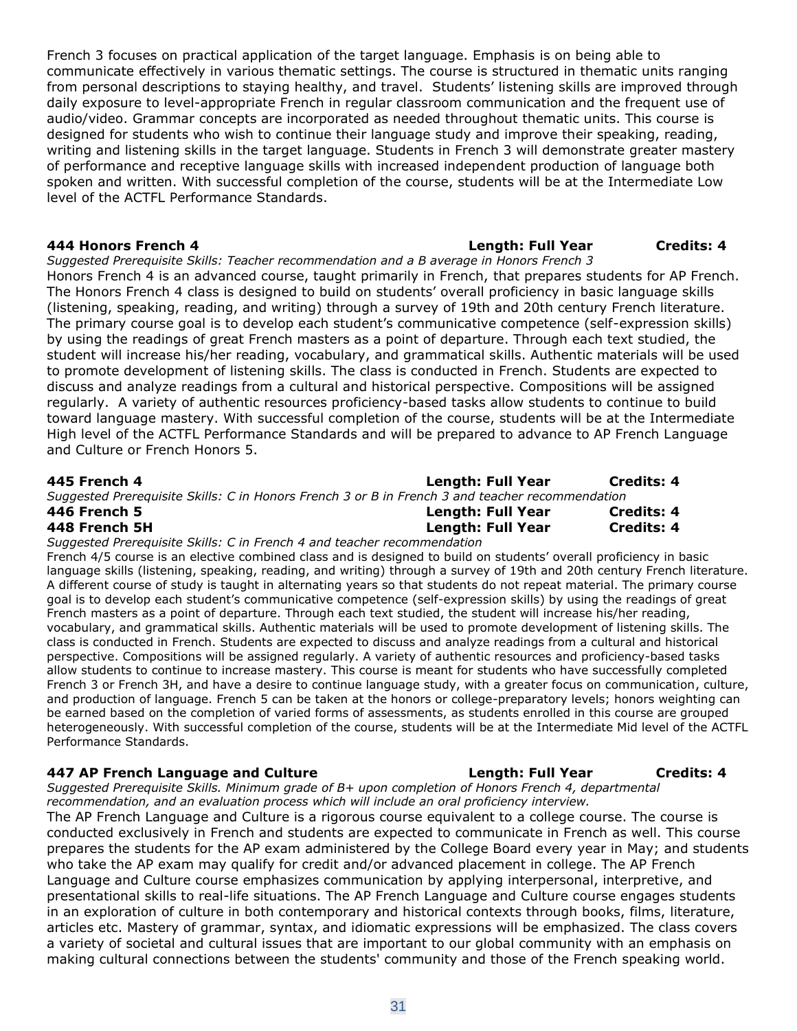French 3 focuses on practical application of the target language. Emphasis is on being able to communicate effectively in various thematic settings. The course is structured in thematic units ranging from personal descriptions to staying healthy, and travel. Students' listening skills are improved through daily exposure to level-appropriate French in regular classroom communication and the frequent use of audio/video. Grammar concepts are incorporated as needed throughout thematic units. This course is designed for students who wish to continue their language study and improve their speaking, reading, writing and listening skills in the target language. Students in French 3 will demonstrate greater mastery of performance and receptive language skills with increased independent production of language both spoken and written. With successful completion of the course, students will be at the Intermediate Low level of the ACTFL Performance Standards.

**444 Honors French 4** **Length: Full Year** **Credits: 4**

*Suggested Prerequisite Skills: Teacher recommendation and a B average in Honors French 3*

Honors French 4 is an advanced course, taught primarily in French, that prepares students for AP French. The Honors French 4 class is designed to build on students' overall proficiency in basic language skills (listening, speaking, reading, and writing) through a survey of 19th and 20th century French literature. The primary course goal is to develop each student's communicative competence (self-expression skills) by using the readings of great French masters as a point of departure. Through each text studied, the student will increase his/her reading, vocabulary, and grammatical skills. Authentic materials will be used to promote development of listening skills. The class is conducted in French. Students are expected to discuss and analyze readings from a cultural and historical perspective. Compositions will be assigned regularly. A variety of authentic resources proficiency-based tasks allow students to continue to build toward language mastery. With successful completion of the course, students will be at the Intermediate High level of the ACTFL Performance Standards and will be prepared to advance to AP French Language and Culture or French Honors 5.

**445 French 4** **Length: Full Year** **Credits: 4**

*Suggested Prerequisite Skills: C in Honors French 3 or B in French 3 and teacher recommendation*

**446 French 5** **Length: Full Year** **Credits: 4**

**448 French 5H** **Length: Full Year** **Credits: 4**

*Suggested Prerequisite Skills: C in French 4 and teacher recommendation*

French 4/5 course is an elective combined class and is designed to build on students' overall proficiency in basic language skills (listening, speaking, reading, and writing) through a survey of 19th and 20th century French literature. A different course of study is taught in alternating years so that students do not repeat material. The primary course goal is to develop each student's communicative competence (self-expression skills) by using the readings of great French masters as a point of departure. Through each text studied, the student will increase his/her reading, vocabulary, and grammatical skills. Authentic materials will be used to promote development of listening skills. The class is conducted in French. Students are expected to discuss and analyze readings from a cultural and historical perspective. Compositions will be assigned regularly. A variety of authentic resources and proficiency-based tasks allow students to continue to increase mastery. This course is meant for students who have successfully completed French 3 or French 3H, and have a desire to continue language study, with a greater focus on communication, culture, and production of language. French 5 can be taken at the honors or college-preparatory levels; honors weighting can be earned based on the completion of varied forms of assessments, as students enrolled in this course are grouped heterogeneously. With successful completion of the course, students will be at the Intermediate Mid level of the ACTFL Performance Standards.

**447 AP French Language and Culture** **Length: Full Year** **Credits: 4**

*Suggested Prerequisite Skills. Minimum grade of B+ upon completion of Honors French 4, departmental recommendation, and an evaluation process which will include an oral proficiency interview.*

The AP French Language and Culture is a rigorous course equivalent to a college course. The course is conducted exclusively in French and students are expected to communicate in French as well. This course prepares the students for the AP exam administered by the College Board every year in May; and students who take the AP exam may qualify for credit and/or advanced placement in college. The AP French Language and Culture course emphasizes communication by applying interpersonal, interpretive, and presentational skills to real-life situations. The AP French Language and Culture course engages students in an exploration of culture in both contemporary and historical contexts through books, films, literature, articles etc. Mastery of grammar, syntax, and idiomatic expressions will be emphasized. The class covers a variety of societal and cultural issues that are important to our global community with an emphasis on making cultural connections between the students' community and those of the French speaking world.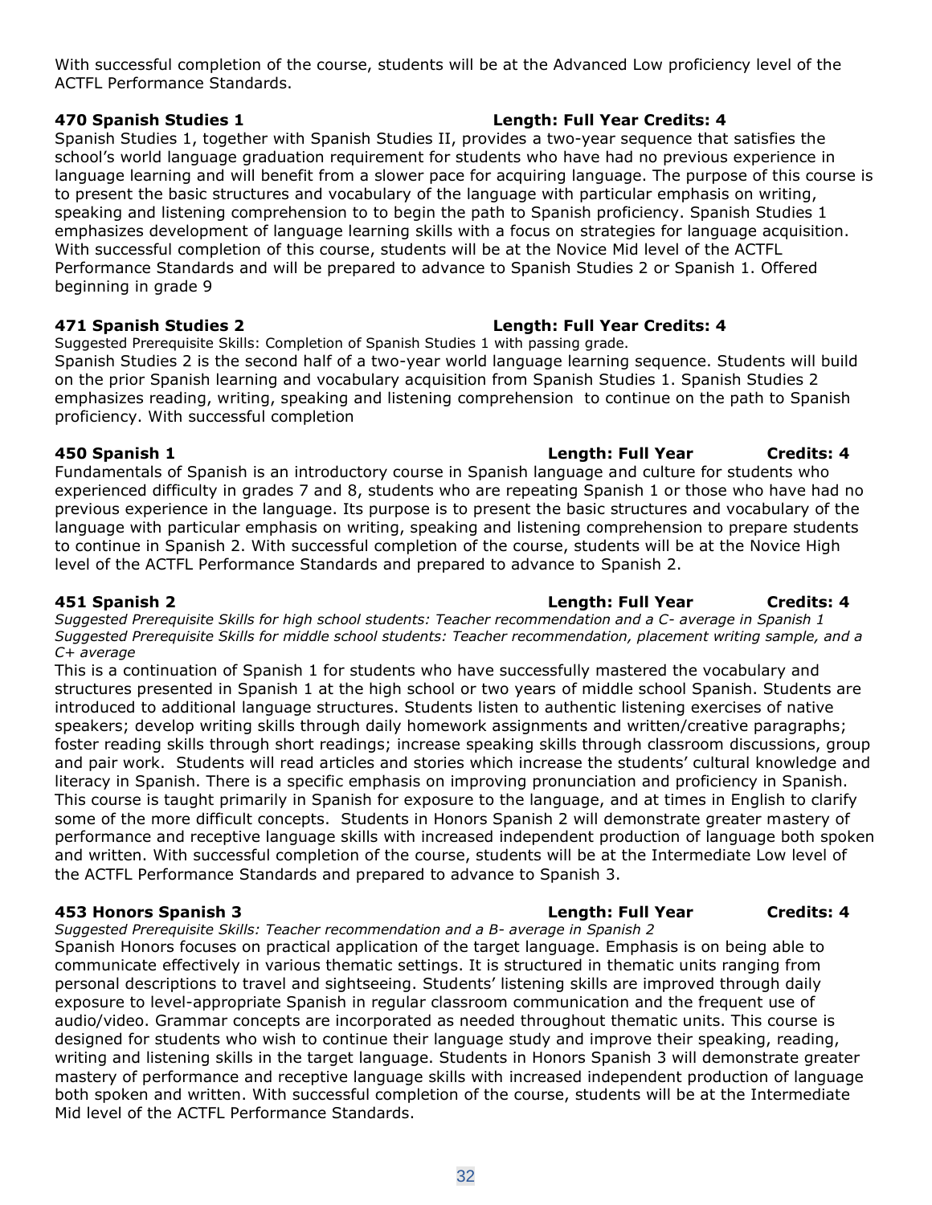With successful completion of the course, students will be at the Advanced Low proficiency level of the ACTFL Performance Standards.

**470 Spanish Studies 1** **Length: Full Year Credits: 4**

Spanish Studies 1, together with Spanish Studies II, provides a two-year sequence that satisfies the school's world language graduation requirement for students who have had no previous experience in language learning and will benefit from a slower pace for acquiring language. The purpose of this course is to present the basic structures and vocabulary of the language with particular emphasis on writing, speaking and listening comprehension to to begin the path to Spanish proficiency. Spanish Studies 1 emphasizes development of language learning skills with a focus on strategies for language acquisition. With successful completion of this course, students will be at the Novice Mid level of the ACTFL Performance Standards and will be prepared to advance to Spanish Studies 2 or Spanish 1. Offered beginning in grade 9

**471 Spanish Studies 2** **Length: Full Year Credits: 4**

Suggested Prerequisite Skills: Completion of Spanish Studies 1 with passing grade.

Spanish Studies 2 is the second half of a two-year world language learning sequence. Students will build on the prior Spanish learning and vocabulary acquisition from Spanish Studies 1. Spanish Studies 2 emphasizes reading, writing, speaking and listening comprehension to continue on the path to Spanish proficiency. With successful completion

**450 Spanish 1** **Length: Full Year** **Credits: 4**

Fundamentals of Spanish is an introductory course in Spanish language and culture for students who experienced difficulty in grades 7 and 8, students who are repeating Spanish 1 or those who have had no previous experience in the language. Its purpose is to present the basic structures and vocabulary of the language with particular emphasis on writing, speaking and listening comprehension to prepare students to continue in Spanish 2. With successful completion of the course, students will be at the Novice High level of the ACTFL Performance Standards and prepared to advance to Spanish 2.

**451 Spanish 2** **Length: Full Year** **Credits: 4**

*Suggested Prerequisite Skills for high school students: Teacher recommendation and a C- average in Spanish 1*
*Suggested Prerequisite Skills for middle school students: Teacher recommendation, placement writing sample, and a C+ average*

This is a continuation of Spanish 1 for students who have successfully mastered the vocabulary and structures presented in Spanish 1 at the high school or two years of middle school Spanish. Students are introduced to additional language structures. Students listen to authentic listening exercises of native speakers; develop writing skills through daily homework assignments and written/creative paragraphs; foster reading skills through short readings; increase speaking skills through classroom discussions, group and pair work. Students will read articles and stories which increase the students' cultural knowledge and literacy in Spanish. There is a specific emphasis on improving pronunciation and proficiency in Spanish. This course is taught primarily in Spanish for exposure to the language, and at times in English to clarify some of the more difficult concepts. Students in Honors Spanish 2 will demonstrate greater mastery of performance and receptive language skills with increased independent production of language both spoken and written. With successful completion of the course, students will be at the Intermediate Low level of the ACTFL Performance Standards and prepared to advance to Spanish 3.

**453 Honors Spanish 3** **Length: Full Year** **Credits: 4**

*Suggested Prerequisite Skills: Teacher recommendation and a B- average in Spanish 2*

Spanish Honors focuses on practical application of the target language. Emphasis is on being able to communicate effectively in various thematic settings. It is structured in thematic units ranging from personal descriptions to travel and sightseeing. Students' listening skills are improved through daily exposure to level-appropriate Spanish in regular classroom communication and the frequent use of audio/video. Grammar concepts are incorporated as needed throughout thematic units. This course is designed for students who wish to continue their language study and improve their speaking, reading, writing and listening skills in the target language. Students in Honors Spanish 3 will demonstrate greater mastery of performance and receptive language skills with increased independent production of language both spoken and written. With successful completion of the course, students will be at the Intermediate Mid level of the ACTFL Performance Standards.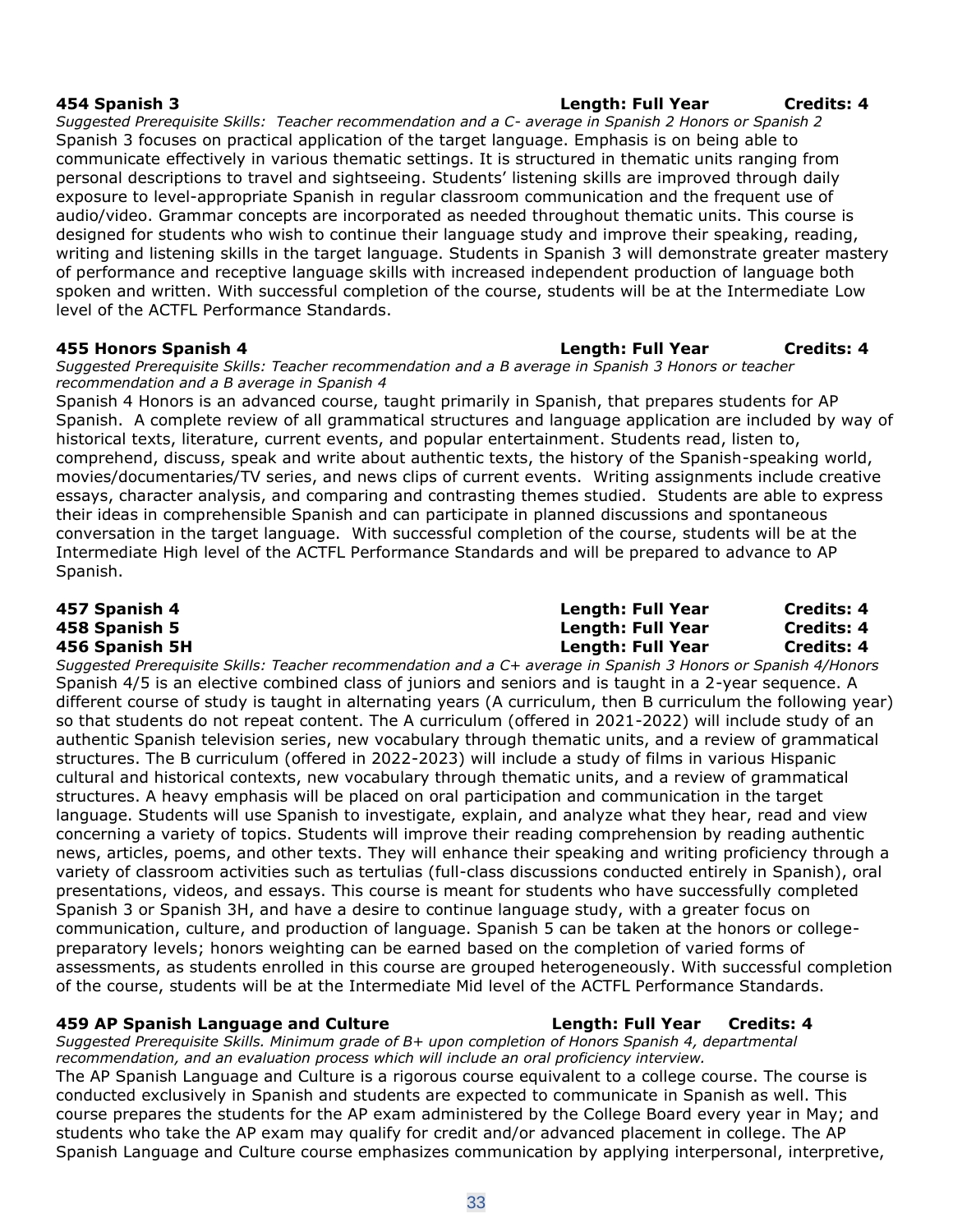**454 Spanish 3 Length: Full Year Credits: 4**

*Suggested Prerequisite Skills: Teacher recommendation and a C- average in Spanish 2 Honors or Spanish 2*

Spanish 3 focuses on practical application of the target language. Emphasis is on being able to communicate effectively in various thematic settings. It is structured in thematic units ranging from personal descriptions to travel and sightseeing. Students' listening skills are improved through daily exposure to level-appropriate Spanish in regular classroom communication and the frequent use of audio/video. Grammar concepts are incorporated as needed throughout thematic units. This course is designed for students who wish to continue their language study and improve their speaking, reading, writing and listening skills in the target language. Students in Spanish 3 will demonstrate greater mastery of performance and receptive language skills with increased independent production of language both spoken and written. With successful completion of the course, students will be at the Intermediate Low level of the ACTFL Performance Standards.

**455 Honors Spanish 4 Length: Full Year Credits: 4**

*Suggested Prerequisite Skills: Teacher recommendation and a B average in Spanish 3 Honors or teacher recommendation and a B average in Spanish 4*

Spanish 4 Honors is an advanced course, taught primarily in Spanish, that prepares students for AP Spanish. A complete review of all grammatical structures and language application are included by way of historical texts, literature, current events, and popular entertainment. Students read, listen to, comprehend, discuss, speak and write about authentic texts, the history of the Spanish-speaking world, movies/documentaries/TV series, and news clips of current events. Writing assignments include creative essays, character analysis, and comparing and contrasting themes studied. Students are able to express their ideas in comprehensible Spanish and can participate in planned discussions and spontaneous conversation in the target language. With successful completion of the course, students will be at the Intermediate High level of the ACTFL Performance Standards and will be prepared to advance to AP Spanish.

**457 Spanish 4 Length: Full Year Credits: 4**
**458 Spanish 5 Length: Full Year Credits: 4**
**456 Spanish 5H Length: Full Year Credits: 4**

*Suggested Prerequisite Skills: Teacher recommendation and a C+ average in Spanish 3 Honors or Spanish 4/Honors*

Spanish 4/5 is an elective combined class of juniors and seniors and is taught in a 2-year sequence. A different course of study is taught in alternating years (A curriculum, then B curriculum the following year) so that students do not repeat content. The A curriculum (offered in 2021-2022) will include study of an authentic Spanish television series, new vocabulary through thematic units, and a review of grammatical structures. The B curriculum (offered in 2022-2023) will include a study of films in various Hispanic cultural and historical contexts, new vocabulary through thematic units, and a review of grammatical structures. A heavy emphasis will be placed on oral participation and communication in the target language. Students will use Spanish to investigate, explain, and analyze what they hear, read and view concerning a variety of topics. Students will improve their reading comprehension by reading authentic news, articles, poems, and other texts. They will enhance their speaking and writing proficiency through a variety of classroom activities such as tertulias (full-class discussions conducted entirely in Spanish), oral presentations, videos, and essays. This course is meant for students who have successfully completed Spanish 3 or Spanish 3H, and have a desire to continue language study, with a greater focus on communication, culture, and production of language. Spanish 5 can be taken at the honors or college-preparatory levels; honors weighting can be earned based on the completion of varied forms of assessments, as students enrolled in this course are grouped heterogeneously. With successful completion of the course, students will be at the Intermediate Mid level of the ACTFL Performance Standards.

**459 AP Spanish Language and Culture Length: Full Year Credits: 4**

*Suggested Prerequisite Skills. Minimum grade of B+ upon completion of Honors Spanish 4, departmental recommendation, and an evaluation process which will include an oral proficiency interview.*

The AP Spanish Language and Culture is a rigorous course equivalent to a college course. The course is conducted exclusively in Spanish and students are expected to communicate in Spanish as well. This course prepares the students for the AP exam administered by the College Board every year in May; and students who take the AP exam may qualify for credit and/or advanced placement in college. The AP Spanish Language and Culture course emphasizes communication by applying interpersonal, interpretive,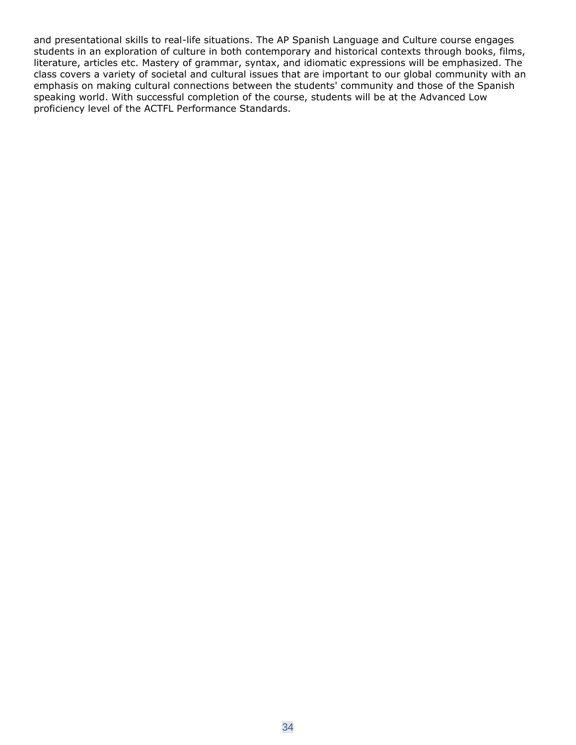and presentational skills to real-life situations. The AP Spanish Language and Culture course engages students in an exploration of culture in both contemporary and historical contexts through books, films, literature, articles etc. Mastery of grammar, syntax, and idiomatic expressions will be emphasized. The class covers a variety of societal and cultural issues that are important to our global community with an emphasis on making cultural connections between the students' community and those of the Spanish speaking world. With successful completion of the course, students will be at the Advanced Low proficiency level of the ACTFL Performance Standards.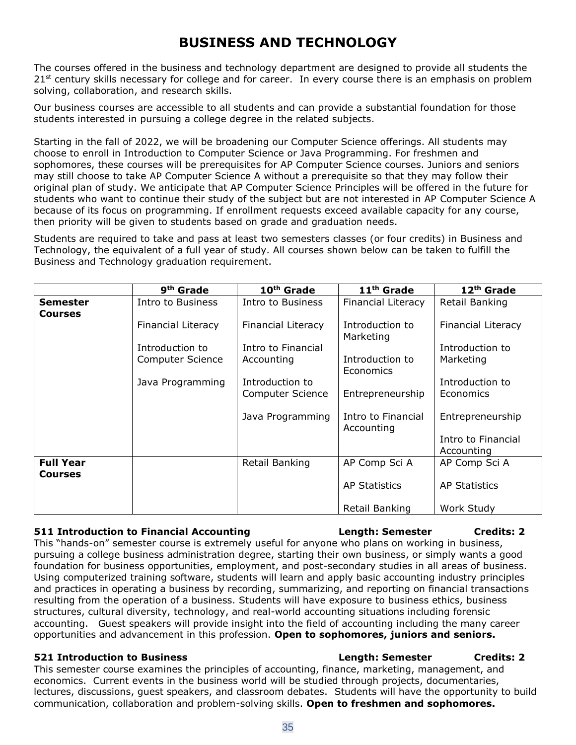# BUSINESS AND TECHNOLOGY

The courses offered in the business and technology department are designed to provide all students the 21st century skills necessary for college and for career. In every course there is an emphasis on problem solving, collaboration, and research skills.

Our business courses are accessible to all students and can provide a substantial foundation for those students interested in pursuing a college degree in the related subjects.

Starting in the fall of 2022, we will be broadening our Computer Science offerings. All students may choose to enroll in Introduction to Computer Science or Java Programming. For freshmen and sophomores, these courses will be prerequisites for AP Computer Science courses. Juniors and seniors may still choose to take AP Computer Science A without a prerequisite so that they may follow their original plan of study. We anticipate that AP Computer Science Principles will be offered in the future for students who want to continue their study of the subject but are not interested in AP Computer Science A because of its focus on programming. If enrollment requests exceed available capacity for any course, then priority will be given to students based on grade and graduation needs.

Students are required to take and pass at least two semesters classes (or four credits) in Business and Technology, the equivalent of a full year of study. All courses shown below can be taken to fulfill the Business and Technology graduation requirement.

| | 9th Grade | 10th Grade | 11th Grade | 12th Grade |
|---|---|---|---|---|
| **Semester Courses** | Intro to Business | Intro to Business | Financial Literacy | Retail Banking |
| | Financial Literacy | Financial Literacy | Introduction to Marketing | Financial Literacy |
| | Introduction to Computer Science | Intro to Financial Accounting | Introduction to Economics | Introduction to Marketing |
| | Java Programming | Introduction to Computer Science | Entrepreneurship | Introduction to Economics |
| | | Java Programming | Intro to Financial Accounting | Entrepreneurship |
| | | | | Intro to Financial Accounting |
| **Full Year Courses** | | Retail Banking | AP Comp Sci A | AP Comp Sci A |
| | | | AP Statistics | AP Statistics |
| | | | Retail Banking | Work Study |

**511 Introduction to Financial Accounting** **Length: Semester** **Credits: 2**

This "hands-on" semester course is extremely useful for anyone who plans on working in business, pursuing a college business administration degree, starting their own business, or simply wants a good foundation for business opportunities, employment, and post-secondary studies in all areas of business. Using computerized training software, students will learn and apply basic accounting industry principles and practices in operating a business by recording, summarizing, and reporting on financial transactions resulting from the operation of a business. Students will have exposure to business ethics, business structures, cultural diversity, technology, and real-world accounting situations including forensic accounting. Guest speakers will provide insight into the field of accounting including the many career opportunities and advancement in this profession. **Open to sophomores, juniors and seniors.**

**521 Introduction to Business** **Length: Semester** **Credits: 2**

This semester course examines the principles of accounting, finance, marketing, management, and economics. Current events in the business world will be studied through projects, documentaries, lectures, discussions, guest speakers, and classroom debates. Students will have the opportunity to build communication, collaboration and problem-solving skills. **Open to freshmen and sophomores.**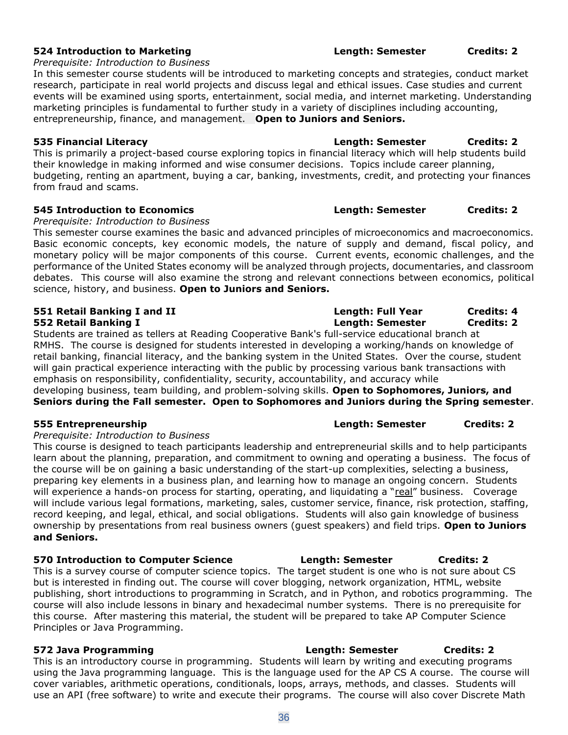**524 Introduction to Marketing** **Length: Semester** **Credits: 2**

*Prerequisite: Introduction to Business*

In this semester course students will be introduced to marketing concepts and strategies, conduct market research, participate in real world projects and discuss legal and ethical issues. Case studies and current events will be examined using sports, entertainment, social media, and internet marketing. Understanding marketing principles is fundamental to further study in a variety of disciplines including accounting, entrepreneurship, finance, and management. **Open to Juniors and Seniors.**

**535 Financial Literacy** **Length: Semester** **Credits: 2**

This is primarily a project-based course exploring topics in financial literacy which will help students build their knowledge in making informed and wise consumer decisions. Topics include career planning, budgeting, renting an apartment, buying a car, banking, investments, credit, and protecting your finances from fraud and scams.

**545 Introduction to Economics** **Length: Semester** **Credits: 2**

*Prerequisite: Introduction to Business*

This semester course examines the basic and advanced principles of microeconomics and macroeconomics. Basic economic concepts, key economic models, the nature of supply and demand, fiscal policy, and monetary policy will be major components of this course. Current events, economic challenges, and the performance of the United States economy will be analyzed through projects, documentaries, and classroom debates. This course will also examine the strong and relevant connections between economics, political science, history, and business. **Open to Juniors and Seniors.**

**551 Retail Banking I and II** **Length: Full Year** **Credits: 4**
**552 Retail Banking I** **Length: Semester** **Credits: 2**

Students are trained as tellers at Reading Cooperative Bank's full-service educational branch at RMHS. The course is designed for students interested in developing a working/hands on knowledge of retail banking, financial literacy, and the banking system in the United States. Over the course, student will gain practical experience interacting with the public by processing various bank transactions with emphasis on responsibility, confidentiality, security, accountability, and accuracy while developing business, team building, and problem-solving skills. **Open to Sophomores, Juniors, and Seniors during the Fall semester. Open to Sophomores and Juniors during the Spring semester**.

**555 Entrepreneurship** **Length: Semester** **Credits: 2**

*Prerequisite: Introduction to Business*

This course is designed to teach participants leadership and entrepreneurial skills and to help participants learn about the planning, preparation, and commitment to owning and operating a business. The focus of the course will be on gaining a basic understanding of the start-up complexities, selecting a business, preparing key elements in a business plan, and learning how to manage an ongoing concern. Students will experience a hands-on process for starting, operating, and liquidating a "real" business. Coverage will include various legal formations, marketing, sales, customer service, finance, risk protection, staffing, record keeping, and legal, ethical, and social obligations. Students will also gain knowledge of business ownership by presentations from real business owners (guest speakers) and field trips. **Open to Juniors and Seniors.**

**570 Introduction to Computer Science** **Length: Semester** **Credits: 2**

This is a survey course of computer science topics. The target student is one who is not sure about CS but is interested in finding out. The course will cover blogging, network organization, HTML, website publishing, short introductions to programming in Scratch, and in Python, and robotics programming. The course will also include lessons in binary and hexadecimal number systems. There is no prerequisite for this course. After mastering this material, the student will be prepared to take AP Computer Science Principles or Java Programming.

**572 Java Programming** **Length: Semester** **Credits: 2**

This is an introductory course in programming. Students will learn by writing and executing programs using the Java programming language. This is the language used for the AP CS A course. The course will cover variables, arithmetic operations, conditionals, loops, arrays, methods, and classes. Students will use an API (free software) to write and execute their programs. The course will also cover Discrete Math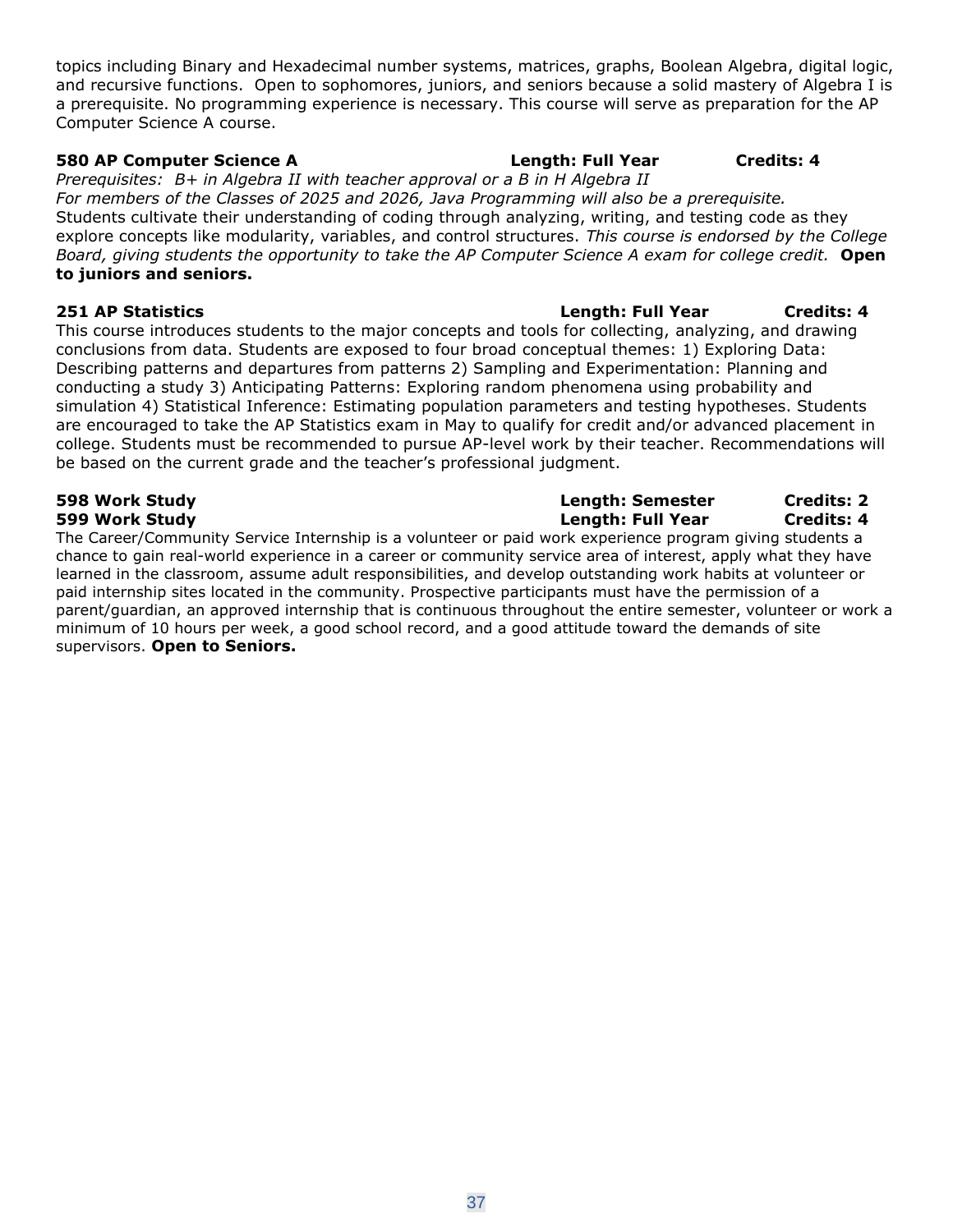topics including Binary and Hexadecimal number systems, matrices, graphs, Boolean Algebra, digital logic, and recursive functions. Open to sophomores, juniors, and seniors because a solid mastery of Algebra I is a prerequisite. No programming experience is necessary. This course will serve as preparation for the AP Computer Science A course.

**580 AP Computer Science A** **Length: Full Year** **Credits: 4**

*Prerequisites: B+ in Algebra II with teacher approval or a B in H Algebra II*
*For members of the Classes of 2025 and 2026, Java Programming will also be a prerequisite.*
Students cultivate their understanding of coding through analyzing, writing, and testing code as they explore concepts like modularity, variables, and control structures. *This course is endorsed by the College Board, giving students the opportunity to take the AP Computer Science A exam for college credit.* **Open to juniors and seniors.**

**251 AP Statistics** **Length: Full Year** **Credits: 4**

This course introduces students to the major concepts and tools for collecting, analyzing, and drawing conclusions from data. Students are exposed to four broad conceptual themes: 1) Exploring Data: Describing patterns and departures from patterns 2) Sampling and Experimentation: Planning and conducting a study 3) Anticipating Patterns: Exploring random phenomena using probability and simulation 4) Statistical Inference: Estimating population parameters and testing hypotheses. Students are encouraged to take the AP Statistics exam in May to qualify for credit and/or advanced placement in college. Students must be recommended to pursue AP-level work by their teacher. Recommendations will be based on the current grade and the teacher's professional judgment.

**598 Work Study** **Length: Semester** **Credits: 2**
**599 Work Study** **Length: Full Year** **Credits: 4**

The Career/Community Service Internship is a volunteer or paid work experience program giving students a chance to gain real-world experience in a career or community service area of interest, apply what they have learned in the classroom, assume adult responsibilities, and develop outstanding work habits at volunteer or paid internship sites located in the community. Prospective participants must have the permission of a parent/guardian, an approved internship that is continuous throughout the entire semester, volunteer or work a minimum of 10 hours per week, a good school record, and a good attitude toward the demands of site supervisors. **Open to Seniors.**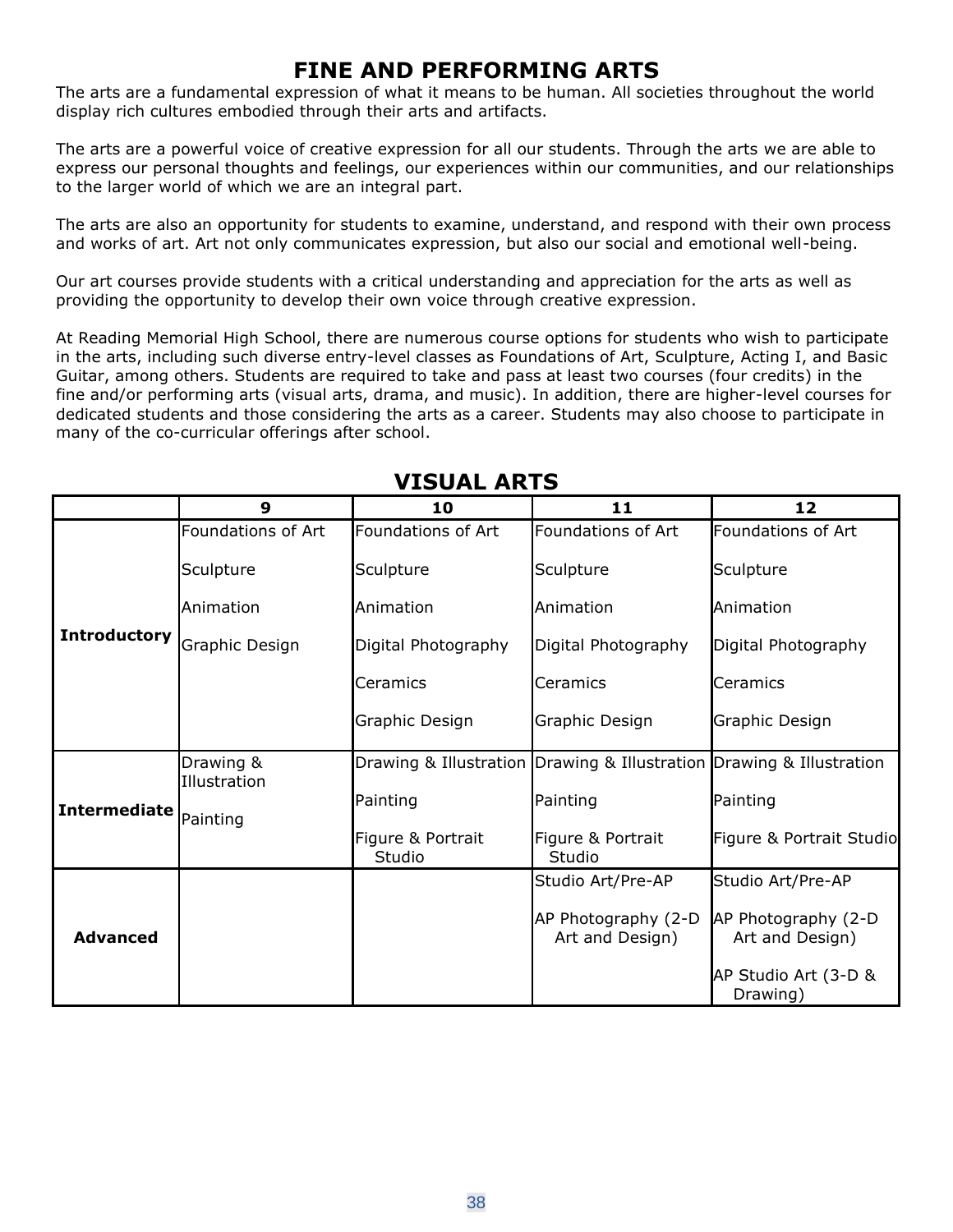# FINE AND PERFORMING ARTS

The arts are a fundamental expression of what it means to be human. All societies throughout the world display rich cultures embodied through their arts and artifacts.

The arts are a powerful voice of creative expression for all our students. Through the arts we are able to express our personal thoughts and feelings, our experiences within our communities, and our relationships to the larger world of which we are an integral part.

The arts are also an opportunity for students to examine, understand, and respond with their own process and works of art. Art not only communicates expression, but also our social and emotional well-being.

Our art courses provide students with a critical understanding and appreciation for the arts as well as providing the opportunity to develop their own voice through creative expression.

At Reading Memorial High School, there are numerous course options for students who wish to participate in the arts, including such diverse entry-level classes as Foundations of Art, Sculpture, Acting I, and Basic Guitar, among others. Students are required to take and pass at least two courses (four credits) in the fine and/or performing arts (visual arts, drama, and music). In addition, there are higher-level courses for dedicated students and those considering the arts as a career. Students may also choose to participate in many of the co-curricular offerings after school.

## VISUAL ARTS

| | 9 | 10 | 11 | 12 |
|---|---|---|---|---|
| **Introductory** | Foundations of Art<br>Sculpture<br>Animation<br>Graphic Design | Foundations of Art<br>Sculpture<br>Animation<br>Digital Photography<br>Ceramics<br>Graphic Design | Foundations of Art<br>Sculpture<br>Animation<br>Digital Photography<br>Ceramics<br>Graphic Design | Foundations of Art<br>Sculpture<br>Animation<br>Digital Photography<br>Ceramics<br>Graphic Design |
| **Intermediate** | Drawing & Illustration<br>Painting | Drawing & Illustration<br>Painting<br>Figure & Portrait Studio | Drawing & Illustration<br>Painting<br>Figure & Portrait Studio | Drawing & Illustration<br>Painting<br>Figure & Portrait Studio |
| **Advanced** | | | Studio Art/Pre-AP<br>AP Photography (2-D Art and Design) | Studio Art/Pre-AP<br>AP Photography (2-D Art and Design)<br>AP Studio Art (3-D & Drawing) |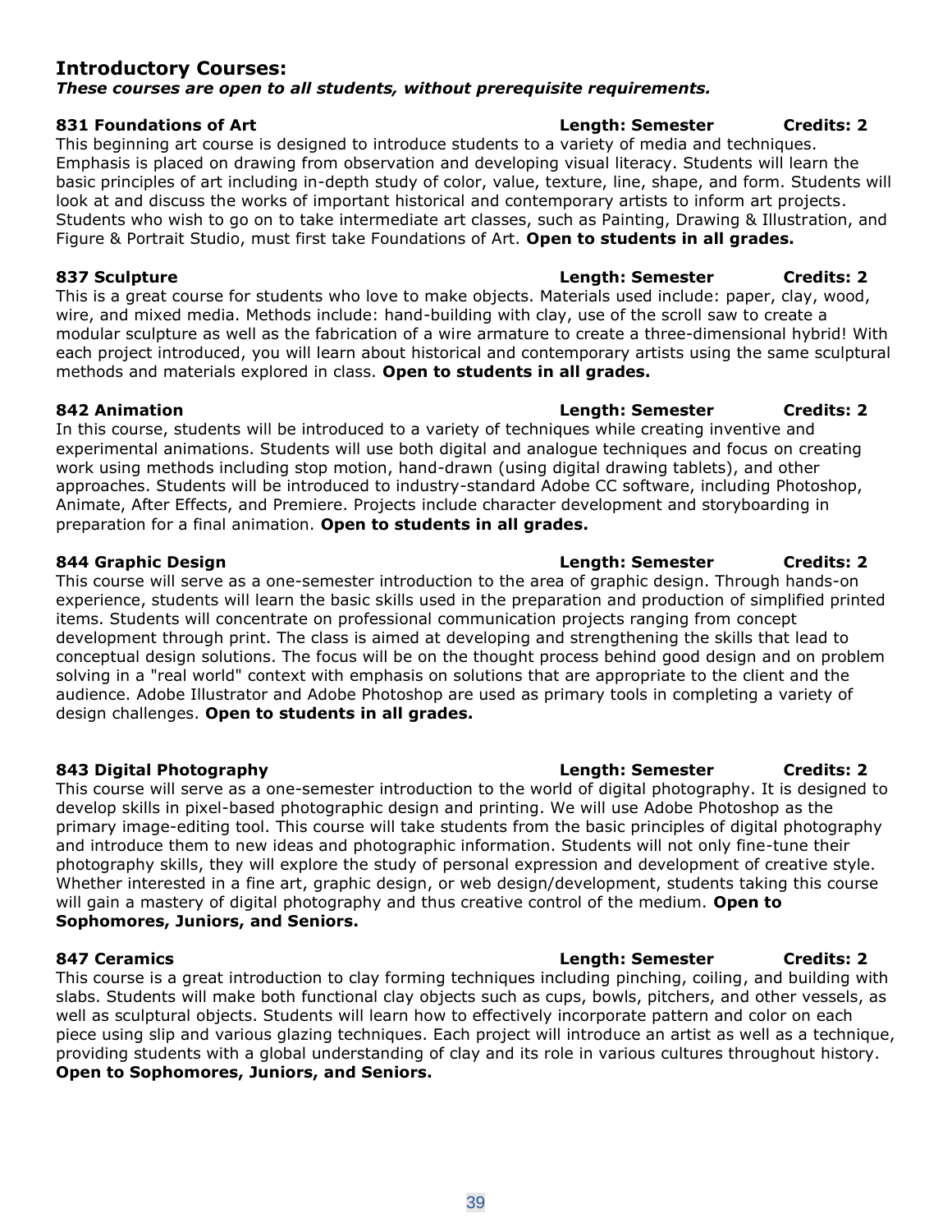## Introductory Courses:

***These courses are open to all students, without prerequisite requirements.***

**831 Foundations of Art** **Length: Semester** **Credits: 2**

This beginning art course is designed to introduce students to a variety of media and techniques. Emphasis is placed on drawing from observation and developing visual literacy. Students will learn the basic principles of art including in-depth study of color, value, texture, line, shape, and form. Students will look at and discuss the works of important historical and contemporary artists to inform art projects. Students who wish to go on to take intermediate art classes, such as Painting, Drawing & Illustration, and Figure & Portrait Studio, must first take Foundations of Art. **Open to students in all grades.**

**837 Sculpture** **Length: Semester** **Credits: 2**

This is a great course for students who love to make objects. Materials used include: paper, clay, wood, wire, and mixed media. Methods include: hand-building with clay, use of the scroll saw to create a modular sculpture as well as the fabrication of a wire armature to create a three-dimensional hybrid! With each project introduced, you will learn about historical and contemporary artists using the same sculptural methods and materials explored in class. **Open to students in all grades.**

**842 Animation** **Length: Semester** **Credits: 2**

In this course, students will be introduced to a variety of techniques while creating inventive and experimental animations. Students will use both digital and analogue techniques and focus on creating work using methods including stop motion, hand-drawn (using digital drawing tablets), and other approaches. Students will be introduced to industry-standard Adobe CC software, including Photoshop, Animate, After Effects, and Premiere. Projects include character development and storyboarding in preparation for a final animation. **Open to students in all grades.**

**844 Graphic Design** **Length: Semester** **Credits: 2**

This course will serve as a one-semester introduction to the area of graphic design. Through hands-on experience, students will learn the basic skills used in the preparation and production of simplified printed items. Students will concentrate on professional communication projects ranging from concept development through print. The class is aimed at developing and strengthening the skills that lead to conceptual design solutions. The focus will be on the thought process behind good design and on problem solving in a "real world" context with emphasis on solutions that are appropriate to the client and the audience. Adobe Illustrator and Adobe Photoshop are used as primary tools in completing a variety of design challenges. **Open to students in all grades.**

**843 Digital Photography** **Length: Semester** **Credits: 2**

This course will serve as a one-semester introduction to the world of digital photography. It is designed to develop skills in pixel-based photographic design and printing. We will use Adobe Photoshop as the primary image-editing tool. This course will take students from the basic principles of digital photography and introduce them to new ideas and photographic information. Students will not only fine-tune their photography skills, they will explore the study of personal expression and development of creative style. Whether interested in a fine art, graphic design, or web design/development, students taking this course will gain a mastery of digital photography and thus creative control of the medium. **Open to Sophomores, Juniors, and Seniors.**

**847 Ceramics** **Length: Semester** **Credits: 2**

This course is a great introduction to clay forming techniques including pinching, coiling, and building with slabs. Students will make both functional clay objects such as cups, bowls, pitchers, and other vessels, as well as sculptural objects. Students will learn how to effectively incorporate pattern and color on each piece using slip and various glazing techniques. Each project will introduce an artist as well as a technique, providing students with a global understanding of clay and its role in various cultures throughout history. **Open to Sophomores, Juniors, and Seniors.**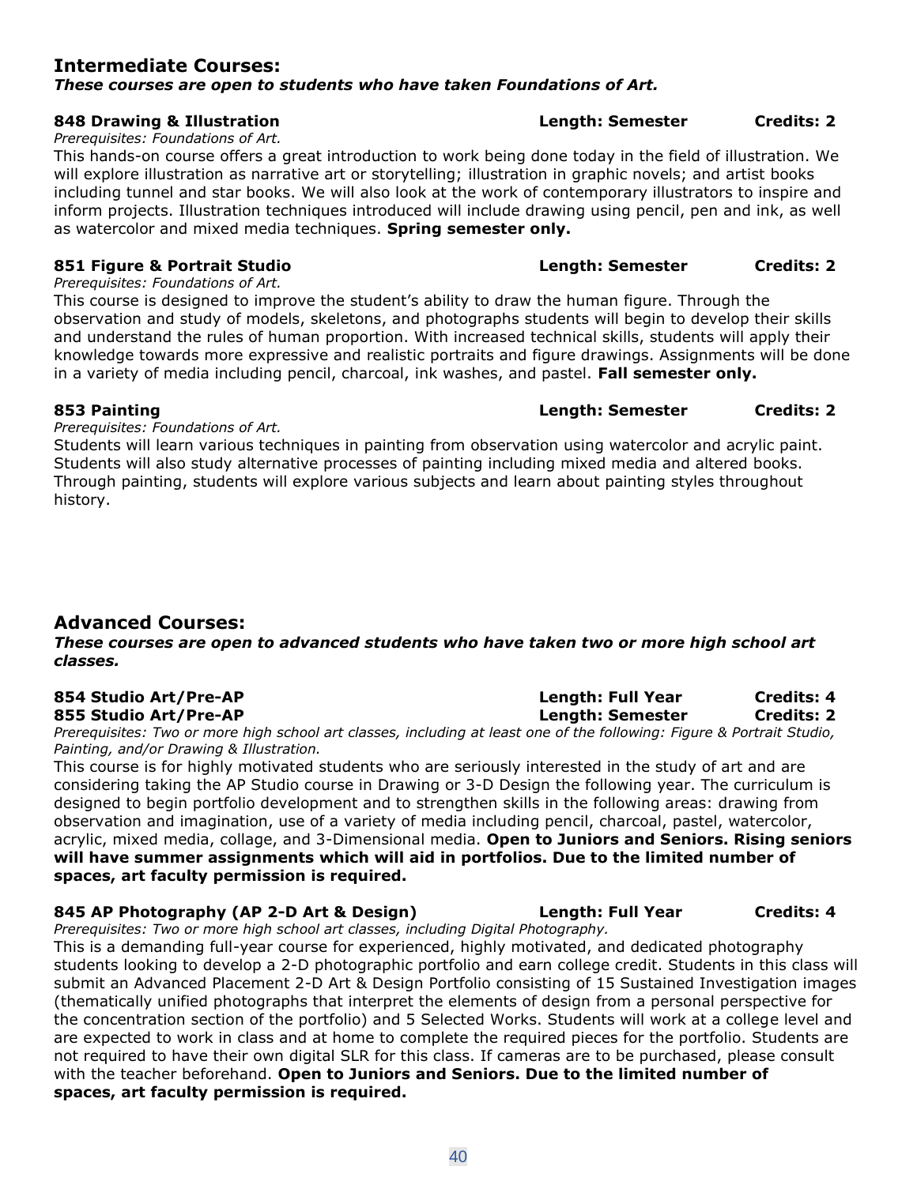## Intermediate Courses:

***These courses are open to students who have taken Foundations of Art.***

**848 Drawing & Illustration** **Length: Semester** **Credits: 2**

*Prerequisites: Foundations of Art.*

This hands-on course offers a great introduction to work being done today in the field of illustration. We will explore illustration as narrative art or storytelling; illustration in graphic novels; and artist books including tunnel and star books. We will also look at the work of contemporary illustrators to inspire and inform projects. Illustration techniques introduced will include drawing using pencil, pen and ink, as well as watercolor and mixed media techniques. **Spring semester only.**

**851 Figure & Portrait Studio** **Length: Semester** **Credits: 2**

*Prerequisites: Foundations of Art.*

This course is designed to improve the student's ability to draw the human figure. Through the observation and study of models, skeletons, and photographs students will begin to develop their skills and understand the rules of human proportion. With increased technical skills, students will apply their knowledge towards more expressive and realistic portraits and figure drawings. Assignments will be done in a variety of media including pencil, charcoal, ink washes, and pastel. **Fall semester only.**

**853 Painting** **Length: Semester** **Credits: 2**

*Prerequisites: Foundations of Art.*

Students will learn various techniques in painting from observation using watercolor and acrylic paint. Students will also study alternative processes of painting including mixed media and altered books. Through painting, students will explore various subjects and learn about painting styles throughout history.

## Advanced Courses:

***These courses are open to advanced students who have taken two or more high school art classes.***

**854 Studio Art/Pre-AP** **Length: Full Year** **Credits: 4**
**855 Studio Art/Pre-AP** **Length: Semester** **Credits: 2**

*Prerequisites: Two or more high school art classes, including at least one of the following: Figure & Portrait Studio, Painting, and/or Drawing & Illustration.*

This course is for highly motivated students who are seriously interested in the study of art and are considering taking the AP Studio course in Drawing or 3-D Design the following year. The curriculum is designed to begin portfolio development and to strengthen skills in the following areas: drawing from observation and imagination, use of a variety of media including pencil, charcoal, pastel, watercolor, acrylic, mixed media, collage, and 3-Dimensional media. **Open to Juniors and Seniors. Rising seniors will have summer assignments which will aid in portfolios. Due to the limited number of spaces, art faculty permission is required.**

**845 AP Photography (AP 2-D Art & Design)** **Length: Full Year** **Credits: 4**

*Prerequisites: Two or more high school art classes, including Digital Photography.*

This is a demanding full-year course for experienced, highly motivated, and dedicated photography students looking to develop a 2-D photographic portfolio and earn college credit. Students in this class will submit an Advanced Placement 2-D Art & Design Portfolio consisting of 15 Sustained Investigation images (thematically unified photographs that interpret the elements of design from a personal perspective for the concentration section of the portfolio) and 5 Selected Works. Students will work at a college level and are expected to work in class and at home to complete the required pieces for the portfolio. Students are not required to have their own digital SLR for this class. If cameras are to be purchased, please consult with the teacher beforehand. **Open to Juniors and Seniors. Due to the limited number of spaces, art faculty permission is required.**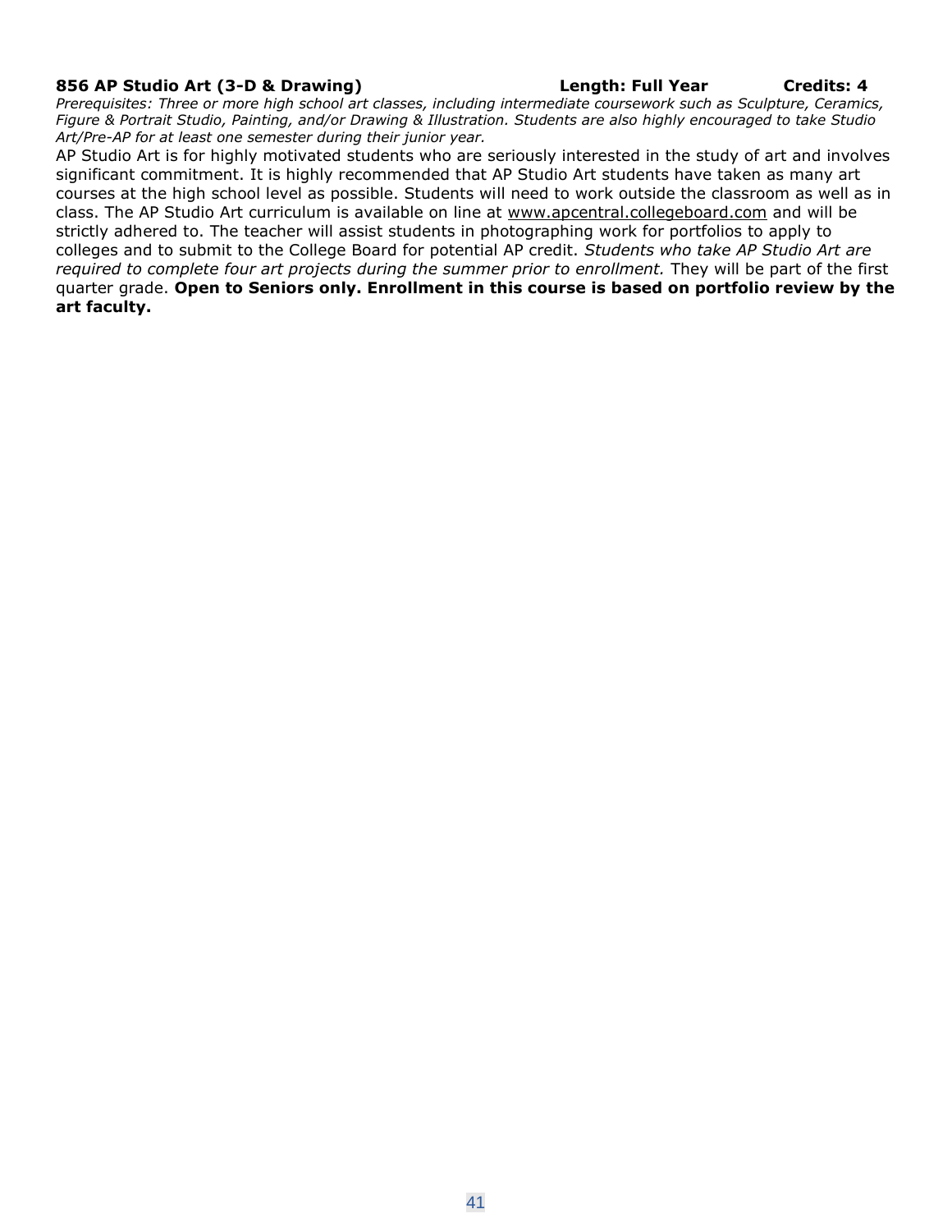**856 AP Studio Art (3-D & Drawing) Length: Full Year Credits: 4**

*Prerequisites: Three or more high school art classes, including intermediate coursework such as Sculpture, Ceramics, Figure & Portrait Studio, Painting, and/or Drawing & Illustration. Students are also highly encouraged to take Studio Art/Pre-AP for at least one semester during their junior year.*

AP Studio Art is for highly motivated students who are seriously interested in the study of art and involves significant commitment. It is highly recommended that AP Studio Art students have taken as many art courses at the high school level as possible. Students will need to work outside the classroom as well as in class. The AP Studio Art curriculum is available on line at www.apcentral.collegeboard.com and will be strictly adhered to. The teacher will assist students in photographing work for portfolios to apply to colleges and to submit to the College Board for potential AP credit. *Students who take AP Studio Art are required to complete four art projects during the summer prior to enrollment.* They will be part of the first quarter grade. **Open to Seniors only. Enrollment in this course is based on portfolio review by the art faculty.**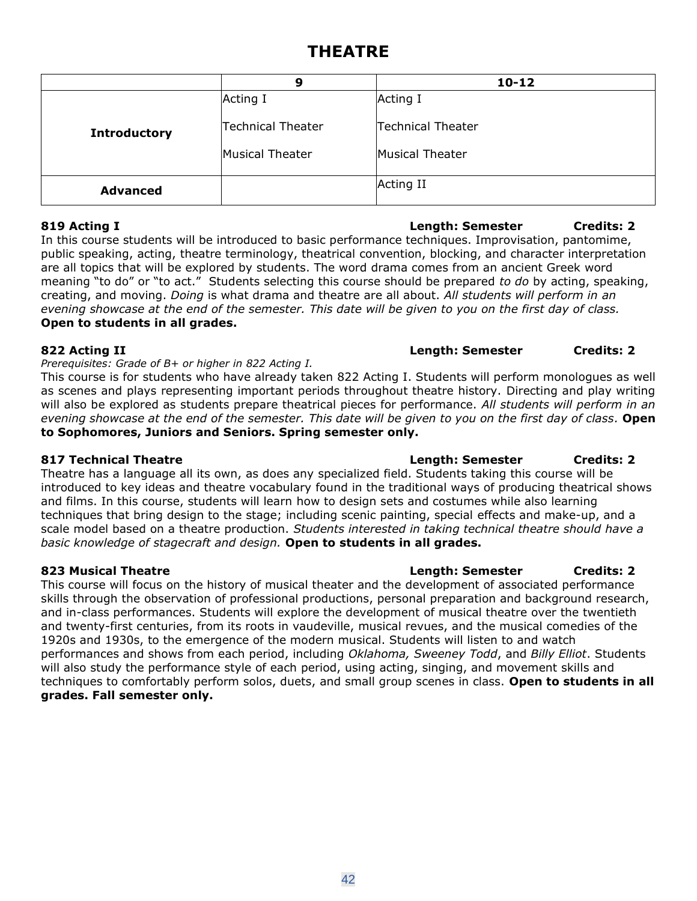# THEATRE

| | 9 | 10-12 |
|---|---|---|
| **Introductory** | Acting I<br>Technical Theater<br>Musical Theater | Acting I<br>Technical Theater<br>Musical Theater |
| **Advanced** | | Acting II |

**819 Acting I** **Length: Semester** **Credits: 2**

In this course students will be introduced to basic performance techniques. Improvisation, pantomime, public speaking, acting, theatre terminology, theatrical convention, blocking, and character interpretation are all topics that will be explored by students. The word drama comes from an ancient Greek word meaning "to do" or "to act." Students selecting this course should be prepared *to do* by acting, speaking, creating, and moving. *Doing* is what drama and theatre are all about. *All students will perform in an evening showcase at the end of the semester. This date will be given to you on the first day of class.* **Open to students in all grades.**

**822 Acting II** **Length: Semester** **Credits: 2**

*Prerequisites: Grade of B+ or higher in 822 Acting I.*

This course is for students who have already taken 822 Acting I. Students will perform monologues as well as scenes and plays representing important periods throughout theatre history. Directing and play writing will also be explored as students prepare theatrical pieces for performance. *All students will perform in an evening showcase at the end of the semester. This date will be given to you on the first day of class.* **Open to Sophomores, Juniors and Seniors. Spring semester only.**

**817 Technical Theatre** **Length: Semester** **Credits: 2**

Theatre has a language all its own, as does any specialized field. Students taking this course will be introduced to key ideas and theatre vocabulary found in the traditional ways of producing theatrical shows and films. In this course, students will learn how to design sets and costumes while also learning techniques that bring design to the stage; including scenic painting, special effects and make-up, and a scale model based on a theatre production. *Students interested in taking technical theatre should have a basic knowledge of stagecraft and design.* **Open to students in all grades.**

**823 Musical Theatre** **Length: Semester** **Credits: 2**

This course will focus on the history of musical theater and the development of associated performance skills through the observation of professional productions, personal preparation and background research, and in-class performances. Students will explore the development of musical theatre over the twentieth and twenty-first centuries, from its roots in vaudeville, musical revues, and the musical comedies of the 1920s and 1930s, to the emergence of the modern musical. Students will listen to and watch performances and shows from each period, including *Oklahoma, Sweeney Todd*, and *Billy Elliot*. Students will also study the performance style of each period, using acting, singing, and movement skills and techniques to comfortably perform solos, duets, and small group scenes in class. **Open to students in all grades. Fall semester only.**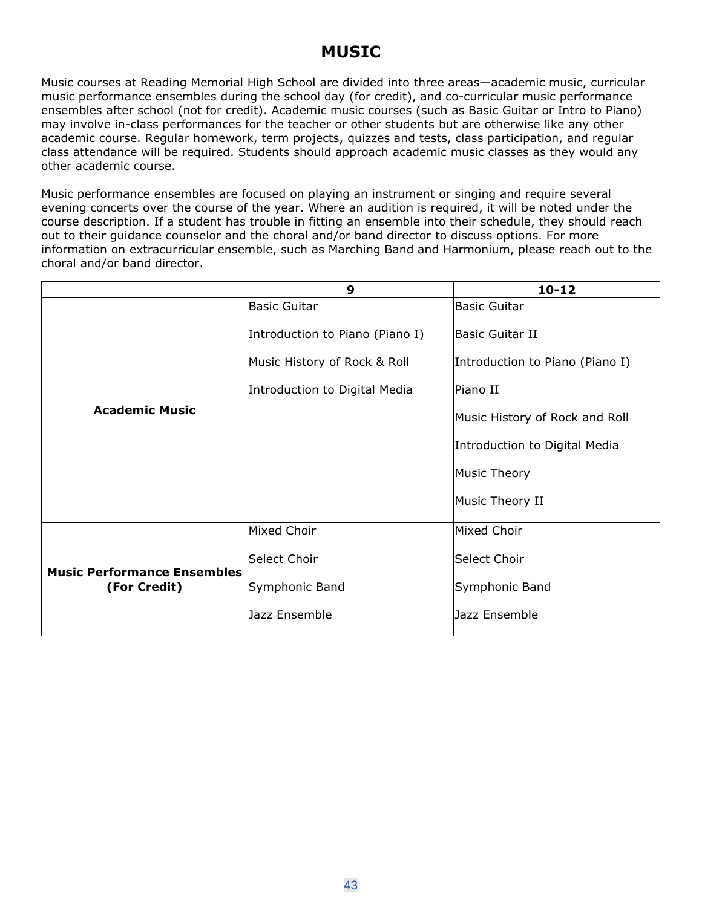# MUSIC

Music courses at Reading Memorial High School are divided into three areas—academic music, curricular music performance ensembles during the school day (for credit), and co-curricular music performance ensembles after school (not for credit). Academic music courses (such as Basic Guitar or Intro to Piano) may involve in-class performances for the teacher or other students but are otherwise like any other academic course. Regular homework, term projects, quizzes and tests, class participation, and regular class attendance will be required. Students should approach academic music classes as they would any other academic course.

Music performance ensembles are focused on playing an instrument or singing and require several evening concerts over the course of the year. Where an audition is required, it will be noted under the course description. If a student has trouble in fitting an ensemble into their schedule, they should reach out to their guidance counselor and the choral and/or band director to discuss options. For more information on extracurricular ensemble, such as Marching Band and Harmonium, please reach out to the choral and/or band director.

| | 9 | 10-12 |
|---|---|---|
| **Academic Music** | Basic Guitar<br><br>Introduction to Piano (Piano I)<br><br>Music History of Rock & Roll<br><br>Introduction to Digital Media | Basic Guitar<br><br>Basic Guitar II<br><br>Introduction to Piano (Piano I)<br><br>Piano II<br><br>Music History of Rock and Roll<br><br>Introduction to Digital Media<br><br>Music Theory<br><br>Music Theory II |
| **Music Performance Ensembles (For Credit)** | Mixed Choir<br><br>Select Choir<br><br>Symphonic Band<br><br>Jazz Ensemble | Mixed Choir<br><br>Select Choir<br><br>Symphonic Band<br><br>Jazz Ensemble |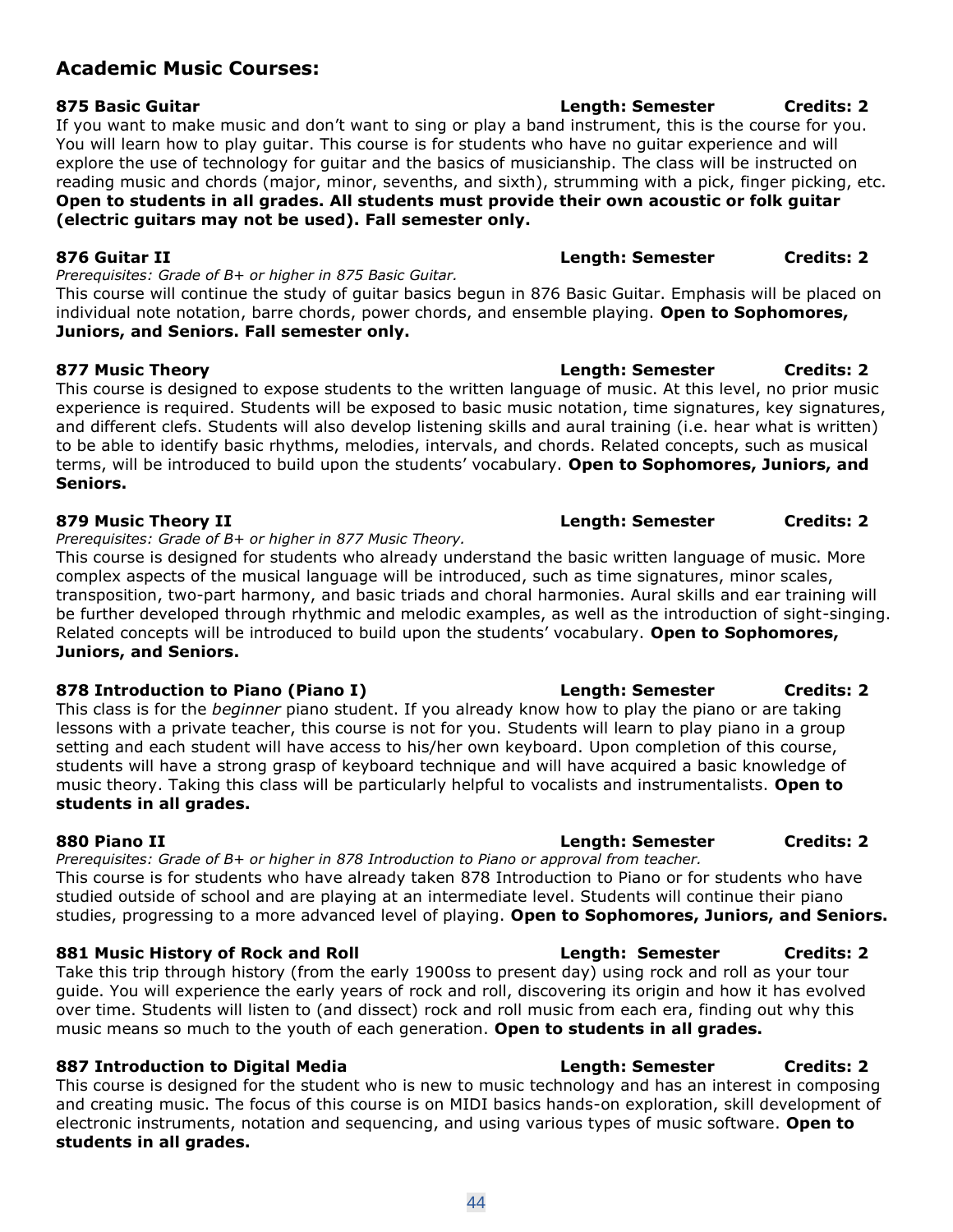## Academic Music Courses:

**875 Basic Guitar** **Length: Semester** **Credits: 2**

If you want to make music and don't want to sing or play a band instrument, this is the course for you. You will learn how to play guitar. This course is for students who have no guitar experience and will explore the use of technology for guitar and the basics of musicianship. The class will be instructed on reading music and chords (major, minor, sevenths, and sixth), strumming with a pick, finger picking, etc. **Open to students in all grades. All students must provide their own acoustic or folk guitar (electric guitars may not be used). Fall semester only.**

**876 Guitar II** **Length: Semester** **Credits: 2**

*Prerequisites: Grade of B+ or higher in 875 Basic Guitar.*

This course will continue the study of guitar basics begun in 876 Basic Guitar. Emphasis will be placed on individual note notation, barre chords, power chords, and ensemble playing. **Open to Sophomores, Juniors, and Seniors. Fall semester only.**

**877 Music Theory** **Length: Semester** **Credits: 2**

This course is designed to expose students to the written language of music. At this level, no prior music experience is required. Students will be exposed to basic music notation, time signatures, key signatures, and different clefs. Students will also develop listening skills and aural training (i.e. hear what is written) to be able to identify basic rhythms, melodies, intervals, and chords. Related concepts, such as musical terms, will be introduced to build upon the students' vocabulary. **Open to Sophomores, Juniors, and Seniors.**

**879 Music Theory II** **Length: Semester** **Credits: 2**

*Prerequisites: Grade of B+ or higher in 877 Music Theory.*

This course is designed for students who already understand the basic written language of music. More complex aspects of the musical language will be introduced, such as time signatures, minor scales, transposition, two-part harmony, and basic triads and choral harmonies. Aural skills and ear training will be further developed through rhythmic and melodic examples, as well as the introduction of sight-singing. Related concepts will be introduced to build upon the students' vocabulary. **Open to Sophomores, Juniors, and Seniors.**

**878 Introduction to Piano (Piano I)** **Length: Semester** **Credits: 2**

This class is for the *beginner* piano student. If you already know how to play the piano or are taking lessons with a private teacher, this course is not for you. Students will learn to play piano in a group setting and each student will have access to his/her own keyboard. Upon completion of this course, students will have a strong grasp of keyboard technique and will have acquired a basic knowledge of music theory. Taking this class will be particularly helpful to vocalists and instrumentalists. **Open to students in all grades.**

**880 Piano II** **Length: Semester** **Credits: 2**

*Prerequisites: Grade of B+ or higher in 878 Introduction to Piano or approval from teacher.*

This course is for students who have already taken 878 Introduction to Piano or for students who have studied outside of school and are playing at an intermediate level. Students will continue their piano studies, progressing to a more advanced level of playing. **Open to Sophomores, Juniors, and Seniors.**

**881 Music History of Rock and Roll** **Length: Semester** **Credits: 2**

Take this trip through history (from the early 1900ss to present day) using rock and roll as your tour guide. You will experience the early years of rock and roll, discovering its origin and how it has evolved over time. Students will listen to (and dissect) rock and roll music from each era, finding out why this music means so much to the youth of each generation. **Open to students in all grades.**

**887 Introduction to Digital Media** **Length: Semester** **Credits: 2**

This course is designed for the student who is new to music technology and has an interest in composing and creating music. The focus of this course is on MIDI basics hands-on exploration, skill development of electronic instruments, notation and sequencing, and using various types of music software. **Open to students in all grades.**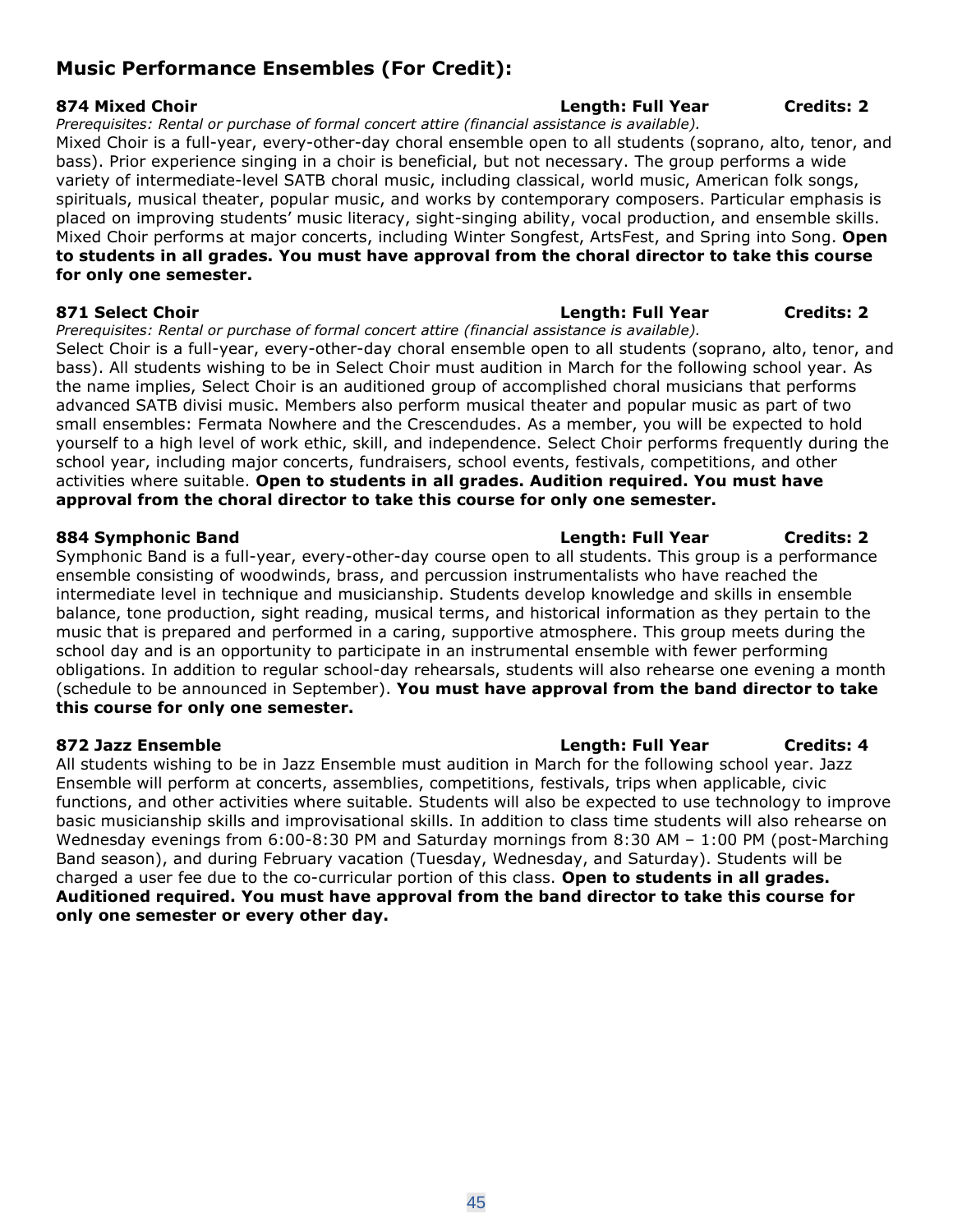## Music Performance Ensembles (For Credit):

**874 Mixed Choir** **Length: Full Year** **Credits: 2**

*Prerequisites: Rental or purchase of formal concert attire (financial assistance is available).*

Mixed Choir is a full-year, every-other-day choral ensemble open to all students (soprano, alto, tenor, and bass). Prior experience singing in a choir is beneficial, but not necessary. The group performs a wide variety of intermediate-level SATB choral music, including classical, world music, American folk songs, spirituals, musical theater, popular music, and works by contemporary composers. Particular emphasis is placed on improving students' music literacy, sight-singing ability, vocal production, and ensemble skills. Mixed Choir performs at major concerts, including Winter Songfest, ArtsFest, and Spring into Song. **Open to students in all grades. You must have approval from the choral director to take this course for only one semester.**

**871 Select Choir** **Length: Full Year** **Credits: 2**

*Prerequisites: Rental or purchase of formal concert attire (financial assistance is available).*

Select Choir is a full-year, every-other-day choral ensemble open to all students (soprano, alto, tenor, and bass). All students wishing to be in Select Choir must audition in March for the following school year. As the name implies, Select Choir is an auditioned group of accomplished choral musicians that performs advanced SATB divisi music. Members also perform musical theater and popular music as part of two small ensembles: Fermata Nowhere and the Crescendudes. As a member, you will be expected to hold yourself to a high level of work ethic, skill, and independence. Select Choir performs frequently during the school year, including major concerts, fundraisers, school events, festivals, competitions, and other activities where suitable. **Open to students in all grades. Audition required. You must have approval from the choral director to take this course for only one semester.**

**884 Symphonic Band** **Length: Full Year** **Credits: 2**

Symphonic Band is a full-year, every-other-day course open to all students. This group is a performance ensemble consisting of woodwinds, brass, and percussion instrumentalists who have reached the intermediate level in technique and musicianship. Students develop knowledge and skills in ensemble balance, tone production, sight reading, musical terms, and historical information as they pertain to the music that is prepared and performed in a caring, supportive atmosphere. This group meets during the school day and is an opportunity to participate in an instrumental ensemble with fewer performing obligations. In addition to regular school-day rehearsals, students will also rehearse one evening a month (schedule to be announced in September). **You must have approval from the band director to take this course for only one semester.**

**872 Jazz Ensemble** **Length: Full Year** **Credits: 4**

All students wishing to be in Jazz Ensemble must audition in March for the following school year. Jazz Ensemble will perform at concerts, assemblies, competitions, festivals, trips when applicable, civic functions, and other activities where suitable. Students will also be expected to use technology to improve basic musicianship skills and improvisational skills. In addition to class time students will also rehearse on Wednesday evenings from 6:00-8:30 PM and Saturday mornings from 8:30 AM – 1:00 PM (post-Marching Band season), and during February vacation (Tuesday, Wednesday, and Saturday). Students will be charged a user fee due to the co-curricular portion of this class. **Open to students in all grades. Auditioned required. You must have approval from the band director to take this course for only one semester or every other day.**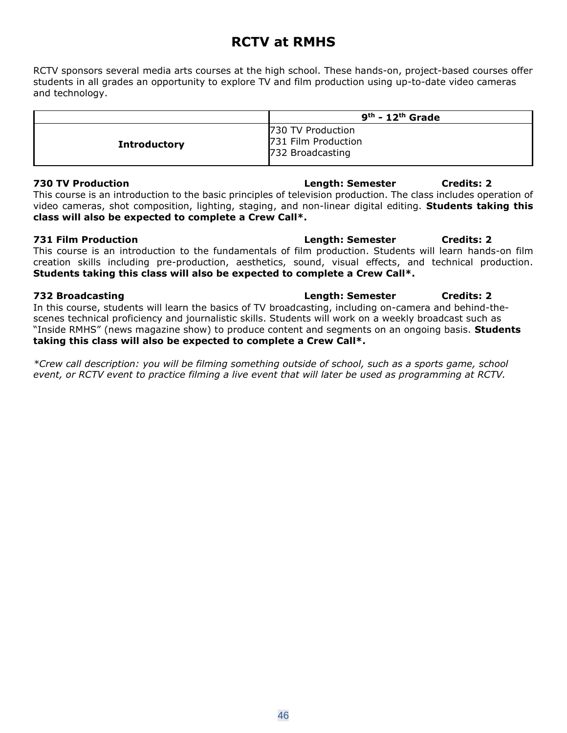# RCTV at RMHS

RCTV sponsors several media arts courses at the high school. These hands-on, project-based courses offer students in all grades an opportunity to explore TV and film production using up-to-date video cameras and technology.

| | $9^{th}$ - $12^{th}$ Grade |
|---|---|
| **Introductory** | 730 TV Production<br>731 Film Production<br>732 Broadcasting |

**730 TV Production** **Length: Semester** **Credits: 2**
This course is an introduction to the basic principles of television production. The class includes operation of video cameras, shot composition, lighting, staging, and non-linear digital editing. **Students taking this class will also be expected to complete a Crew Call*.**

**731 Film Production** **Length: Semester** **Credits: 2**
This course is an introduction to the fundamentals of film production. Students will learn hands-on film creation skills including pre-production, aesthetics, sound, visual effects, and technical production. **Students taking this class will also be expected to complete a Crew Call*.**

**732 Broadcasting** **Length: Semester** **Credits: 2**
In this course, students will learn the basics of TV broadcasting, including on-camera and behind-the-scenes technical proficiency and journalistic skills. Students will work on a weekly broadcast such as "Inside RMHS" (news magazine show) to produce content and segments on an ongoing basis. **Students taking this class will also be expected to complete a Crew Call*.**

*\*Crew call description: you will be filming something outside of school, such as a sports game, school event, or RCTV event to practice filming a live event that will later be used as programming at RCTV.*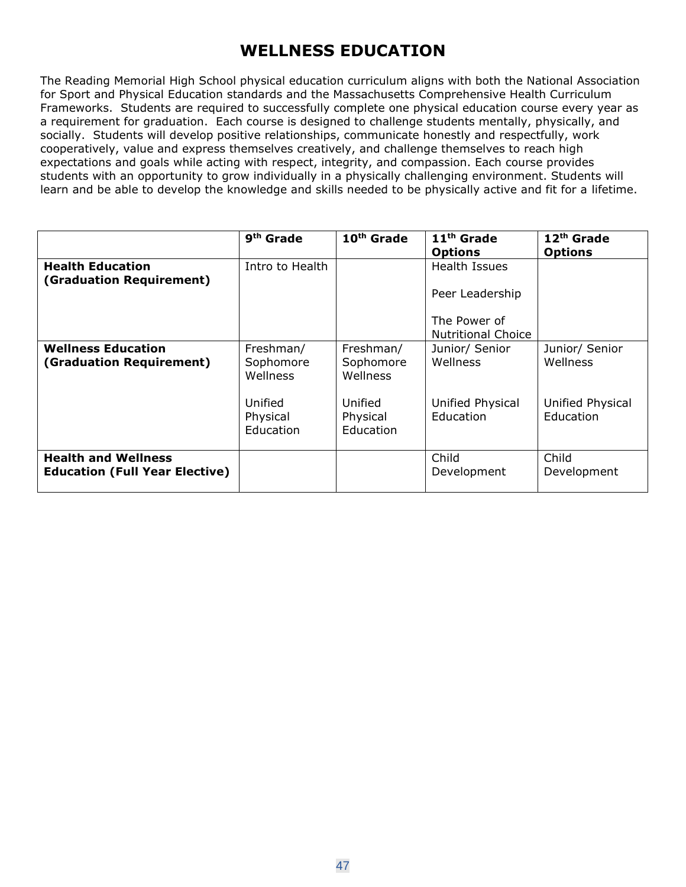# WELLNESS EDUCATION

The Reading Memorial High School physical education curriculum aligns with both the National Association for Sport and Physical Education standards and the Massachusetts Comprehensive Health Curriculum Frameworks. Students are required to successfully complete one physical education course every year as a requirement for graduation. Each course is designed to challenge students mentally, physically, and socially. Students will develop positive relationships, communicate honestly and respectfully, work cooperatively, value and express themselves creatively, and challenge themselves to reach high expectations and goals while acting with respect, integrity, and compassion. Each course provides students with an opportunity to grow individually in a physically challenging environment. Students will learn and be able to develop the knowledge and skills needed to be physically active and fit for a lifetime.

| | 9th Grade | 10th Grade | 11th Grade Options | 12th Grade Options |
|---|---|---|---|---|
| **Health Education (Graduation Requirement)** | Intro to Health | | Health Issues<br><br>Peer Leadership<br><br>The Power of Nutritional Choice | |
| **Wellness Education (Graduation Requirement)** | Freshman/ Sophomore Wellness<br><br>Unified Physical Education | Freshman/ Sophomore Wellness<br><br>Unified Physical Education | Junior/ Senior Wellness<br><br>Unified Physical Education | Junior/ Senior Wellness<br><br>Unified Physical Education |
| **Health and Wellness Education (Full Year Elective)** | | | Child Development | Child Development |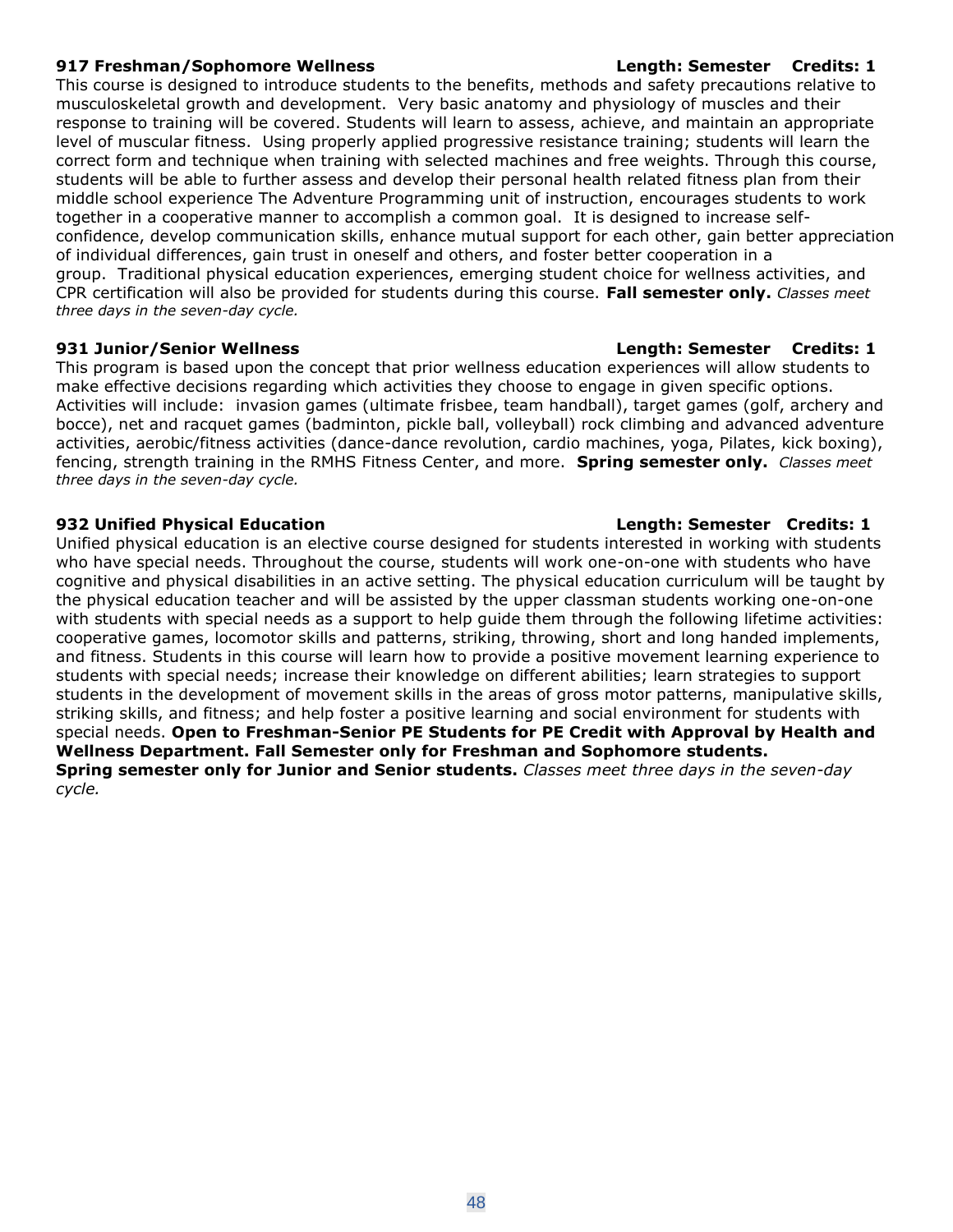**917 Freshman/Sophomore Wellness** **Length: Semester Credits: 1**

This course is designed to introduce students to the benefits, methods and safety precautions relative to musculoskeletal growth and development. Very basic anatomy and physiology of muscles and their response to training will be covered. Students will learn to assess, achieve, and maintain an appropriate level of muscular fitness. Using properly applied progressive resistance training; students will learn the correct form and technique when training with selected machines and free weights. Through this course, students will be able to further assess and develop their personal health related fitness plan from their middle school experience The Adventure Programming unit of instruction, encourages students to work together in a cooperative manner to accomplish a common goal. It is designed to increase self-confidence, develop communication skills, enhance mutual support for each other, gain better appreciation of individual differences, gain trust in oneself and others, and foster better cooperation in a group. Traditional physical education experiences, emerging student choice for wellness activities, and CPR certification will also be provided for students during this course. **Fall semester only.** *Classes meet three days in the seven-day cycle.*

**931 Junior/Senior Wellness** **Length: Semester Credits: 1**

This program is based upon the concept that prior wellness education experiences will allow students to make effective decisions regarding which activities they choose to engage in given specific options. Activities will include: invasion games (ultimate frisbee, team handball), target games (golf, archery and bocce), net and racquet games (badminton, pickle ball, volleyball) rock climbing and advanced adventure activities, aerobic/fitness activities (dance-dance revolution, cardio machines, yoga, Pilates, kick boxing), fencing, strength training in the RMHS Fitness Center, and more. **Spring semester only.** *Classes meet three days in the seven-day cycle.*

**932 Unified Physical Education** **Length: Semester Credits: 1**

Unified physical education is an elective course designed for students interested in working with students who have special needs. Throughout the course, students will work one-on-one with students who have cognitive and physical disabilities in an active setting. The physical education curriculum will be taught by the physical education teacher and will be assisted by the upper classman students working one-on-one with students with special needs as a support to help guide them through the following lifetime activities: cooperative games, locomotor skills and patterns, striking, throwing, short and long handed implements, and fitness. Students in this course will learn how to provide a positive movement learning experience to students with special needs; increase their knowledge on different abilities; learn strategies to support students in the development of movement skills in the areas of gross motor patterns, manipulative skills, striking skills, and fitness; and help foster a positive learning and social environment for students with special needs. **Open to Freshman-Senior PE Students for PE Credit with Approval by Health and Wellness Department. Fall Semester only for Freshman and Sophomore students. Spring semester only for Junior and Senior students.** *Classes meet three days in the seven-day cycle.*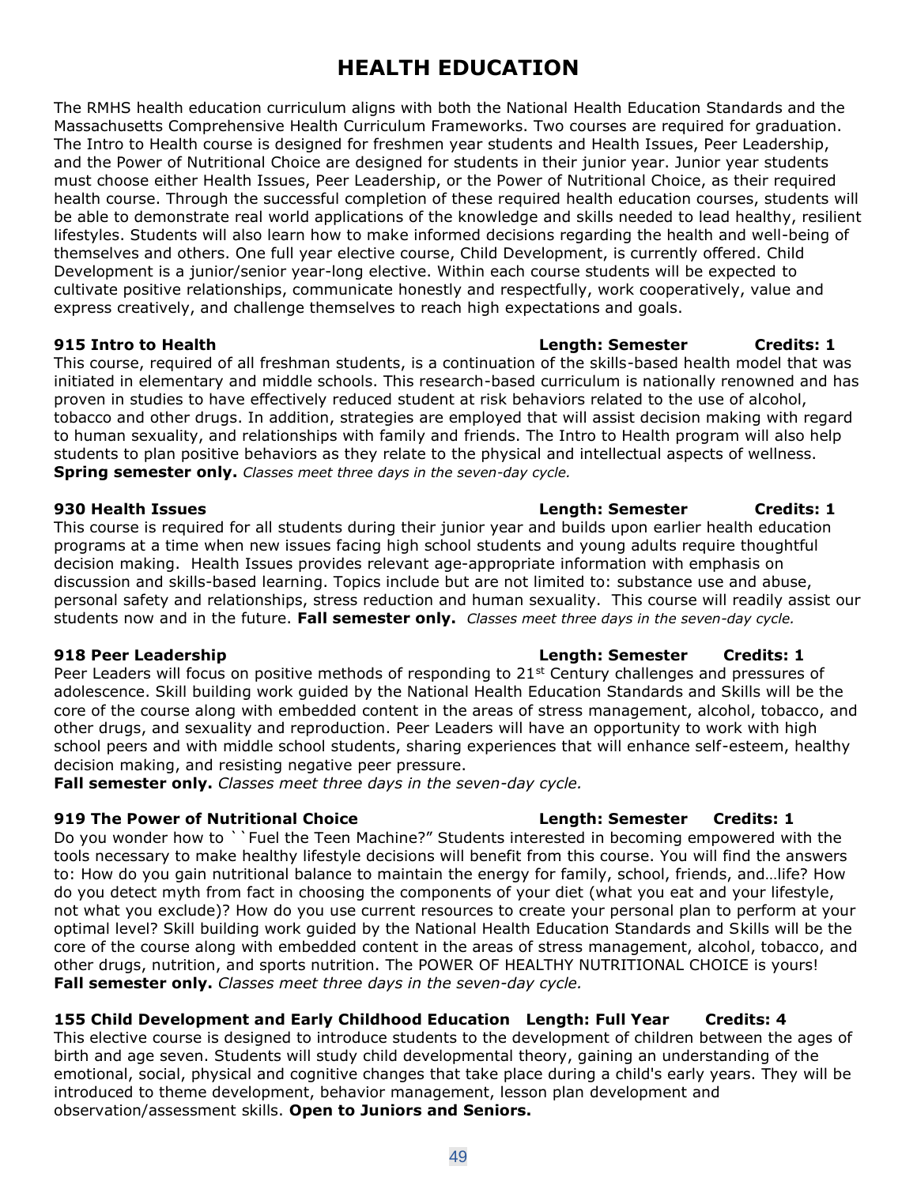# HEALTH EDUCATION

The RMHS health education curriculum aligns with both the National Health Education Standards and the Massachusetts Comprehensive Health Curriculum Frameworks. Two courses are required for graduation. The Intro to Health course is designed for freshmen year students and Health Issues, Peer Leadership, and the Power of Nutritional Choice are designed for students in their junior year. Junior year students must choose either Health Issues, Peer Leadership, or the Power of Nutritional Choice, as their required health course. Through the successful completion of these required health education courses, students will be able to demonstrate real world applications of the knowledge and skills needed to lead healthy, resilient lifestyles. Students will also learn how to make informed decisions regarding the health and well-being of themselves and others. One full year elective course, Child Development, is currently offered. Child Development is a junior/senior year-long elective. Within each course students will be expected to cultivate positive relationships, communicate honestly and respectfully, work cooperatively, value and express creatively, and challenge themselves to reach high expectations and goals.

**915 Intro to Health** **Length: Semester** **Credits: 1**

This course, required of all freshman students, is a continuation of the skills-based health model that was initiated in elementary and middle schools. This research-based curriculum is nationally renowned and has proven in studies to have effectively reduced student at risk behaviors related to the use of alcohol, tobacco and other drugs. In addition, strategies are employed that will assist decision making with regard to human sexuality, and relationships with family and friends. The Intro to Health program will also help students to plan positive behaviors as they relate to the physical and intellectual aspects of wellness. **Spring semester only.** *Classes meet three days in the seven-day cycle.*

**930 Health Issues** **Length: Semester** **Credits: 1**

This course is required for all students during their junior year and builds upon earlier health education programs at a time when new issues facing high school students and young adults require thoughtful decision making. Health Issues provides relevant age-appropriate information with emphasis on discussion and skills-based learning. Topics include but are not limited to: substance use and abuse, personal safety and relationships, stress reduction and human sexuality. This course will readily assist our students now and in the future. **Fall semester only.** *Classes meet three days in the seven-day cycle.*

**918 Peer Leadership** **Length: Semester** **Credits: 1**

Peer Leaders will focus on positive methods of responding to 21st Century challenges and pressures of adolescence. Skill building work guided by the National Health Education Standards and Skills will be the core of the course along with embedded content in the areas of stress management, alcohol, tobacco, and other drugs, and sexuality and reproduction. Peer Leaders will have an opportunity to work with high school peers and with middle school students, sharing experiences that will enhance self-esteem, healthy decision making, and resisting negative peer pressure.
**Fall semester only.** *Classes meet three days in the seven-day cycle.*

**919 The Power of Nutritional Choice** **Length: Semester** **Credits: 1**

Do you wonder how to ``Fuel the Teen Machine?" Students interested in becoming empowered with the tools necessary to make healthy lifestyle decisions will benefit from this course. You will find the answers to: How do you gain nutritional balance to maintain the energy for family, school, friends, and…life? How do you detect myth from fact in choosing the components of your diet (what you eat and your lifestyle, not what you exclude)? How do you use current resources to create your personal plan to perform at your optimal level? Skill building work guided by the National Health Education Standards and Skills will be the core of the course along with embedded content in the areas of stress management, alcohol, tobacco, and other drugs, nutrition, and sports nutrition. The POWER OF HEALTHY NUTRITIONAL CHOICE is yours!
**Fall semester only.** *Classes meet three days in the seven-day cycle.*

**155 Child Development and Early Childhood Education** **Length: Full Year** **Credits: 4**

This elective course is designed to introduce students to the development of children between the ages of birth and age seven. Students will study child developmental theory, gaining an understanding of the emotional, social, physical and cognitive changes that take place during a child's early years. They will be introduced to theme development, behavior management, lesson plan development and observation/assessment skills. **Open to Juniors and Seniors.**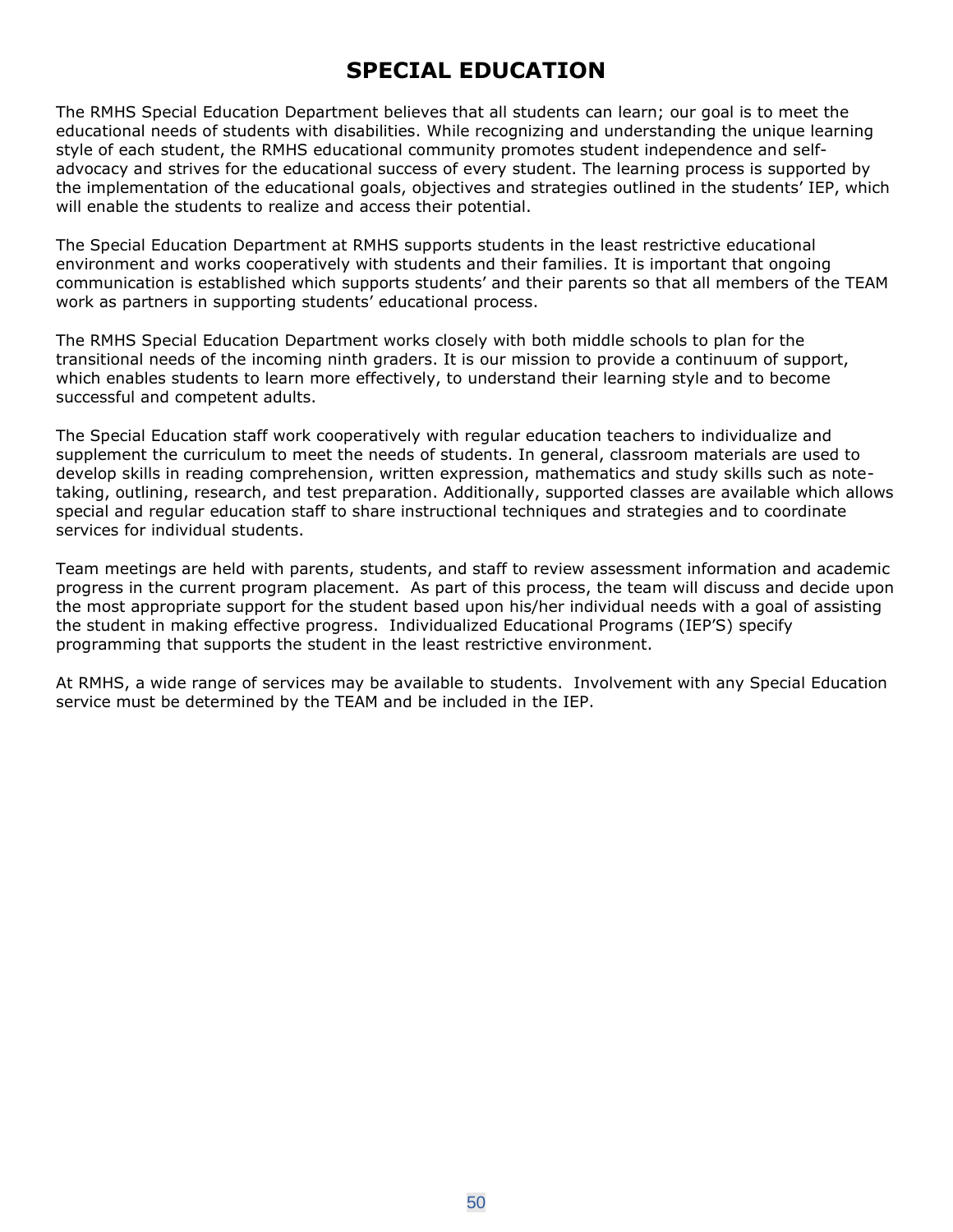# SPECIAL EDUCATION

The RMHS Special Education Department believes that all students can learn; our goal is to meet the educational needs of students with disabilities. While recognizing and understanding the unique learning style of each student, the RMHS educational community promotes student independence and self-advocacy and strives for the educational success of every student. The learning process is supported by the implementation of the educational goals, objectives and strategies outlined in the students' IEP, which will enable the students to realize and access their potential.

The Special Education Department at RMHS supports students in the least restrictive educational environment and works cooperatively with students and their families. It is important that ongoing communication is established which supports students' and their parents so that all members of the TEAM work as partners in supporting students' educational process.

The RMHS Special Education Department works closely with both middle schools to plan for the transitional needs of the incoming ninth graders. It is our mission to provide a continuum of support, which enables students to learn more effectively, to understand their learning style and to become successful and competent adults.

The Special Education staff work cooperatively with regular education teachers to individualize and supplement the curriculum to meet the needs of students. In general, classroom materials are used to develop skills in reading comprehension, written expression, mathematics and study skills such as note-taking, outlining, research, and test preparation. Additionally, supported classes are available which allows special and regular education staff to share instructional techniques and strategies and to coordinate services for individual students.

Team meetings are held with parents, students, and staff to review assessment information and academic progress in the current program placement. As part of this process, the team will discuss and decide upon the most appropriate support for the student based upon his/her individual needs with a goal of assisting the student in making effective progress. Individualized Educational Programs (IEP'S) specify programming that supports the student in the least restrictive environment.

At RMHS, a wide range of services may be available to students. Involvement with any Special Education service must be determined by the TEAM and be included in the IEP.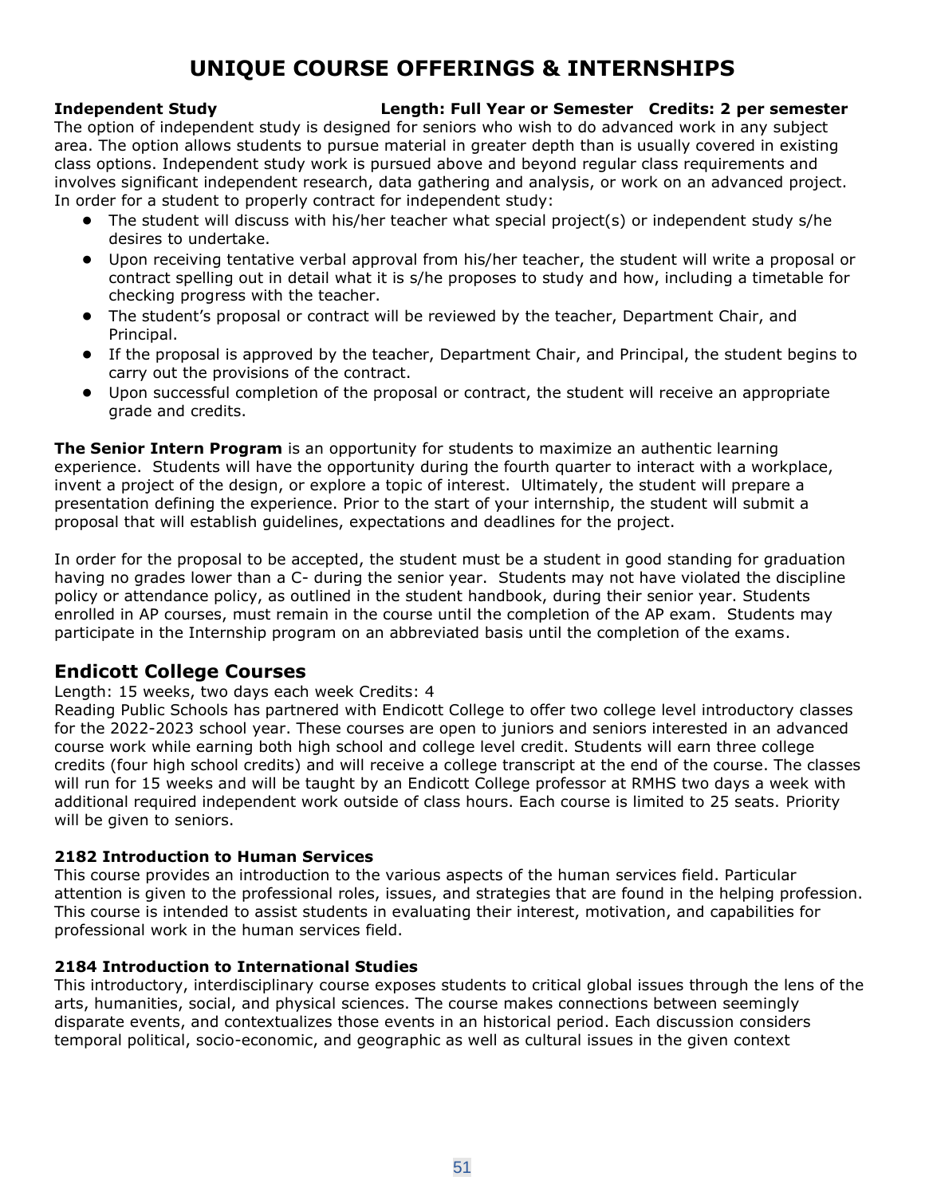# UNIQUE COURSE OFFERINGS & INTERNSHIPS

**Independent Study** **Length: Full Year or Semester Credits: 2 per semester**

The option of independent study is designed for seniors who wish to do advanced work in any subject area. The option allows students to pursue material in greater depth than is usually covered in existing class options. Independent study work is pursued above and beyond regular class requirements and involves significant independent research, data gathering and analysis, or work on an advanced project. In order for a student to properly contract for independent study:

- The student will discuss with his/her teacher what special project(s) or independent study s/he desires to undertake.
- Upon receiving tentative verbal approval from his/her teacher, the student will write a proposal or contract spelling out in detail what it is s/he proposes to study and how, including a timetable for checking progress with the teacher.
- The student's proposal or contract will be reviewed by the teacher, Department Chair, and Principal.
- If the proposal is approved by the teacher, Department Chair, and Principal, the student begins to carry out the provisions of the contract.
- Upon successful completion of the proposal or contract, the student will receive an appropriate grade and credits.

**The Senior Intern Program** is an opportunity for students to maximize an authentic learning experience. Students will have the opportunity during the fourth quarter to interact with a workplace, invent a project of the design, or explore a topic of interest. Ultimately, the student will prepare a presentation defining the experience. Prior to the start of your internship, the student will submit a proposal that will establish guidelines, expectations and deadlines for the project.

In order for the proposal to be accepted, the student must be a student in good standing for graduation having no grades lower than a C- during the senior year. Students may not have violated the discipline policy or attendance policy, as outlined in the student handbook, during their senior year. Students enrolled in AP courses, must remain in the course until the completion of the AP exam. Students may participate in the Internship program on an abbreviated basis until the completion of the exams.

## Endicott College Courses

Length: 15 weeks, two days each week Credits: 4

Reading Public Schools has partnered with Endicott College to offer two college level introductory classes for the 2022-2023 school year. These courses are open to juniors and seniors interested in an advanced course work while earning both high school and college level credit. Students will earn three college credits (four high school credits) and will receive a college transcript at the end of the course. The classes will run for 15 weeks and will be taught by an Endicott College professor at RMHS two days a week with additional required independent work outside of class hours. Each course is limited to 25 seats. Priority will be given to seniors.

### 2182 Introduction to Human Services

This course provides an introduction to the various aspects of the human services field. Particular attention is given to the professional roles, issues, and strategies that are found in the helping profession. This course is intended to assist students in evaluating their interest, motivation, and capabilities for professional work in the human services field.

### 2184 Introduction to International Studies

This introductory, interdisciplinary course exposes students to critical global issues through the lens of the arts, humanities, social, and physical sciences. The course makes connections between seemingly disparate events, and contextualizes those events in an historical period. Each discussion considers temporal political, socio-economic, and geographic as well as cultural issues in the given context